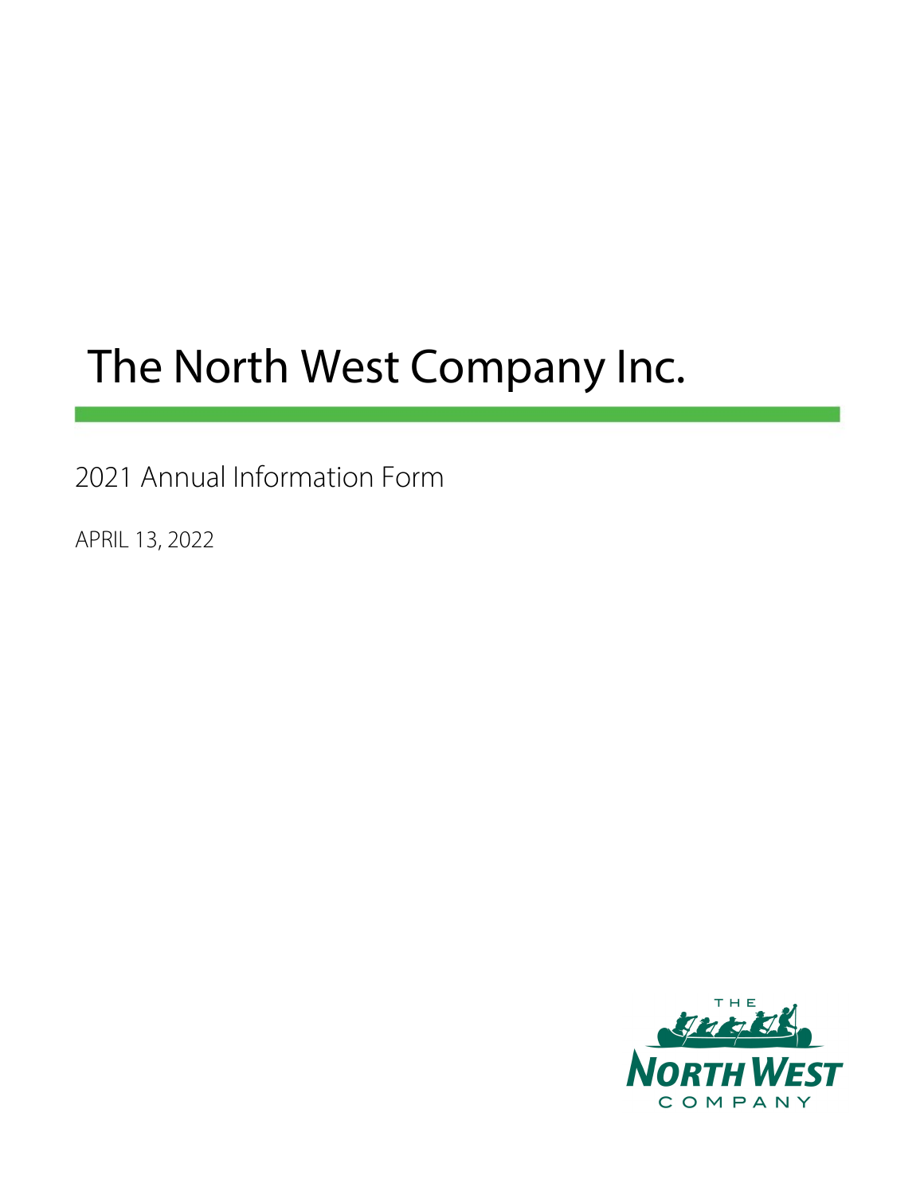# The North West Company Inc.

## 2021 Annual Information Form

APRIL 13, 2022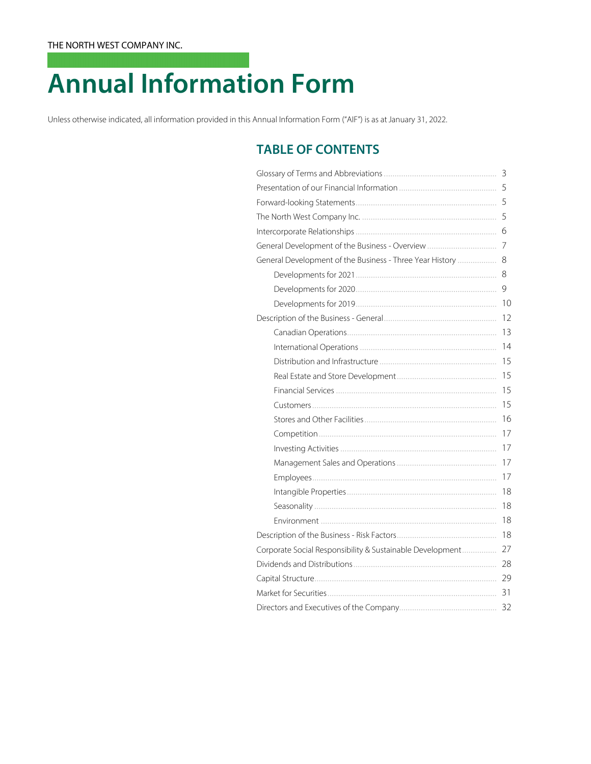THE NORTH WEST COMPANY INC.

# Annual Information Form

Unless otherwise indicated, all information provided in this Annual Information Form ("AIF") is as at January 31, 2022.

## TABLE OF CONTENTS

| | |
|---|---|
| Glossary of Terms and Abbreviations | 3 |
| Presentation of our Financial Information | 5 |
| Forward-looking Statements | 5 |
| The North West Company Inc. | 5 |
| Intercorporate Relationships | 6 |
| General Development of the Business - Overview | 7 |
| General Development of the Business - Three Year History | 8 |
| Developments for 2021 | 8 |
| Developments for 2020 | 9 |
| Developments for 2019 | 10 |
| Description of the Business - General | 12 |
| Canadian Operations | 13 |
| International Operations | 14 |
| Distribution and Infrastructure | 15 |
| Real Estate and Store Development | 15 |
| Financial Services | 15 |
| Customers | 15 |
| Stores and Other Facilities | 16 |
| Competition | 17 |
| Investing Activities | 17 |
| Management Sales and Operations | 17 |
| Employees | 17 |
| Intangible Properties | 18 |
| Seasonality | 18 |
| Environment | 18 |
| Description of the Business - Risk Factors | 18 |
| Corporate Social Responsibility & Sustainable Development | 27 |
| Dividends and Distributions | 28 |
| Capital Structure | 29 |
| Market for Securities | 31 |
| Directors and Executives of the Company | 32 |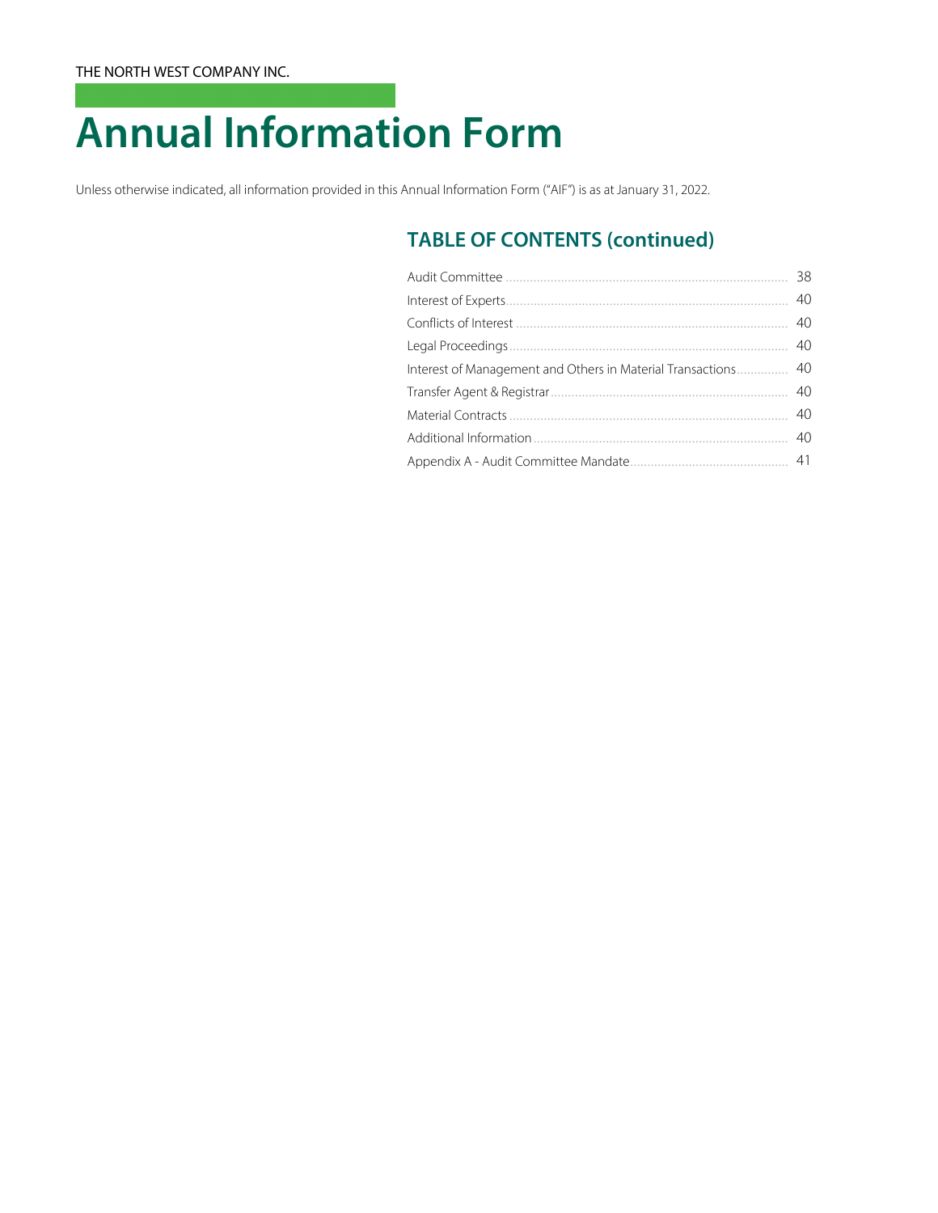THE NORTH WEST COMPANY INC.

# Annual Information Form

Unless otherwise indicated, all information provided in this Annual Information Form ("AIF") is as at January 31, 2022.

## TABLE OF CONTENTS (continued)

| | |
|---|---|
| Audit Committee | 38 |
| Interest of Experts | 40 |
| Conflicts of Interest | 40 |
| Legal Proceedings | 40 |
| Interest of Management and Others in Material Transactions | 40 |
| Transfer Agent & Registrar | 40 |
| Material Contracts | 40 |
| Additional Information | 40 |
| Appendix A - Audit Committee Mandate | 41 |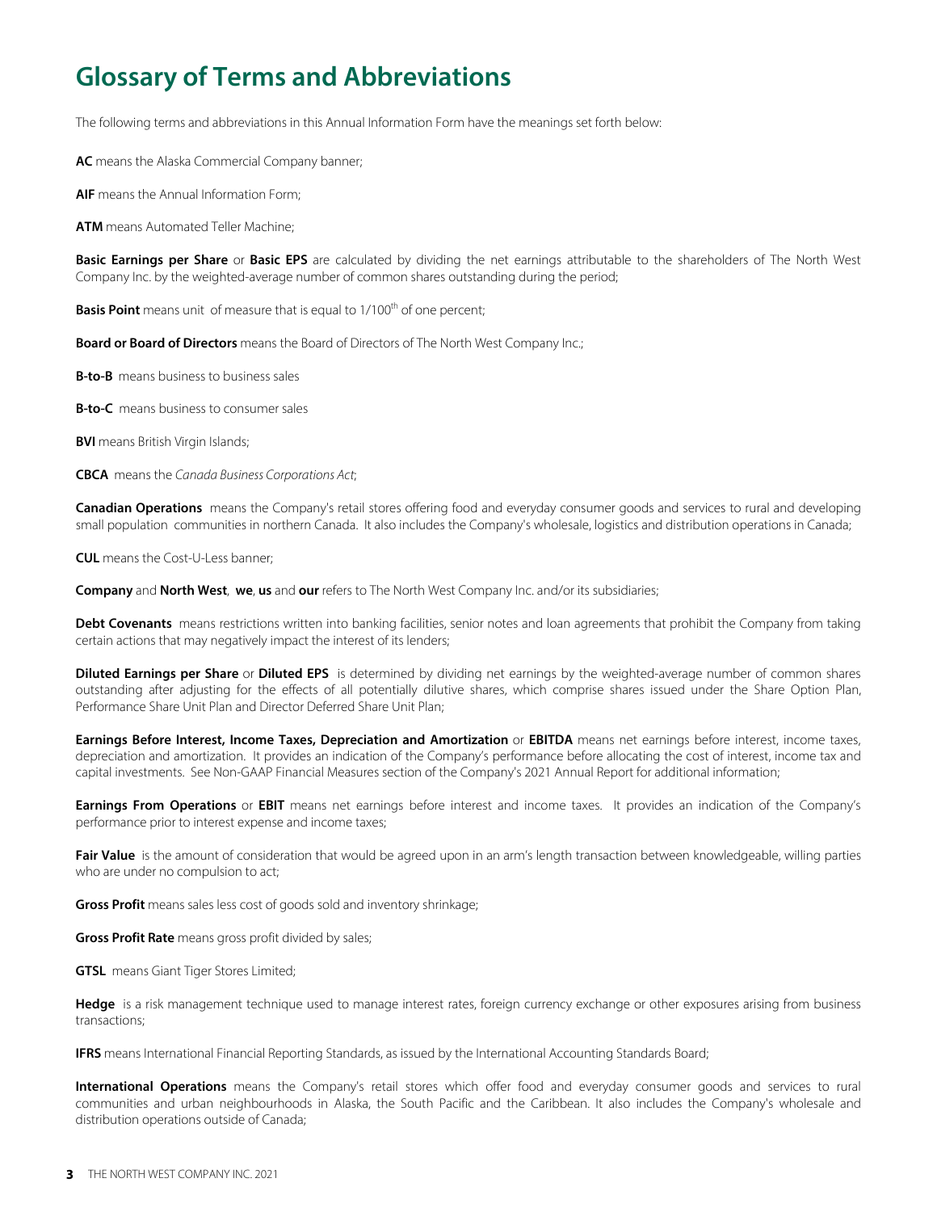# Glossary of Terms and Abbreviations

The following terms and abbreviations in this Annual Information Form have the meanings set forth below:

**AC** means the Alaska Commercial Company banner;

**AIF** means the Annual Information Form;

**ATM** means Automated Teller Machine;

**Basic Earnings per Share** or **Basic EPS** are calculated by dividing the net earnings attributable to the shareholders of The North West Company Inc. by the weighted-average number of common shares outstanding during the period;

**Basis Point** means unit of measure that is equal to 1/100th of one percent;

**Board or Board of Directors** means the Board of Directors of The North West Company Inc.;

**B-to-B** means business to business sales

**B-to-C** means business to consumer sales

**BVI** means British Virgin Islands;

**CBCA** means the *Canada Business Corporations Act*;

**Canadian Operations** means the Company's retail stores offering food and everyday consumer goods and services to rural and developing small population communities in northern Canada. It also includes the Company's wholesale, logistics and distribution operations in Canada;

**CUL** means the Cost-U-Less banner;

**Company** and **North West**, **we**, **us** and **our** refers to The North West Company Inc. and/or its subsidiaries;

**Debt Covenants** means restrictions written into banking facilities, senior notes and loan agreements that prohibit the Company from taking certain actions that may negatively impact the interest of its lenders;

**Diluted Earnings per Share** or **Diluted EPS** is determined by dividing net earnings by the weighted-average number of common shares outstanding after adjusting for the effects of all potentially dilutive shares, which comprise shares issued under the Share Option Plan, Performance Share Unit Plan and Director Deferred Share Unit Plan;

**Earnings Before Interest, Income Taxes, Depreciation and Amortization** or **EBITDA** means net earnings before interest, income taxes, depreciation and amortization. It provides an indication of the Company's performance before allocating the cost of interest, income tax and capital investments. See Non-GAAP Financial Measures section of the Company's 2021 Annual Report for additional information;

**Earnings From Operations** or **EBIT** means net earnings before interest and income taxes. It provides an indication of the Company's performance prior to interest expense and income taxes;

**Fair Value** is the amount of consideration that would be agreed upon in an arm's length transaction between knowledgeable, willing parties who are under no compulsion to act;

**Gross Profit** means sales less cost of goods sold and inventory shrinkage;

**Gross Profit Rate** means gross profit divided by sales;

**GTSL** means Giant Tiger Stores Limited;

**Hedge** is a risk management technique used to manage interest rates, foreign currency exchange or other exposures arising from business transactions;

**IFRS** means International Financial Reporting Standards, as issued by the International Accounting Standards Board;

**International Operations** means the Company's retail stores which offer food and everyday consumer goods and services to rural communities and urban neighbourhoods in Alaska, the South Pacific and the Caribbean. It also includes the Company's wholesale and distribution operations outside of Canada;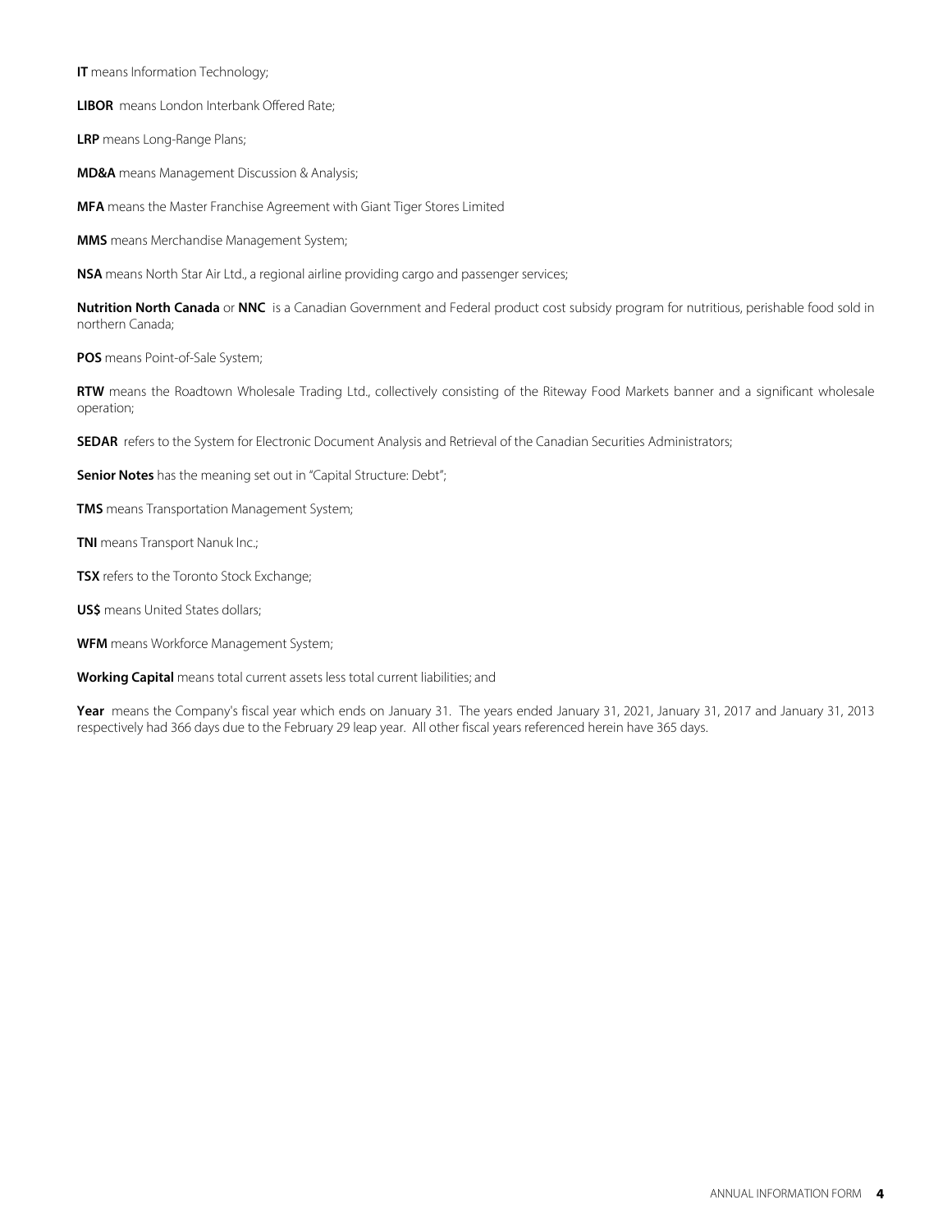**IT** means Information Technology;

**LIBOR** means London Interbank Offered Rate;

**LRP** means Long-Range Plans;

**MD&A** means Management Discussion & Analysis;

**MFA** means the Master Franchise Agreement with Giant Tiger Stores Limited

**MMS** means Merchandise Management System;

**NSA** means North Star Air Ltd., a regional airline providing cargo and passenger services;

**Nutrition North Canada** or **NNC** is a Canadian Government and Federal product cost subsidy program for nutritious, perishable food sold in northern Canada;

**POS** means Point-of-Sale System;

**RTW** means the Roadtown Wholesale Trading Ltd., collectively consisting of the Riteway Food Markets banner and a significant wholesale operation;

**SEDAR** refers to the System for Electronic Document Analysis and Retrieval of the Canadian Securities Administrators;

**Senior Notes** has the meaning set out in "Capital Structure: Debt";

**TMS** means Transportation Management System;

**TNI** means Transport Nanuk Inc.;

**TSX** refers to the Toronto Stock Exchange;

**US$** means United States dollars;

**WFM** means Workforce Management System;

**Working Capital** means total current assets less total current liabilities; and

**Year** means the Company's fiscal year which ends on January 31. The years ended January 31, 2021, January 31, 2017 and January 31, 2013 respectively had 366 days due to the February 29 leap year. All other fiscal years referenced herein have 365 days.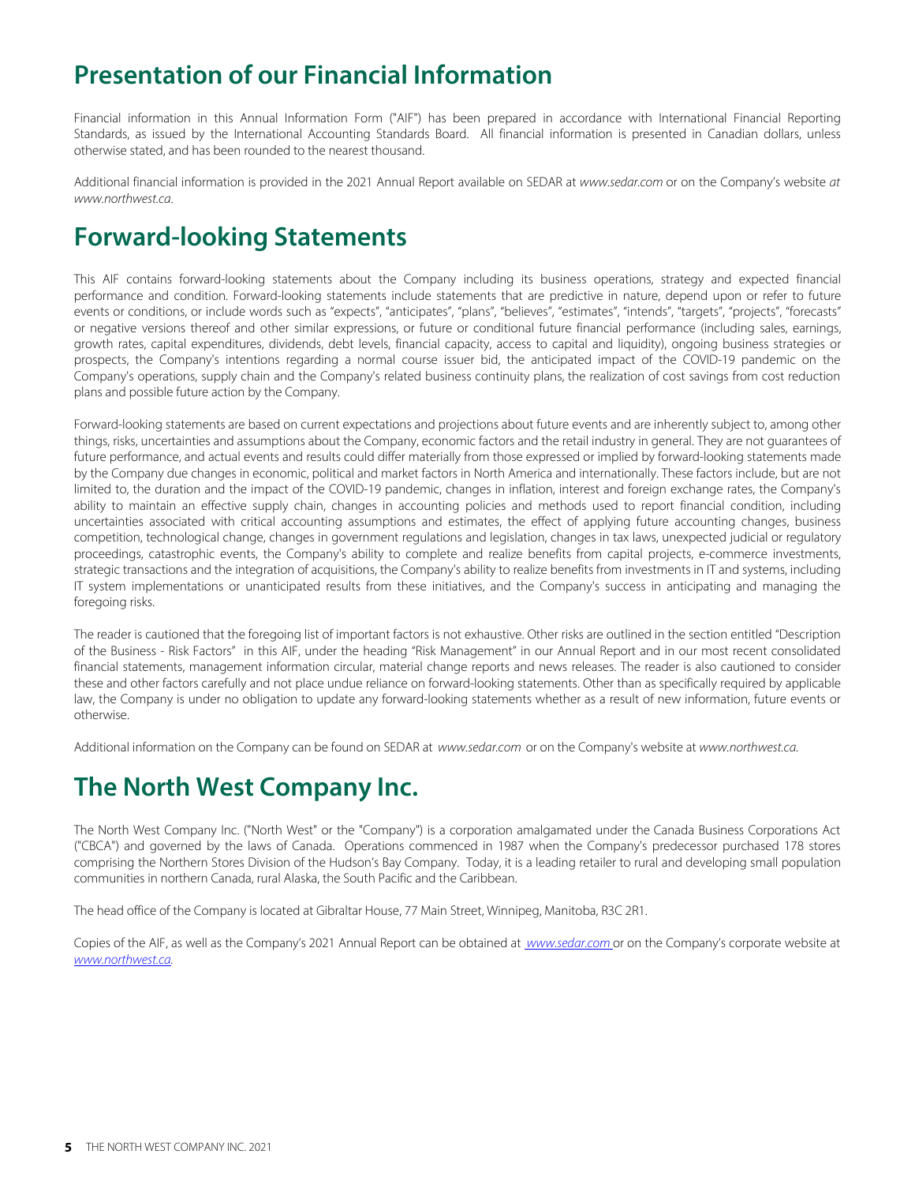# Presentation of our Financial Information

Financial information in this Annual Information Form ("AIF") has been prepared in accordance with International Financial Reporting Standards, as issued by the International Accounting Standards Board. All financial information is presented in Canadian dollars, unless otherwise stated, and has been rounded to the nearest thousand.

Additional financial information is provided in the 2021 Annual Report available on SEDAR at *www.sedar.com* or on the Company's website *at www.northwest.ca.*

# Forward-looking Statements

This AIF contains forward-looking statements about the Company including its business operations, strategy and expected financial performance and condition. Forward-looking statements include statements that are predictive in nature, depend upon or refer to future events or conditions, or include words such as "expects", "anticipates", "plans", "believes", "estimates", "intends", "targets", "projects", "forecasts" or negative versions thereof and other similar expressions, or future or conditional future financial performance (including sales, earnings, growth rates, capital expenditures, dividends, debt levels, financial capacity, access to capital and liquidity), ongoing business strategies or prospects, the Company's intentions regarding a normal course issuer bid, the anticipated impact of the COVID-19 pandemic on the Company's operations, supply chain and the Company's related business continuity plans, the realization of cost savings from cost reduction plans and possible future action by the Company.

Forward-looking statements are based on current expectations and projections about future events and are inherently subject to, among other things, risks, uncertainties and assumptions about the Company, economic factors and the retail industry in general. They are not guarantees of future performance, and actual events and results could differ materially from those expressed or implied by forward-looking statements made by the Company due changes in economic, political and market factors in North America and internationally. These factors include, but are not limited to, the duration and the impact of the COVID-19 pandemic, changes in inflation, interest and foreign exchange rates, the Company's ability to maintain an effective supply chain, changes in accounting policies and methods used to report financial condition, including uncertainties associated with critical accounting assumptions and estimates, the effect of applying future accounting changes, business competition, technological change, changes in government regulations and legislation, changes in tax laws, unexpected judicial or regulatory proceedings, catastrophic events, the Company's ability to complete and realize benefits from capital projects, e-commerce investments, strategic transactions and the integration of acquisitions, the Company's ability to realize benefits from investments in IT and systems, including IT system implementations or unanticipated results from these initiatives, and the Company's success in anticipating and managing the foregoing risks.

The reader is cautioned that the foregoing list of important factors is not exhaustive. Other risks are outlined in the section entitled "Description of the Business - Risk Factors" in this AIF, under the heading "Risk Management" in our Annual Report and in our most recent consolidated financial statements, management information circular, material change reports and news releases. The reader is also cautioned to consider these and other factors carefully and not place undue reliance on forward-looking statements. Other than as specifically required by applicable law, the Company is under no obligation to update any forward-looking statements whether as a result of new information, future events or otherwise.

Additional information on the Company can be found on SEDAR at *www.sedar.com* or on the Company's website at *www.northwest.ca.*

# The North West Company Inc.

The North West Company Inc. ("North West" or the "Company") is a corporation amalgamated under the Canada Business Corporations Act ("CBCA") and governed by the laws of Canada. Operations commenced in 1987 when the Company's predecessor purchased 178 stores comprising the Northern Stores Division of the Hudson's Bay Company. Today, it is a leading retailer to rural and developing small population communities in northern Canada, rural Alaska, the South Pacific and the Caribbean.

The head office of the Company is located at Gibraltar House, 77 Main Street, Winnipeg, Manitoba, R3C 2R1.

Copies of the AIF, as well as the Company's 2021 Annual Report can be obtained at *www.sedar.com* or on the Company's corporate website at *www.northwest.ca.*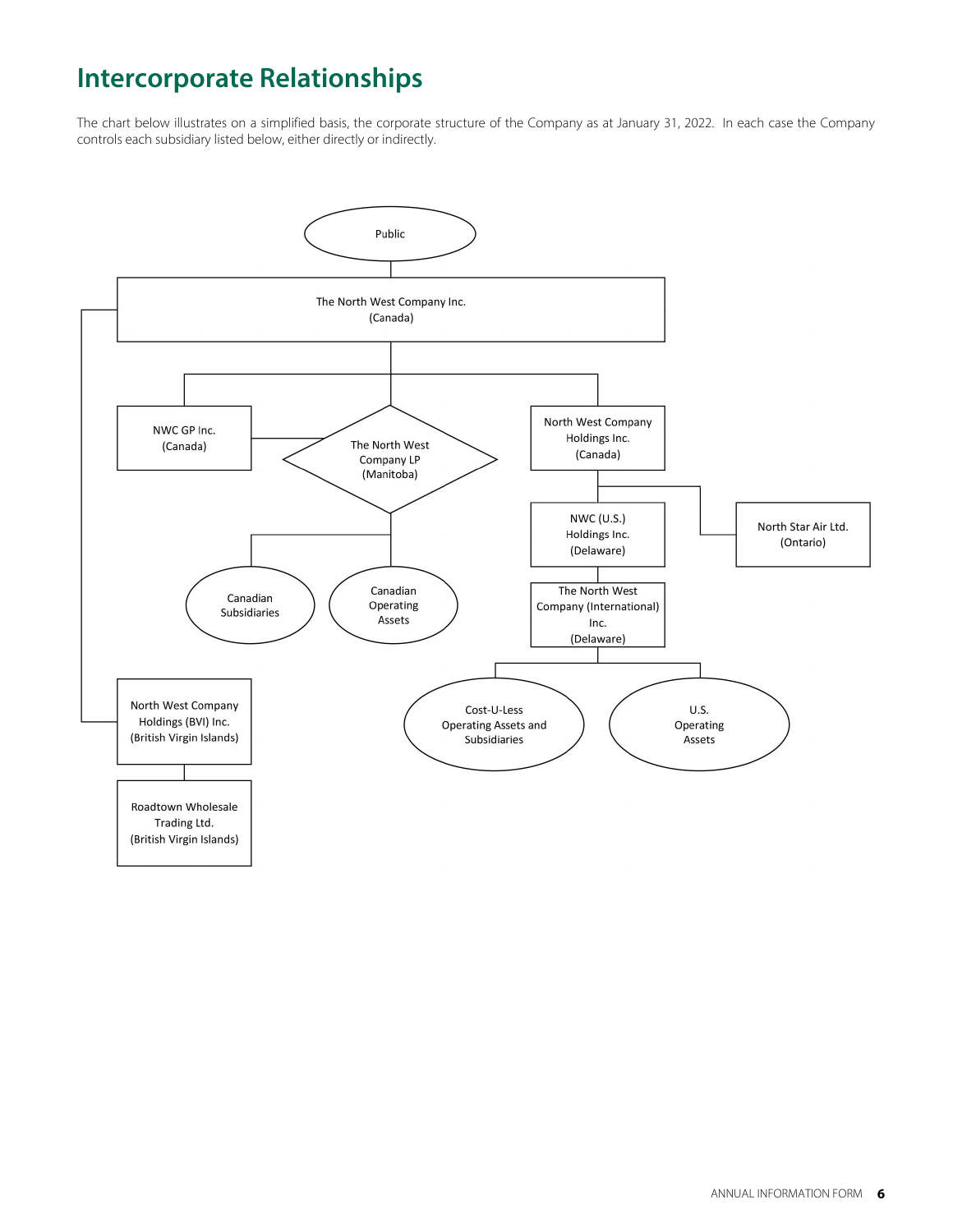# Intercorporate Relationships

The chart below illustrates on a simplified basis, the corporate structure of the Company as at January 31, 2022. In each case the Company controls each subsidiary listed below, either directly or indirectly.

- Public
  - The North West Company Inc. (Canada)
    - NWC GP Inc. (Canada)
    - The North West Company LP (Manitoba)
      - Canadian Subsidiaries
      - Canadian Operating Assets
    - North West Company Holdings Inc. (Canada)
      - NWC (U.S.) Holdings Inc. (Delaware)
        - The North West Company (International) Inc. (Delaware)
          - Cost-U-Less Operating Assets and Subsidiaries
          - U.S. Operating Assets
      - North Star Air Ltd. (Ontario)
    - North West Company Holdings (BVI) Inc. (British Virgin Islands)
      - Roadtown Wholesale Trading Ltd. (British Virgin Islands)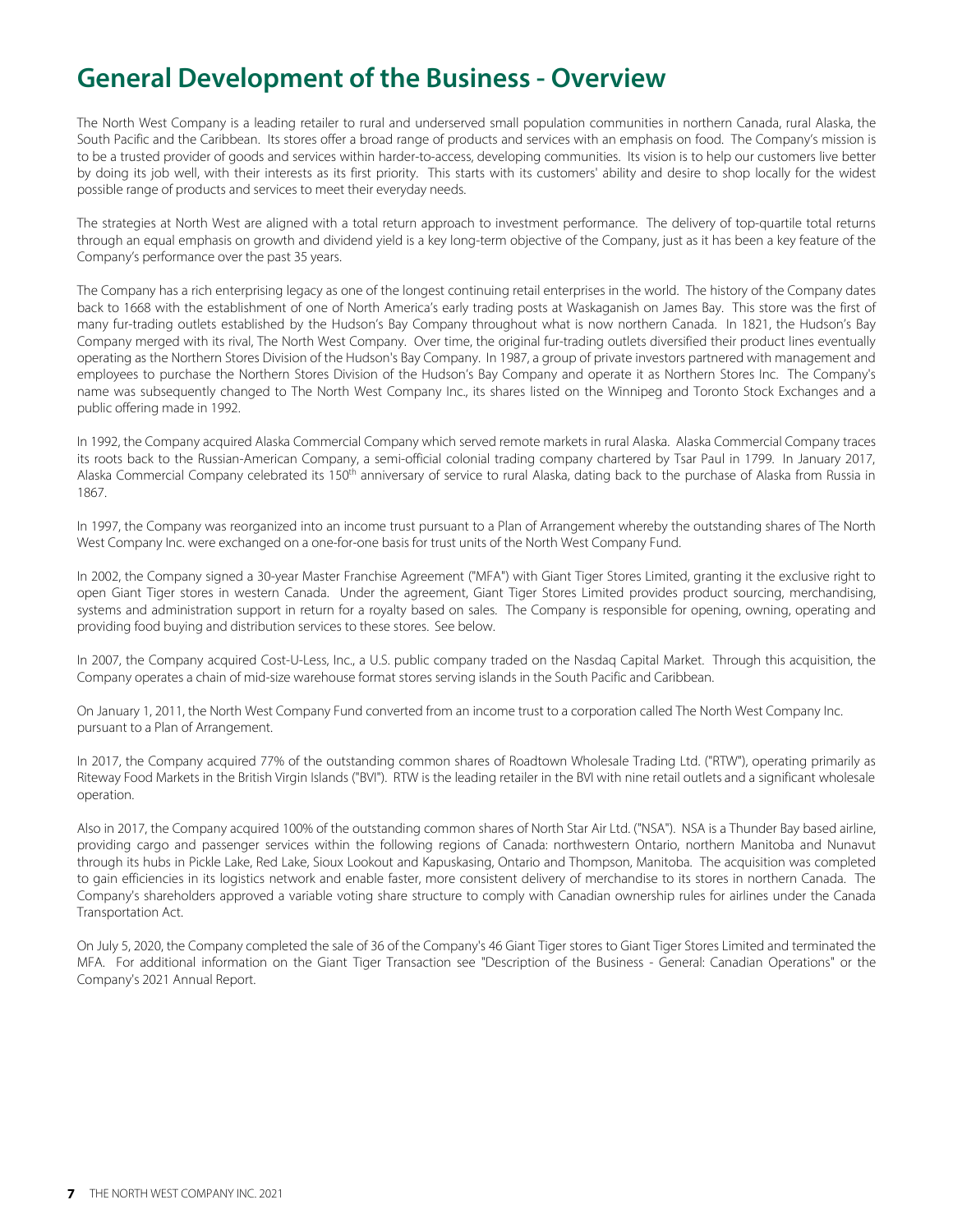# General Development of the Business - Overview

The North West Company is a leading retailer to rural and underserved small population communities in northern Canada, rural Alaska, the South Pacific and the Caribbean. Its stores offer a broad range of products and services with an emphasis on food. The Company's mission is to be a trusted provider of goods and services within harder-to-access, developing communities. Its vision is to help our customers live better by doing its job well, with their interests as its first priority. This starts with its customers' ability and desire to shop locally for the widest possible range of products and services to meet their everyday needs.

The strategies at North West are aligned with a total return approach to investment performance. The delivery of top-quartile total returns through an equal emphasis on growth and dividend yield is a key long-term objective of the Company, just as it has been a key feature of the Company's performance over the past 35 years.

The Company has a rich enterprising legacy as one of the longest continuing retail enterprises in the world. The history of the Company dates back to 1668 with the establishment of one of North America's early trading posts at Waskaganish on James Bay. This store was the first of many fur-trading outlets established by the Hudson's Bay Company throughout what is now northern Canada. In 1821, the Hudson's Bay Company merged with its rival, The North West Company. Over time, the original fur-trading outlets diversified their product lines eventually operating as the Northern Stores Division of the Hudson's Bay Company. In 1987, a group of private investors partnered with management and employees to purchase the Northern Stores Division of the Hudson's Bay Company and operate it as Northern Stores Inc. The Company's name was subsequently changed to The North West Company Inc., its shares listed on the Winnipeg and Toronto Stock Exchanges and a public offering made in 1992.

In 1992, the Company acquired Alaska Commercial Company which served remote markets in rural Alaska. Alaska Commercial Company traces its roots back to the Russian-American Company, a semi-official colonial trading company chartered by Tsar Paul in 1799. In January 2017, Alaska Commercial Company celebrated its 150th anniversary of service to rural Alaska, dating back to the purchase of Alaska from Russia in 1867.

In 1997, the Company was reorganized into an income trust pursuant to a Plan of Arrangement whereby the outstanding shares of The North West Company Inc. were exchanged on a one-for-one basis for trust units of the North West Company Fund.

In 2002, the Company signed a 30-year Master Franchise Agreement ("MFA") with Giant Tiger Stores Limited, granting it the exclusive right to open Giant Tiger stores in western Canada. Under the agreement, Giant Tiger Stores Limited provides product sourcing, merchandising, systems and administration support in return for a royalty based on sales. The Company is responsible for opening, owning, operating and providing food buying and distribution services to these stores. See below.

In 2007, the Company acquired Cost-U-Less, Inc., a U.S. public company traded on the Nasdaq Capital Market. Through this acquisition, the Company operates a chain of mid-size warehouse format stores serving islands in the South Pacific and Caribbean.

On January 1, 2011, the North West Company Fund converted from an income trust to a corporation called The North West Company Inc. pursuant to a Plan of Arrangement.

In 2017, the Company acquired 77% of the outstanding common shares of Roadtown Wholesale Trading Ltd. ("RTW"), operating primarily as Riteway Food Markets in the British Virgin Islands ("BVI"). RTW is the leading retailer in the BVI with nine retail outlets and a significant wholesale operation.

Also in 2017, the Company acquired 100% of the outstanding common shares of North Star Air Ltd. ("NSA"). NSA is a Thunder Bay based airline, providing cargo and passenger services within the following regions of Canada: northwestern Ontario, northern Manitoba and Nunavut through its hubs in Pickle Lake, Red Lake, Sioux Lookout and Kapuskasing, Ontario and Thompson, Manitoba. The acquisition was completed to gain efficiencies in its logistics network and enable faster, more consistent delivery of merchandise to its stores in northern Canada. The Company's shareholders approved a variable voting share structure to comply with Canadian ownership rules for airlines under the Canada Transportation Act.

On July 5, 2020, the Company completed the sale of 36 of the Company's 46 Giant Tiger stores to Giant Tiger Stores Limited and terminated the MFA. For additional information on the Giant Tiger Transaction see "Description of the Business - General: Canadian Operations" or the Company's 2021 Annual Report.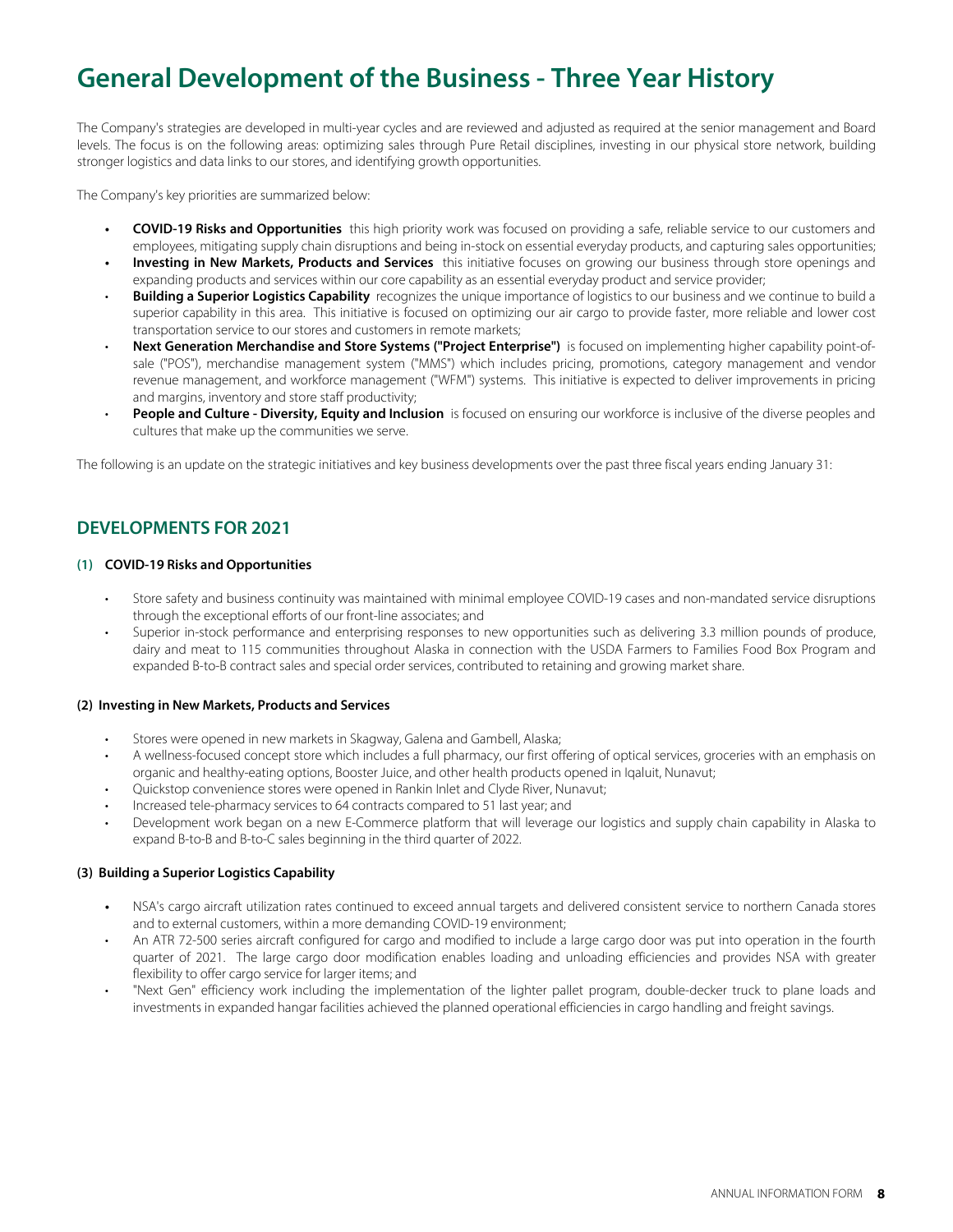# General Development of the Business - Three Year History

The Company's strategies are developed in multi-year cycles and are reviewed and adjusted as required at the senior management and Board levels. The focus is on the following areas: optimizing sales through Pure Retail disciplines, investing in our physical store network, building stronger logistics and data links to our stores, and identifying growth opportunities.

The Company's key priorities are summarized below:

- **COVID-19 Risks and Opportunities** this high priority work was focused on providing a safe, reliable service to our customers and employees, mitigating supply chain disruptions and being in-stock on essential everyday products, and capturing sales opportunities;
- **Investing in New Markets, Products and Services** this initiative focuses on growing our business through store openings and expanding products and services within our core capability as an essential everyday product and service provider;
- **Building a Superior Logistics Capability** recognizes the unique importance of logistics to our business and we continue to build a superior capability in this area. This initiative is focused on optimizing our air cargo to provide faster, more reliable and lower cost transportation service to our stores and customers in remote markets;
- **Next Generation Merchandise and Store Systems ("Project Enterprise")** is focused on implementing higher capability point-of-sale ("POS"), merchandise management system ("MMS") which includes pricing, promotions, category management and vendor revenue management, and workforce management ("WFM") systems. This initiative is expected to deliver improvements in pricing and margins, inventory and store staff productivity;
- **People and Culture - Diversity, Equity and Inclusion** is focused on ensuring our workforce is inclusive of the diverse peoples and cultures that make up the communities we serve.

The following is an update on the strategic initiatives and key business developments over the past three fiscal years ending January 31:

## DEVELOPMENTS FOR 2021

#### (1) COVID-19 Risks and Opportunities

- Store safety and business continuity was maintained with minimal employee COVID-19 cases and non-mandated service disruptions through the exceptional efforts of our front-line associates; and
- Superior in-stock performance and enterprising responses to new opportunities such as delivering 3.3 million pounds of produce, dairy and meat to 115 communities throughout Alaska in connection with the USDA Farmers to Families Food Box Program and expanded B-to-B contract sales and special order services, contributed to retaining and growing market share.

#### (2) Investing in New Markets, Products and Services

- Stores were opened in new markets in Skagway, Galena and Gambell, Alaska;
- A wellness-focused concept store which includes a full pharmacy, our first offering of optical services, groceries with an emphasis on organic and healthy-eating options, Booster Juice, and other health products opened in Iqaluit, Nunavut;
- Quickstop convenience stores were opened in Rankin Inlet and Clyde River, Nunavut;
- Increased tele-pharmacy services to 64 contracts compared to 51 last year; and
- Development work began on a new E-Commerce platform that will leverage our logistics and supply chain capability in Alaska to expand B-to-B and B-to-C sales beginning in the third quarter of 2022.

#### (3) Building a Superior Logistics Capability

- NSA's cargo aircraft utilization rates continued to exceed annual targets and delivered consistent service to northern Canada stores and to external customers, within a more demanding COVID-19 environment;
- An ATR 72-500 series aircraft configured for cargo and modified to include a large cargo door was put into operation in the fourth quarter of 2021. The large cargo door modification enables loading and unloading efficiencies and provides NSA with greater flexibility to offer cargo service for larger items; and
- "Next Gen" efficiency work including the implementation of the lighter pallet program, double-decker truck to plane loads and investments in expanded hangar facilities achieved the planned operational efficiencies in cargo handling and freight savings.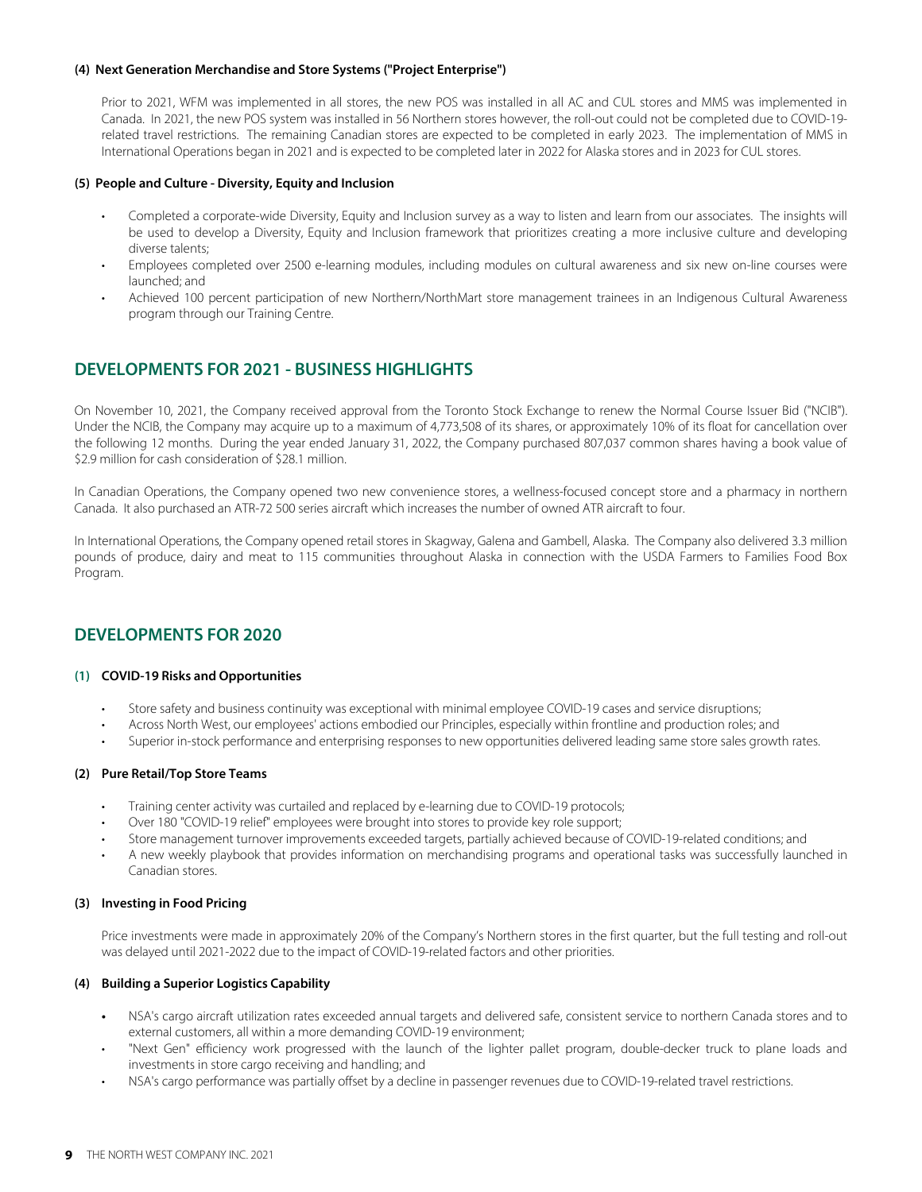#### (4) Next Generation Merchandise and Store Systems ("Project Enterprise")

Prior to 2021, WFM was implemented in all stores, the new POS was installed in all AC and CUL stores and MMS was implemented in Canada. In 2021, the new POS system was installed in 56 Northern stores however, the roll-out could not be completed due to COVID-19-related travel restrictions. The remaining Canadian stores are expected to be completed in early 2023. The implementation of MMS in International Operations began in 2021 and is expected to be completed later in 2022 for Alaska stores and in 2023 for CUL stores.

#### (5) People and Culture - Diversity, Equity and Inclusion

- Completed a corporate-wide Diversity, Equity and Inclusion survey as a way to listen and learn from our associates. The insights will be used to develop a Diversity, Equity and Inclusion framework that prioritizes creating a more inclusive culture and developing diverse talents;
- Employees completed over 2500 e-learning modules, including modules on cultural awareness and six new on-line courses were launched; and
- Achieved 100 percent participation of new Northern/NorthMart store management trainees in an Indigenous Cultural Awareness program through our Training Centre.

## DEVELOPMENTS FOR 2021 - BUSINESS HIGHLIGHTS

On November 10, 2021, the Company received approval from the Toronto Stock Exchange to renew the Normal Course Issuer Bid ("NCIB"). Under the NCIB, the Company may acquire up to a maximum of 4,773,508 of its shares, or approximately 10% of its float for cancellation over the following 12 months. During the year ended January 31, 2022, the Company purchased 807,037 common shares having a book value of $2.9 million for cash consideration of $28.1 million.

In Canadian Operations, the Company opened two new convenience stores, a wellness-focused concept store and a pharmacy in northern Canada. It also purchased an ATR-72 500 series aircraft which increases the number of owned ATR aircraft to four.

In International Operations, the Company opened retail stores in Skagway, Galena and Gambell, Alaska. The Company also delivered 3.3 million pounds of produce, dairy and meat to 115 communities throughout Alaska in connection with the USDA Farmers to Families Food Box Program.

## DEVELOPMENTS FOR 2020

#### (1) COVID-19 Risks and Opportunities

- Store safety and business continuity was exceptional with minimal employee COVID-19 cases and service disruptions;
- Across North West, our employees' actions embodied our Principles, especially within frontline and production roles; and
- Superior in-stock performance and enterprising responses to new opportunities delivered leading same store sales growth rates.

#### (2) Pure Retail/Top Store Teams

- Training center activity was curtailed and replaced by e-learning due to COVID-19 protocols;
- Over 180 "COVID-19 relief" employees were brought into stores to provide key role support;
- Store management turnover improvements exceeded targets, partially achieved because of COVID-19-related conditions; and
- A new weekly playbook that provides information on merchandising programs and operational tasks was successfully launched in Canadian stores.

#### (3) Investing in Food Pricing

Price investments were made in approximately 20% of the Company's Northern stores in the first quarter, but the full testing and roll-out was delayed until 2021-2022 due to the impact of COVID-19-related factors and other priorities.

#### (4) Building a Superior Logistics Capability

- NSA's cargo aircraft utilization rates exceeded annual targets and delivered safe, consistent service to northern Canada stores and to external customers, all within a more demanding COVID-19 environment;
- "Next Gen" efficiency work progressed with the launch of the lighter pallet program, double-decker truck to plane loads and investments in store cargo receiving and handling; and
- NSA's cargo performance was partially offset by a decline in passenger revenues due to COVID-19-related travel restrictions.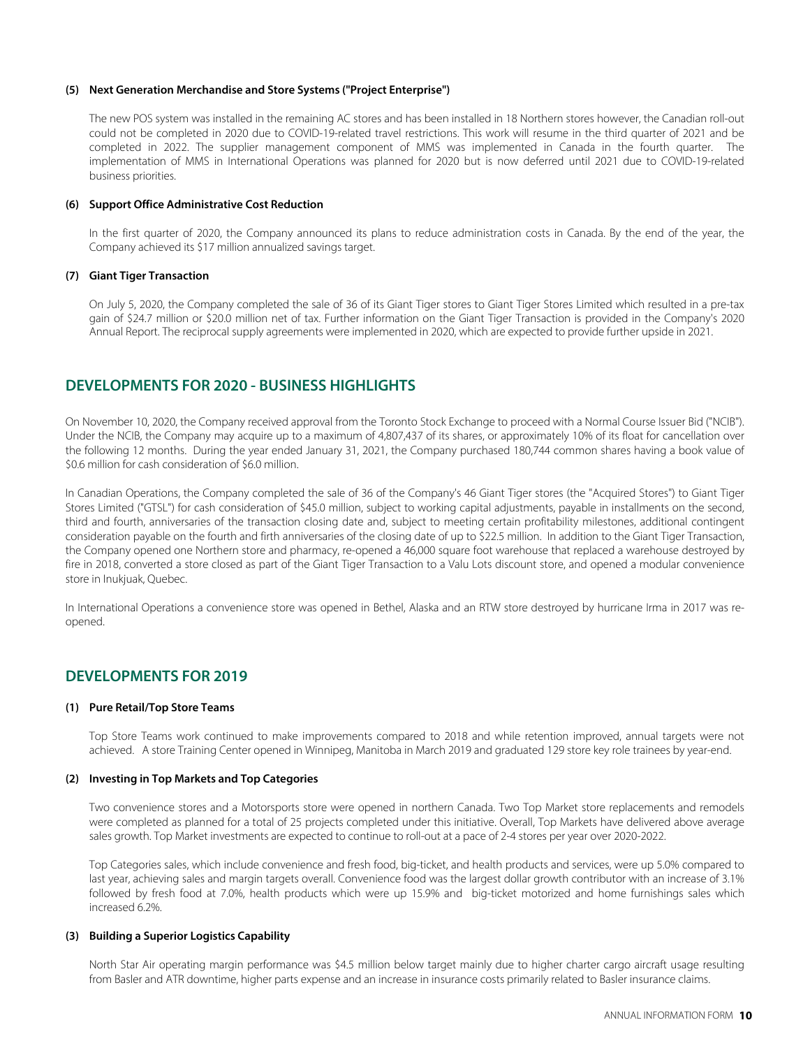#### (5) Next Generation Merchandise and Store Systems ("Project Enterprise")

The new POS system was installed in the remaining AC stores and has been installed in 18 Northern stores however, the Canadian roll-out could not be completed in 2020 due to COVID-19-related travel restrictions. This work will resume in the third quarter of 2021 and be completed in 2022. The supplier management component of MMS was implemented in Canada in the fourth quarter. The implementation of MMS in International Operations was planned for 2020 but is now deferred until 2021 due to COVID-19-related business priorities.

#### (6) Support Office Administrative Cost Reduction

In the first quarter of 2020, the Company announced its plans to reduce administration costs in Canada. By the end of the year, the Company achieved its $17 million annualized savings target.

#### (7) Giant Tiger Transaction

On July 5, 2020, the Company completed the sale of 36 of its Giant Tiger stores to Giant Tiger Stores Limited which resulted in a pre-tax gain of $24.7 million or $20.0 million net of tax. Further information on the Giant Tiger Transaction is provided in the Company's 2020 Annual Report. The reciprocal supply agreements were implemented in 2020, which are expected to provide further upside in 2021.

## DEVELOPMENTS FOR 2020 - BUSINESS HIGHLIGHTS

On November 10, 2020, the Company received approval from the Toronto Stock Exchange to proceed with a Normal Course Issuer Bid ("NCIB"). Under the NCIB, the Company may acquire up to a maximum of 4,807,437 of its shares, or approximately 10% of its float for cancellation over the following 12 months. During the year ended January 31, 2021, the Company purchased 180,744 common shares having a book value of $0.6 million for cash consideration of $6.0 million.

In Canadian Operations, the Company completed the sale of 36 of the Company's 46 Giant Tiger stores (the "Acquired Stores") to Giant Tiger Stores Limited ("GTSL") for cash consideration of $45.0 million, subject to working capital adjustments, payable in installments on the second, third and fourth, anniversaries of the transaction closing date and, subject to meeting certain profitability milestones, additional contingent consideration payable on the fourth and firth anniversaries of the closing date of up to $22.5 million. In addition to the Giant Tiger Transaction, the Company opened one Northern store and pharmacy, re-opened a 46,000 square foot warehouse that replaced a warehouse destroyed by fire in 2018, converted a store closed as part of the Giant Tiger Transaction to a Valu Lots discount store, and opened a modular convenience store in Inukjuak, Quebec.

In International Operations a convenience store was opened in Bethel, Alaska and an RTW store destroyed by hurricane Irma in 2017 was re-opened.

## DEVELOPMENTS FOR 2019

#### (1) Pure Retail/Top Store Teams

Top Store Teams work continued to make improvements compared to 2018 and while retention improved, annual targets were not achieved. A store Training Center opened in Winnipeg, Manitoba in March 2019 and graduated 129 store key role trainees by year-end.

#### (2) Investing in Top Markets and Top Categories

Two convenience stores and a Motorsports store were opened in northern Canada. Two Top Market store replacements and remodels were completed as planned for a total of 25 projects completed under this initiative. Overall, Top Markets have delivered above average sales growth. Top Market investments are expected to continue to roll-out at a pace of 2-4 stores per year over 2020-2022.

Top Categories sales, which include convenience and fresh food, big-ticket, and health products and services, were up 5.0% compared to last year, achieving sales and margin targets overall. Convenience food was the largest dollar growth contributor with an increase of 3.1% followed by fresh food at 7.0%, health products which were up 15.9% and big-ticket motorized and home furnishings sales which increased 6.2%.

#### (3) Building a Superior Logistics Capability

North Star Air operating margin performance was $4.5 million below target mainly due to higher charter cargo aircraft usage resulting from Basler and ATR downtime, higher parts expense and an increase in insurance costs primarily related to Basler insurance claims.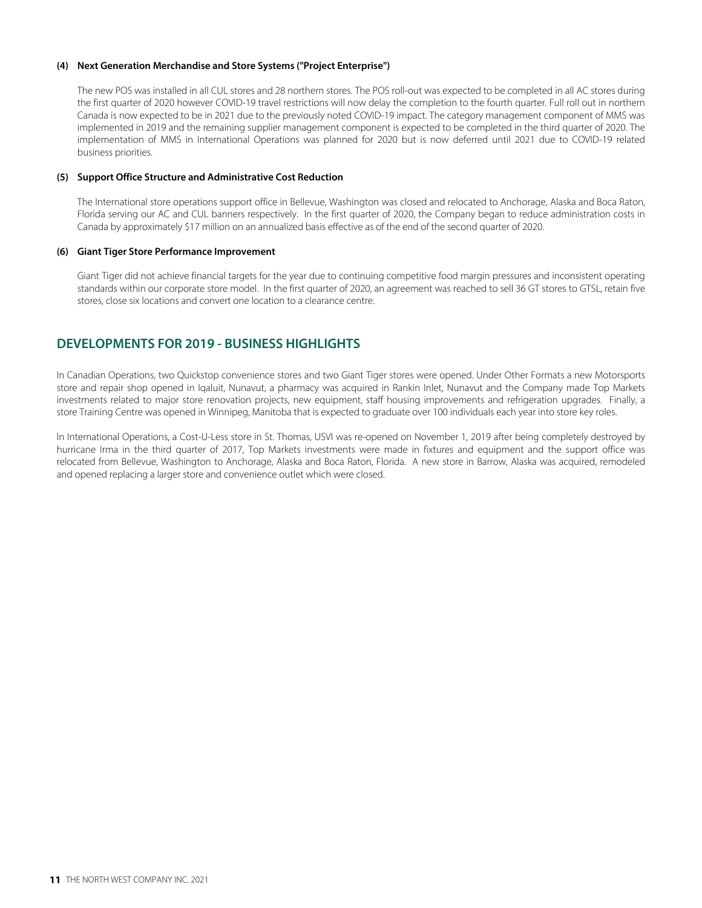#### (4) Next Generation Merchandise and Store Systems ("Project Enterprise")

The new POS was installed in all CUL stores and 28 northern stores. The POS roll-out was expected to be completed in all AC stores during the first quarter of 2020 however COVID-19 travel restrictions will now delay the completion to the fourth quarter. Full roll out in northern Canada is now expected to be in 2021 due to the previously noted COVID-19 impact. The category management component of MMS was implemented in 2019 and the remaining supplier management component is expected to be completed in the third quarter of 2020. The implementation of MMS in International Operations was planned for 2020 but is now deferred until 2021 due to COVID-19 related business priorities.

#### (5) Support Office Structure and Administrative Cost Reduction

The International store operations support office in Bellevue, Washington was closed and relocated to Anchorage, Alaska and Boca Raton, Florida serving our AC and CUL banners respectively. In the first quarter of 2020, the Company began to reduce administration costs in Canada by approximately $17 million on an annualized basis effective as of the end of the second quarter of 2020.

#### (6) Giant Tiger Store Performance Improvement

Giant Tiger did not achieve financial targets for the year due to continuing competitive food margin pressures and inconsistent operating standards within our corporate store model. In the first quarter of 2020, an agreement was reached to sell 36 GT stores to GTSL, retain five stores, close six locations and convert one location to a clearance centre.

## DEVELOPMENTS FOR 2019 - BUSINESS HIGHLIGHTS

In Canadian Operations, two Quickstop convenience stores and two Giant Tiger stores were opened. Under Other Formats a new Motorsports store and repair shop opened in Iqaluit, Nunavut, a pharmacy was acquired in Rankin Inlet, Nunavut and the Company made Top Markets investments related to major store renovation projects, new equipment, staff housing improvements and refrigeration upgrades. Finally, a store Training Centre was opened in Winnipeg, Manitoba that is expected to graduate over 100 individuals each year into store key roles.

In International Operations, a Cost-U-Less store in St. Thomas, USVI was re-opened on November 1, 2019 after being completely destroyed by hurricane Irma in the third quarter of 2017, Top Markets investments were made in fixtures and equipment and the support office was relocated from Bellevue, Washington to Anchorage, Alaska and Boca Raton, Florida. A new store in Barrow, Alaska was acquired, remodeled and opened replacing a larger store and convenience outlet which were closed.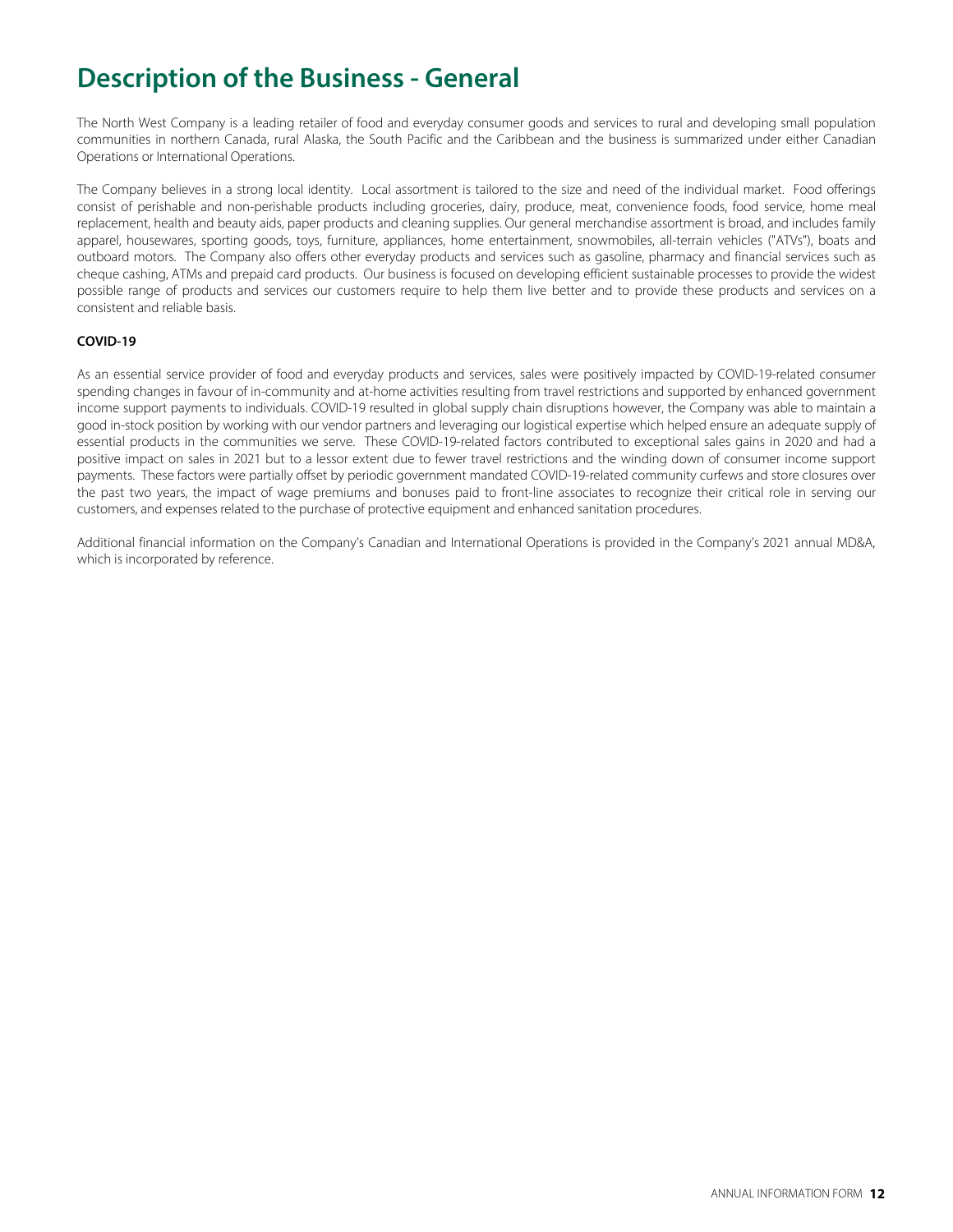# Description of the Business - General

The North West Company is a leading retailer of food and everyday consumer goods and services to rural and developing small population communities in northern Canada, rural Alaska, the South Pacific and the Caribbean and the business is summarized under either Canadian Operations or International Operations.

The Company believes in a strong local identity. Local assortment is tailored to the size and need of the individual market. Food offerings consist of perishable and non-perishable products including groceries, dairy, produce, meat, convenience foods, food service, home meal replacement, health and beauty aids, paper products and cleaning supplies. Our general merchandise assortment is broad, and includes family apparel, housewares, sporting goods, toys, furniture, appliances, home entertainment, snowmobiles, all-terrain vehicles ("ATVs"), boats and outboard motors. The Company also offers other everyday products and services such as gasoline, pharmacy and financial services such as cheque cashing, ATMs and prepaid card products. Our business is focused on developing efficient sustainable processes to provide the widest possible range of products and services our customers require to help them live better and to provide these products and services on a consistent and reliable basis.

**COVID-19**

As an essential service provider of food and everyday products and services, sales were positively impacted by COVID-19-related consumer spending changes in favour of in-community and at-home activities resulting from travel restrictions and supported by enhanced government income support payments to individuals. COVID-19 resulted in global supply chain disruptions however, the Company was able to maintain a good in-stock position by working with our vendor partners and leveraging our logistical expertise which helped ensure an adequate supply of essential products in the communities we serve. These COVID-19-related factors contributed to exceptional sales gains in 2020 and had a positive impact on sales in 2021 but to a lessor extent due to fewer travel restrictions and the winding down of consumer income support payments. These factors were partially offset by periodic government mandated COVID-19-related community curfews and store closures over the past two years, the impact of wage premiums and bonuses paid to front-line associates to recognize their critical role in serving our customers, and expenses related to the purchase of protective equipment and enhanced sanitation procedures.

Additional financial information on the Company's Canadian and International Operations is provided in the Company's 2021 annual MD&A, which is incorporated by reference.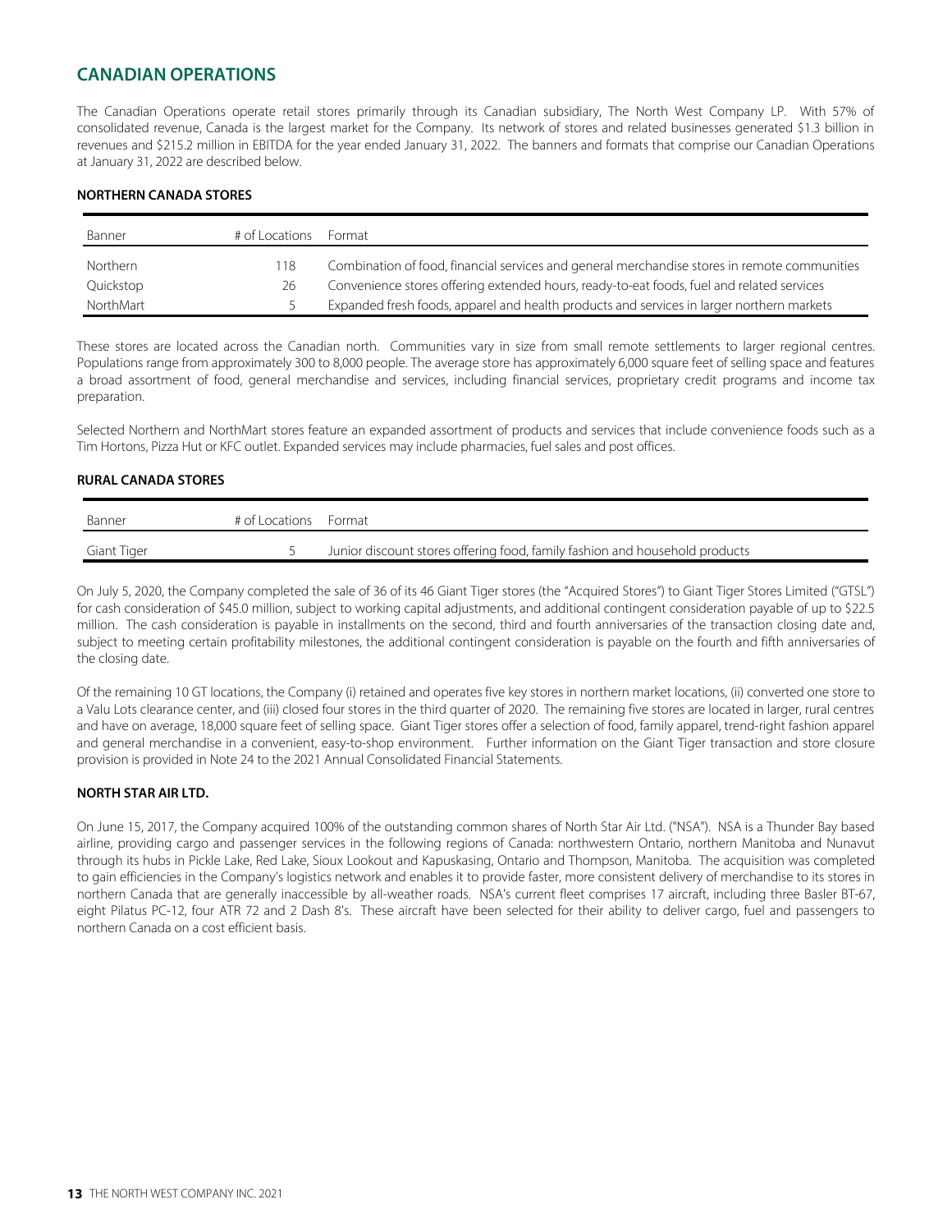## CANADIAN OPERATIONS

The Canadian Operations operate retail stores primarily through its Canadian subsidiary, The North West Company LP. With 57% of consolidated revenue, Canada is the largest market for the Company. Its network of stores and related businesses generated $1.3 billion in revenues and $215.2 million in EBITDA for the year ended January 31, 2022. The banners and formats that comprise our Canadian Operations at January 31, 2022 are described below.

### NORTHERN CANADA STORES

| Banner | # of Locations | Format |
|---|---|---|
| Northern | 118 | Combination of food, financial services and general merchandise stores in remote communities |
| Quickstop | 26 | Convenience stores offering extended hours, ready-to-eat foods, fuel and related services |
| NorthMart | 5 | Expanded fresh foods, apparel and health products and services in larger northern markets |

These stores are located across the Canadian north. Communities vary in size from small remote settlements to larger regional centres. Populations range from approximately 300 to 8,000 people. The average store has approximately 6,000 square feet of selling space and features a broad assortment of food, general merchandise and services, including financial services, proprietary credit programs and income tax preparation.

Selected Northern and NorthMart stores feature an expanded assortment of products and services that include convenience foods such as a Tim Hortons, Pizza Hut or KFC outlet. Expanded services may include pharmacies, fuel sales and post offices.

### RURAL CANADA STORES

| Banner | # of Locations | Format |
|---|---|---|
| Giant Tiger | 5 | Junior discount stores offering food, family fashion and household products |

On July 5, 2020, the Company completed the sale of 36 of its 46 Giant Tiger stores (the "Acquired Stores") to Giant Tiger Stores Limited ("GTSL") for cash consideration of $45.0 million, subject to working capital adjustments, and additional contingent consideration payable of up to $22.5 million. The cash consideration is payable in installments on the second, third and fourth anniversaries of the transaction closing date and, subject to meeting certain profitability milestones, the additional contingent consideration is payable on the fourth and fifth anniversaries of the closing date.

Of the remaining 10 GT locations, the Company (i) retained and operates five key stores in northern market locations, (ii) converted one store to a Valu Lots clearance center, and (iii) closed four stores in the third quarter of 2020. The remaining five stores are located in larger, rural centres and have on average, 18,000 square feet of selling space. Giant Tiger stores offer a selection of food, family apparel, trend-right fashion apparel and general merchandise in a convenient, easy-to-shop environment. Further information on the Giant Tiger transaction and store closure provision is provided in Note 24 to the 2021 Annual Consolidated Financial Statements.

### NORTH STAR AIR LTD.

On June 15, 2017, the Company acquired 100% of the outstanding common shares of North Star Air Ltd. ("NSA"). NSA is a Thunder Bay based airline, providing cargo and passenger services in the following regions of Canada: northwestern Ontario, northern Manitoba and Nunavut through its hubs in Pickle Lake, Red Lake, Sioux Lookout and Kapuskasing, Ontario and Thompson, Manitoba. The acquisition was completed to gain efficiencies in the Company's logistics network and enables it to provide faster, more consistent delivery of merchandise to its stores in northern Canada that are generally inaccessible by all-weather roads. NSA's current fleet comprises 17 aircraft, including three Basler BT-67, eight Pilatus PC-12, four ATR 72 and 2 Dash 8's. These aircraft have been selected for their ability to deliver cargo, fuel and passengers to northern Canada on a cost efficient basis.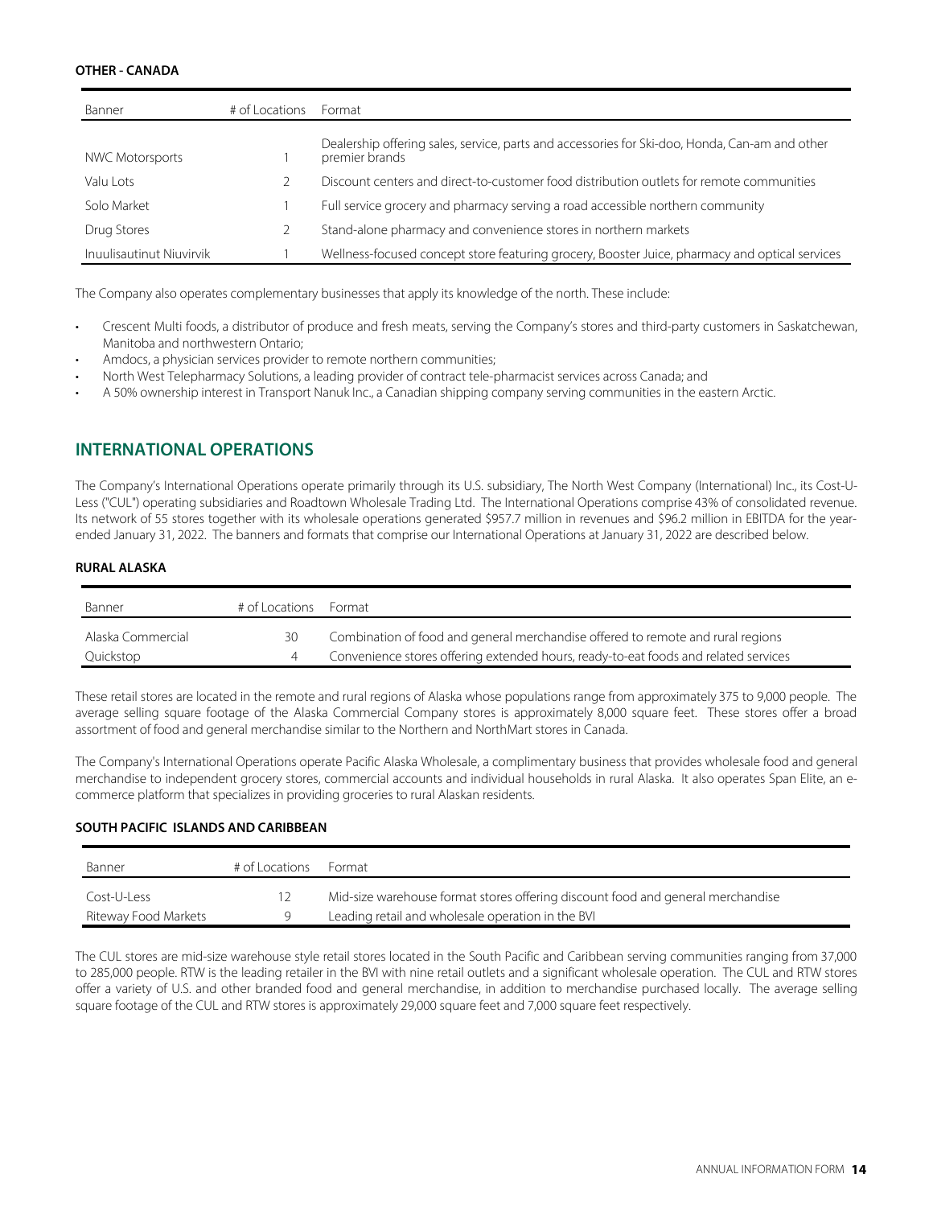#### OTHER - CANADA

| Banner | # of Locations | Format |
|---|---|---|
| NWC Motorsports | 1 | Dealership offering sales, service, parts and accessories for Ski-doo, Honda, Can-am and other premier brands |
| Valu Lots | 2 | Discount centers and direct-to-customer food distribution outlets for remote communities |
| Solo Market | 1 | Full service grocery and pharmacy serving a road accessible northern community |
| Drug Stores | 2 | Stand-alone pharmacy and convenience stores in northern markets |
| Inuulisautinut Niuvirvik | 1 | Wellness-focused concept store featuring grocery, Booster Juice, pharmacy and optical services |

The Company also operates complementary businesses that apply its knowledge of the north. These include:

- Crescent Multi foods, a distributor of produce and fresh meats, serving the Company's stores and third-party customers in Saskatchewan, Manitoba and northwestern Ontario;
- Amdocs, a physician services provider to remote northern communities;
- North West Telepharmacy Solutions, a leading provider of contract tele-pharmacist services across Canada; and
- A 50% ownership interest in Transport Nanuk Inc., a Canadian shipping company serving communities in the eastern Arctic.

## INTERNATIONAL OPERATIONS

The Company's International Operations operate primarily through its U.S. subsidiary, The North West Company (International) Inc., its Cost-U-Less ("CUL") operating subsidiaries and Roadtown Wholesale Trading Ltd. The International Operations comprise 43% of consolidated revenue. Its network of 55 stores together with its wholesale operations generated $957.7 million in revenues and $96.2 million in EBITDA for the year-ended January 31, 2022. The banners and formats that comprise our International Operations at January 31, 2022 are described below.

#### RURAL ALASKA

| Banner | # of Locations | Format |
|---|---|---|
| Alaska Commercial | 30 | Combination of food and general merchandise offered to remote and rural regions |
| Quickstop | 4 | Convenience stores offering extended hours, ready-to-eat foods and related services |

These retail stores are located in the remote and rural regions of Alaska whose populations range from approximately 375 to 9,000 people. The average selling square footage of the Alaska Commercial Company stores is approximately 8,000 square feet. These stores offer a broad assortment of food and general merchandise similar to the Northern and NorthMart stores in Canada.

The Company's International Operations operate Pacific Alaska Wholesale, a complimentary business that provides wholesale food and general merchandise to independent grocery stores, commercial accounts and individual households in rural Alaska. It also operates Span Elite, an e-commerce platform that specializes in providing groceries to rural Alaskan residents.

#### SOUTH PACIFIC ISLANDS AND CARIBBEAN

| Banner | # of Locations | Format |
|---|---|---|
| Cost-U-Less | 12 | Mid-size warehouse format stores offering discount food and general merchandise |
| Riteway Food Markets | 9 | Leading retail and wholesale operation in the BVI |

The CUL stores are mid-size warehouse style retail stores located in the South Pacific and Caribbean serving communities ranging from 37,000 to 285,000 people. RTW is the leading retailer in the BVI with nine retail outlets and a significant wholesale operation. The CUL and RTW stores offer a variety of U.S. and other branded food and general merchandise, in addition to merchandise purchased locally. The average selling square footage of the CUL and RTW stores is approximately 29,000 square feet and 7,000 square feet respectively.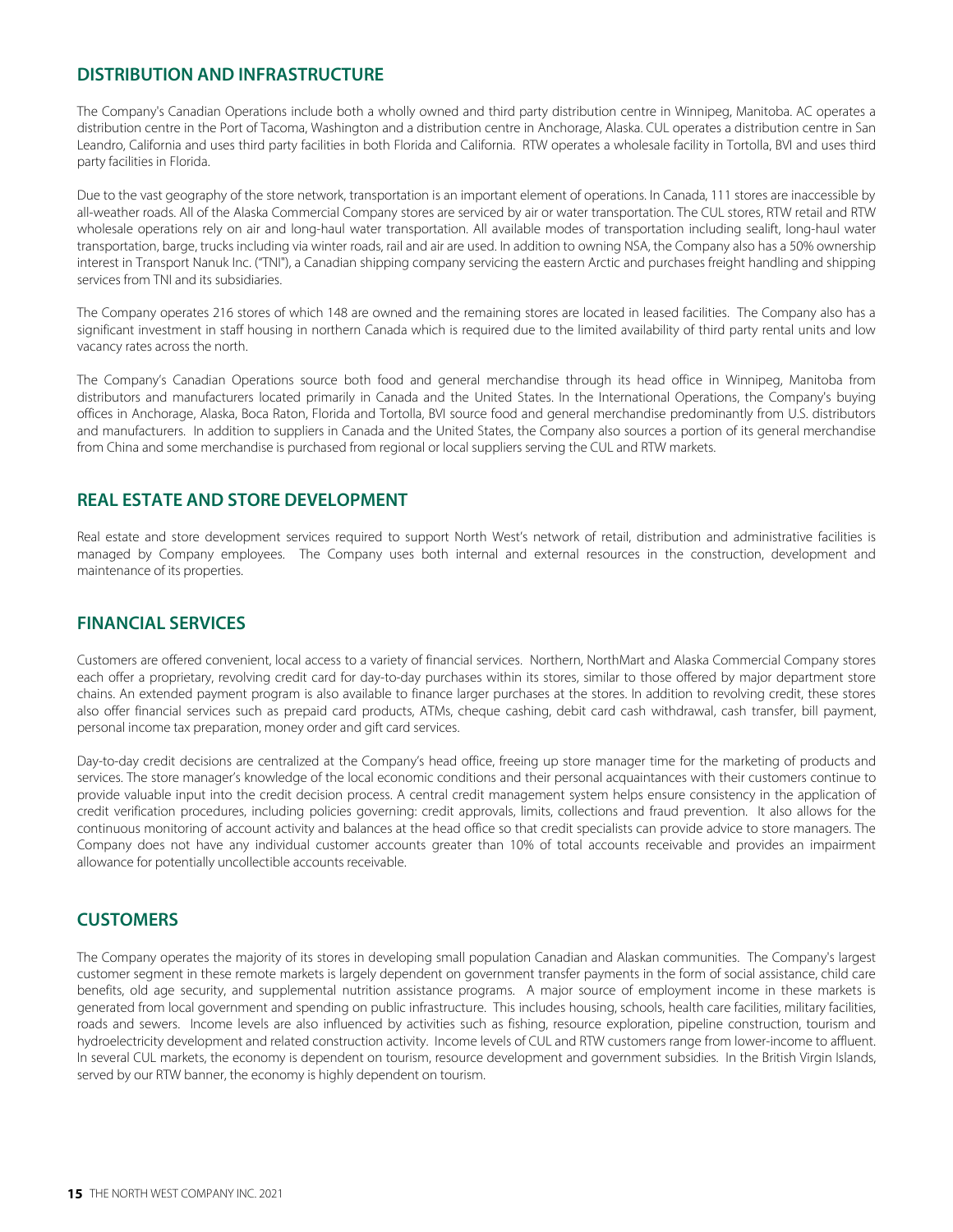## DISTRIBUTION AND INFRASTRUCTURE

The Company's Canadian Operations include both a wholly owned and third party distribution centre in Winnipeg, Manitoba. AC operates a distribution centre in the Port of Tacoma, Washington and a distribution centre in Anchorage, Alaska. CUL operates a distribution centre in San Leandro, California and uses third party facilities in both Florida and California. RTW operates a wholesale facility in Tortolla, BVI and uses third party facilities in Florida.

Due to the vast geography of the store network, transportation is an important element of operations. In Canada, 111 stores are inaccessible by all-weather roads. All of the Alaska Commercial Company stores are serviced by air or water transportation. The CUL stores, RTW retail and RTW wholesale operations rely on air and long-haul water transportation. All available modes of transportation including sealift, long-haul water transportation, barge, trucks including via winter roads, rail and air are used. In addition to owning NSA, the Company also has a 50% ownership interest in Transport Nanuk Inc. ("TNI"), a Canadian shipping company servicing the eastern Arctic and purchases freight handling and shipping services from TNI and its subsidiaries.

The Company operates 216 stores of which 148 are owned and the remaining stores are located in leased facilities. The Company also has a significant investment in staff housing in northern Canada which is required due to the limited availability of third party rental units and low vacancy rates across the north.

The Company's Canadian Operations source both food and general merchandise through its head office in Winnipeg, Manitoba from distributors and manufacturers located primarily in Canada and the United States. In the International Operations, the Company's buying offices in Anchorage, Alaska, Boca Raton, Florida and Tortolla, BVI source food and general merchandise predominantly from U.S. distributors and manufacturers. In addition to suppliers in Canada and the United States, the Company also sources a portion of its general merchandise from China and some merchandise is purchased from regional or local suppliers serving the CUL and RTW markets.

## REAL ESTATE AND STORE DEVELOPMENT

Real estate and store development services required to support North West's network of retail, distribution and administrative facilities is managed by Company employees. The Company uses both internal and external resources in the construction, development and maintenance of its properties.

## FINANCIAL SERVICES

Customers are offered convenient, local access to a variety of financial services. Northern, NorthMart and Alaska Commercial Company stores each offer a proprietary, revolving credit card for day-to-day purchases within its stores, similar to those offered by major department store chains. An extended payment program is also available to finance larger purchases at the stores. In addition to revolving credit, these stores also offer financial services such as prepaid card products, ATMs, cheque cashing, debit card cash withdrawal, cash transfer, bill payment, personal income tax preparation, money order and gift card services.

Day-to-day credit decisions are centralized at the Company's head office, freeing up store manager time for the marketing of products and services. The store manager's knowledge of the local economic conditions and their personal acquaintances with their customers continue to provide valuable input into the credit decision process. A central credit management system helps ensure consistency in the application of credit verification procedures, including policies governing: credit approvals, limits, collections and fraud prevention. It also allows for the continuous monitoring of account activity and balances at the head office so that credit specialists can provide advice to store managers. The Company does not have any individual customer accounts greater than 10% of total accounts receivable and provides an impairment allowance for potentially uncollectible accounts receivable.

## CUSTOMERS

The Company operates the majority of its stores in developing small population Canadian and Alaskan communities. The Company's largest customer segment in these remote markets is largely dependent on government transfer payments in the form of social assistance, child care benefits, old age security, and supplemental nutrition assistance programs. A major source of employment income in these markets is generated from local government and spending on public infrastructure. This includes housing, schools, health care facilities, military facilities, roads and sewers. Income levels are also influenced by activities such as fishing, resource exploration, pipeline construction, tourism and hydroelectricity development and related construction activity. Income levels of CUL and RTW customers range from lower-income to affluent. In several CUL markets, the economy is dependent on tourism, resource development and government subsidies. In the British Virgin Islands, served by our RTW banner, the economy is highly dependent on tourism.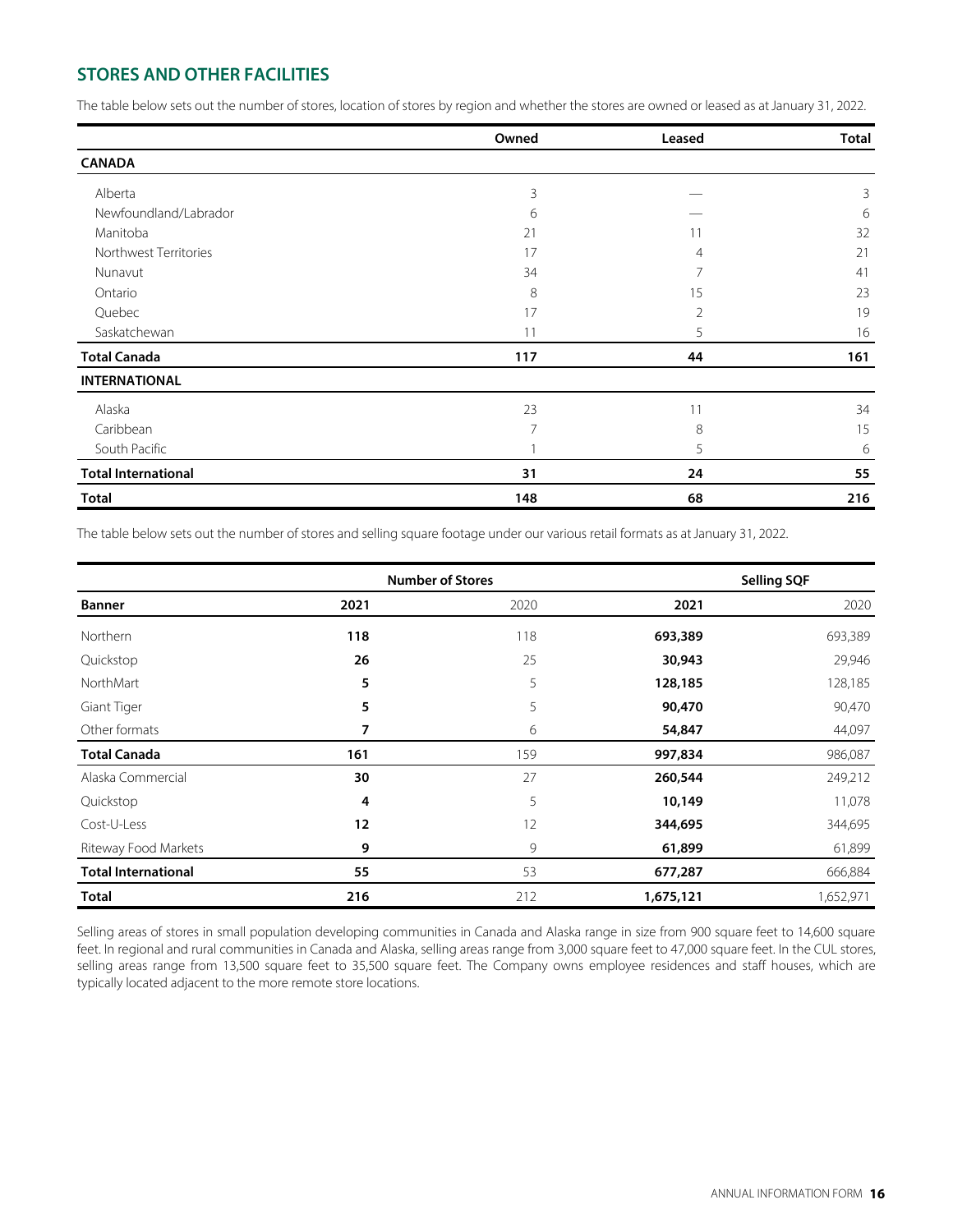## STORES AND OTHER FACILITIES

The table below sets out the number of stores, location of stores by region and whether the stores are owned or leased as at January 31, 2022.

| | Owned | Leased | Total |
|---|---|---|---|
| **CANADA** | | | |
| Alberta | 3 | — | 3 |
| Newfoundland/Labrador | 6 | — | 6 |
| Manitoba | 21 | 11 | 32 |
| Northwest Territories | 17 | 4 | 21 |
| Nunavut | 34 | 7 | 41 |
| Ontario | 8 | 15 | 23 |
| Quebec | 17 | 2 | 19 |
| Saskatchewan | 11 | 5 | 16 |
| **Total Canada** | **117** | **44** | **161** |
| **INTERNATIONAL** | | | |
| Alaska | 23 | 11 | 34 |
| Caribbean | 7 | 8 | 15 |
| South Pacific | 1 | 5 | 6 |
| **Total International** | **31** | **24** | **55** |
| **Total** | **148** | **68** | **216** |

The table below sets out the number of stores and selling square footage under our various retail formats as at January 31, 2022.

| | Number of Stores | | Selling SQF | |
|---|---|---|---|---|
| **Banner** | **2021** | 2020 | **2021** | 2020 |
| Northern | **118** | 118 | **693,389** | 693,389 |
| Quickstop | **26** | 25 | **30,943** | 29,946 |
| NorthMart | **5** | 5 | **128,185** | 128,185 |
| Giant Tiger | **5** | 5 | **90,470** | 90,470 |
| Other formats | **7** | 6 | **54,847** | 44,097 |
| **Total Canada** | **161** | 159 | **997,834** | 986,087 |
| Alaska Commercial | **30** | 27 | **260,544** | 249,212 |
| Quickstop | **4** | 5 | **10,149** | 11,078 |
| Cost-U-Less | **12** | 12 | **344,695** | 344,695 |
| Riteway Food Markets | **9** | 9 | **61,899** | 61,899 |
| **Total International** | **55** | 53 | **677,287** | 666,884 |
| **Total** | **216** | 212 | **1,675,121** | 1,652,971 |

Selling areas of stores in small population developing communities in Canada and Alaska range in size from 900 square feet to 14,600 square feet. In regional and rural communities in Canada and Alaska, selling areas range from 3,000 square feet to 47,000 square feet. In the CUL stores, selling areas range from 13,500 square feet to 35,500 square feet. The Company owns employee residences and staff houses, which are typically located adjacent to the more remote store locations.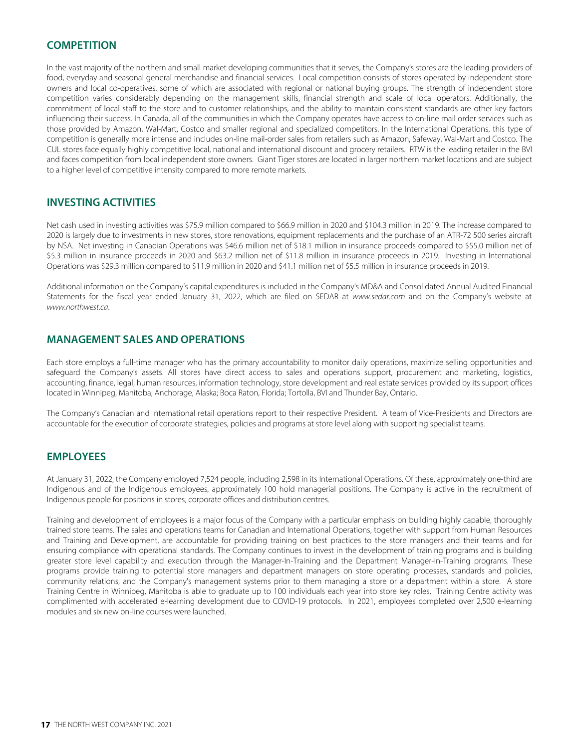## COMPETITION

In the vast majority of the northern and small market developing communities that it serves, the Company's stores are the leading providers of food, everyday and seasonal general merchandise and financial services. Local competition consists of stores operated by independent store owners and local co-operatives, some of which are associated with regional or national buying groups. The strength of independent store competition varies considerably depending on the management skills, financial strength and scale of local operators. Additionally, the commitment of local staff to the store and to customer relationships, and the ability to maintain consistent standards are other key factors influencing their success. In Canada, all of the communities in which the Company operates have access to on-line mail order services such as those provided by Amazon, Wal-Mart, Costco and smaller regional and specialized competitors. In the International Operations, this type of competition is generally more intense and includes on-line mail-order sales from retailers such as Amazon, Safeway, Wal-Mart and Costco. The CUL stores face equally highly competitive local, national and international discount and grocery retailers. RTW is the leading retailer in the BVI and faces competition from local independent store owners. Giant Tiger stores are located in larger northern market locations and are subject to a higher level of competitive intensity compared to more remote markets.

## INVESTING ACTIVITIES

Net cash used in investing activities was $75.9 million compared to $66.9 million in 2020 and $104.3 million in 2019. The increase compared to 2020 is largely due to investments in new stores, store renovations, equipment replacements and the purchase of an ATR-72 500 series aircraft by NSA. Net investing in Canadian Operations was $46.6 million net of $18.1 million in insurance proceeds compared to $55.0 million net of $5.3 million in insurance proceeds in 2020 and $63.2 million net of $11.8 million in insurance proceeds in 2019. Investing in International Operations was $29.3 million compared to $11.9 million in 2020 and $41.1 million net of $5.5 million in insurance proceeds in 2019.

Additional information on the Company's capital expenditures is included in the Company's MD&A and Consolidated Annual Audited Financial Statements for the fiscal year ended January 31, 2022, which are filed on SEDAR at *www.sedar.com* and on the Company's website at *www.northwest.ca*.

## MANAGEMENT SALES AND OPERATIONS

Each store employs a full-time manager who has the primary accountability to monitor daily operations, maximize selling opportunities and safeguard the Company's assets. All stores have direct access to sales and operations support, procurement and marketing, logistics, accounting, finance, legal, human resources, information technology, store development and real estate services provided by its support offices located in Winnipeg, Manitoba; Anchorage, Alaska; Boca Raton, Florida; Tortolla, BVI and Thunder Bay, Ontario.

The Company's Canadian and International retail operations report to their respective President. A team of Vice-Presidents and Directors are accountable for the execution of corporate strategies, policies and programs at store level along with supporting specialist teams.

## EMPLOYEES

At January 31, 2022, the Company employed 7,524 people, including 2,598 in its International Operations. Of these, approximately one-third are Indigenous and of the Indigenous employees, approximately 100 hold managerial positions. The Company is active in the recruitment of Indigenous people for positions in stores, corporate offices and distribution centres.

Training and development of employees is a major focus of the Company with a particular emphasis on building highly capable, thoroughly trained store teams. The sales and operations teams for Canadian and International Operations, together with support from Human Resources and Training and Development, are accountable for providing training on best practices to the store managers and their teams and for ensuring compliance with operational standards. The Company continues to invest in the development of training programs and is building greater store level capability and execution through the Manager-In-Training and the Department Manager-in-Training programs. These programs provide training to potential store managers and department managers on store operating processes, standards and policies, community relations, and the Company's management systems prior to them managing a store or a department within a store. A store Training Centre in Winnipeg, Manitoba is able to graduate up to 100 individuals each year into store key roles. Training Centre activity was complimented with accelerated e-learning development due to COVID-19 protocols. In 2021, employees completed over 2,500 e-learning modules and six new on-line courses were launched.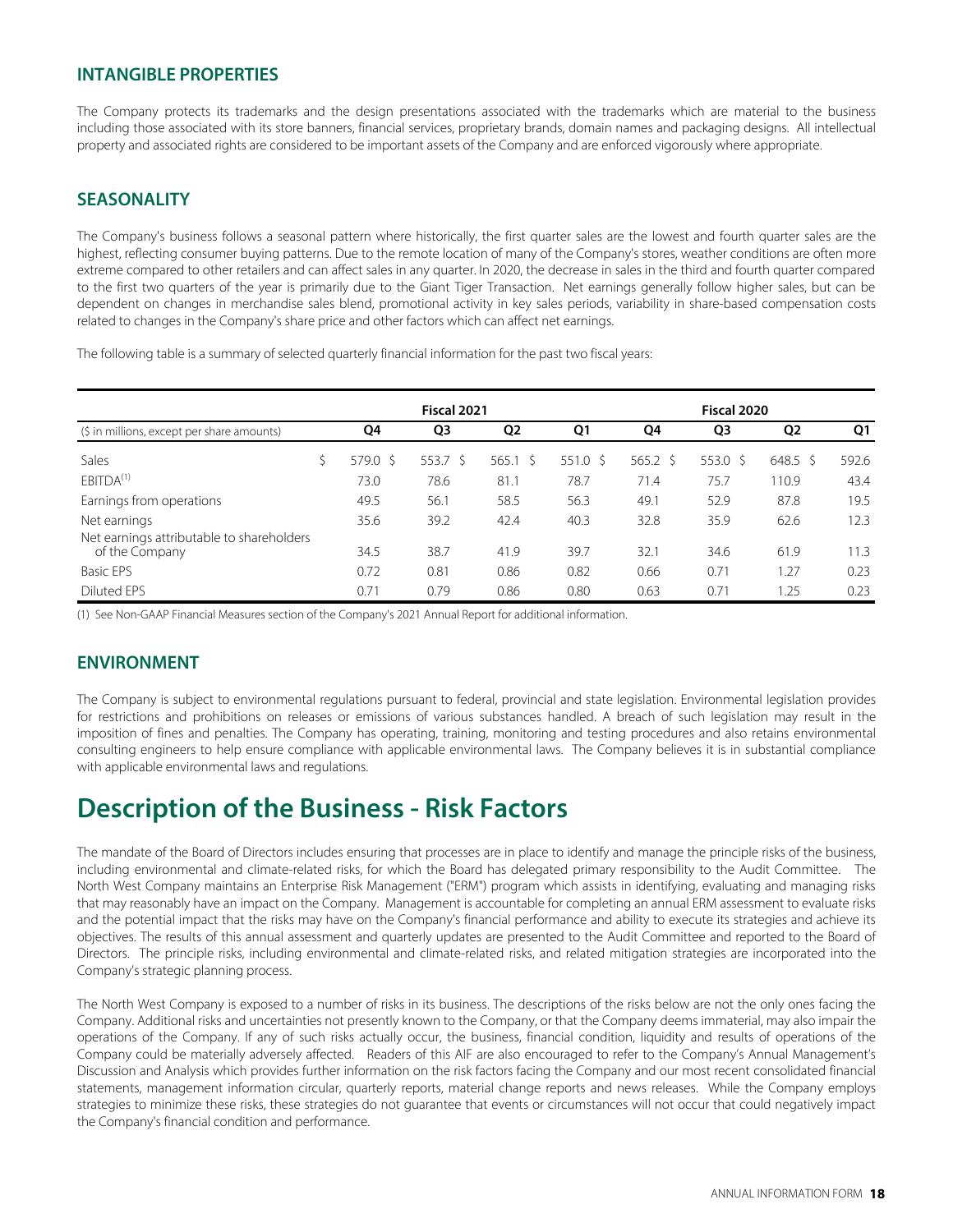## INTANGIBLE PROPERTIES

The Company protects its trademarks and the design presentations associated with the trademarks which are material to the business including those associated with its store banners, financial services, proprietary brands, domain names and packaging designs. All intellectual property and associated rights are considered to be important assets of the Company and are enforced vigorously where appropriate.

## SEASONALITY

The Company's business follows a seasonal pattern where historically, the first quarter sales are the lowest and fourth quarter sales are the highest, reflecting consumer buying patterns. Due to the remote location of many of the Company's stores, weather conditions are often more extreme compared to other retailers and can affect sales in any quarter. In 2020, the decrease in sales in the third and fourth quarter compared to the first two quarters of the year is primarily due to the Giant Tiger Transaction. Net earnings generally follow higher sales, but can be dependent on changes in merchandise sales blend, promotional activity in key sales periods, variability in share-based compensation costs related to changes in the Company's share price and other factors which can affect net earnings.

The following table is a summary of selected quarterly financial information for the past two fiscal years:

| | Fiscal 2021 | | | | Fiscal 2020 | | | |
|---|---|---|---|---|---|---|---|---|
| ($ in millions, except per share amounts) | Q4 | Q3 | Q2 | Q1 | Q4 | Q3 | Q2 | Q1 |
| Sales | $ 579.0 | $ 553.7 | $ 565.1 | $ 551.0 | $ 565.2 | $ 553.0 | $ 648.5 | $ 592.6 |
| EBITDA[1] | 73.0 | 78.6 | 81.1 | 78.7 | 71.4 | 75.7 | 110.9 | 43.4 |
| Earnings from operations | 49.5 | 56.1 | 58.5 | 56.3 | 49.1 | 52.9 | 87.8 | 19.5 |
| Net earnings | 35.6 | 39.2 | 42.4 | 40.3 | 32.8 | 35.9 | 62.6 | 12.3 |
| Net earnings attributable to shareholders of the Company | 34.5 | 38.7 | 41.9 | 39.7 | 32.1 | 34.6 | 61.9 | 11.3 |
| Basic EPS | 0.72 | 0.81 | 0.86 | 0.82 | 0.66 | 0.71 | 1.27 | 0.23 |
| Diluted EPS | 0.71 | 0.79 | 0.86 | 0.80 | 0.63 | 0.71 | 1.25 | 0.23 |

(1) See Non-GAAP Financial Measures section of the Company's 2021 Annual Report for additional information.

## ENVIRONMENT

The Company is subject to environmental regulations pursuant to federal, provincial and state legislation. Environmental legislation provides for restrictions and prohibitions on releases or emissions of various substances handled. A breach of such legislation may result in the imposition of fines and penalties. The Company has operating, training, monitoring and testing procedures and also retains environmental consulting engineers to help ensure compliance with applicable environmental laws. The Company believes it is in substantial compliance with applicable environmental laws and regulations.

# Description of the Business - Risk Factors

The mandate of the Board of Directors includes ensuring that processes are in place to identify and manage the principle risks of the business, including environmental and climate-related risks, for which the Board has delegated primary responsibility to the Audit Committee. The North West Company maintains an Enterprise Risk Management ("ERM") program which assists in identifying, evaluating and managing risks that may reasonably have an impact on the Company. Management is accountable for completing an annual ERM assessment to evaluate risks and the potential impact that the risks may have on the Company's financial performance and ability to execute its strategies and achieve its objectives. The results of this annual assessment and quarterly updates are presented to the Audit Committee and reported to the Board of Directors. The principle risks, including environmental and climate-related risks, and related mitigation strategies are incorporated into the Company's strategic planning process.

The North West Company is exposed to a number of risks in its business. The descriptions of the risks below are not the only ones facing the Company. Additional risks and uncertainties not presently known to the Company, or that the Company deems immaterial, may also impair the operations of the Company. If any of such risks actually occur, the business, financial condition, liquidity and results of operations of the Company could be materially adversely affected. Readers of this AIF are also encouraged to refer to the Company's Annual Management's Discussion and Analysis which provides further information on the risk factors facing the Company and our most recent consolidated financial statements, management information circular, quarterly reports, material change reports and news releases. While the Company employs strategies to minimize these risks, these strategies do not guarantee that events or circumstances will not occur that could negatively impact the Company's financial condition and performance.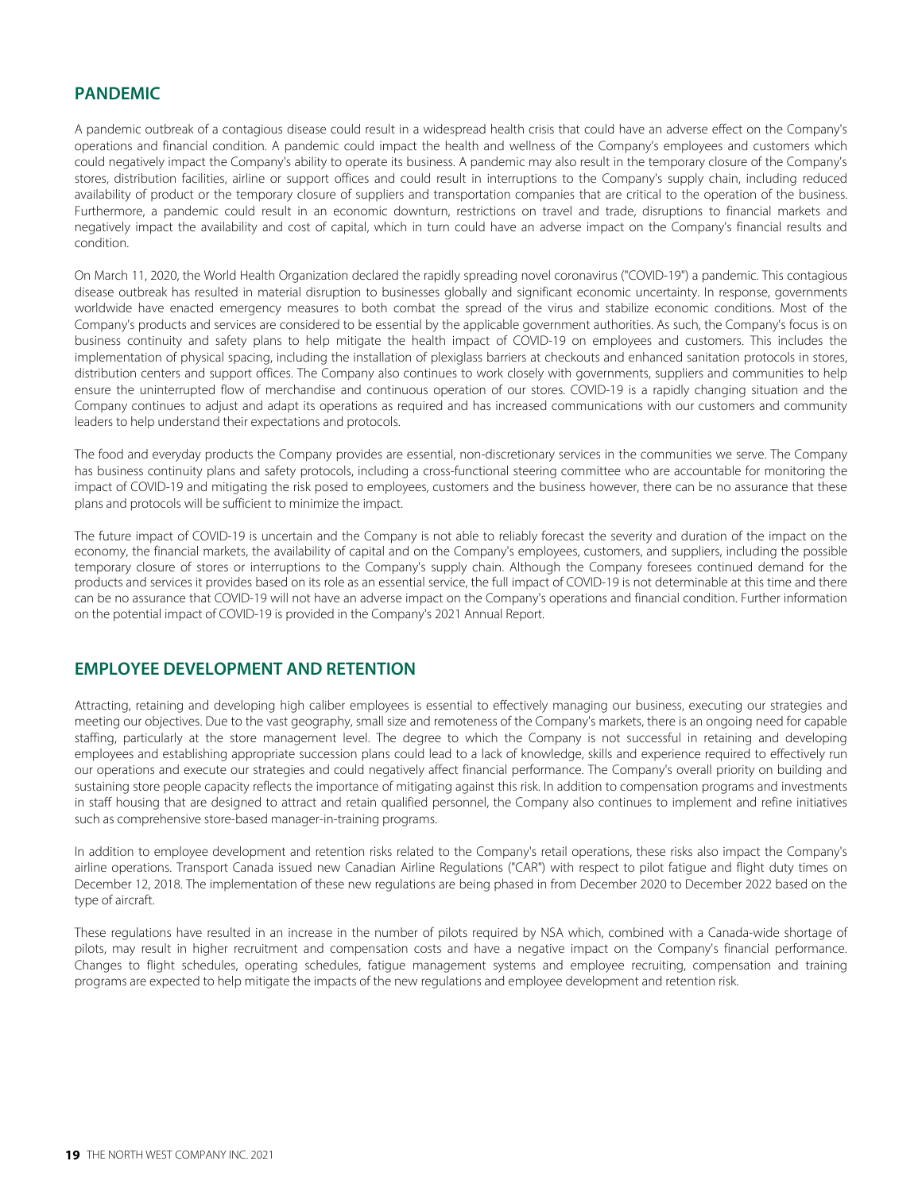## PANDEMIC

A pandemic outbreak of a contagious disease could result in a widespread health crisis that could have an adverse effect on the Company's operations and financial condition. A pandemic could impact the health and wellness of the Company's employees and customers which could negatively impact the Company's ability to operate its business. A pandemic may also result in the temporary closure of the Company's stores, distribution facilities, airline or support offices and could result in interruptions to the Company's supply chain, including reduced availability of product or the temporary closure of suppliers and transportation companies that are critical to the operation of the business. Furthermore, a pandemic could result in an economic downturn, restrictions on travel and trade, disruptions to financial markets and negatively impact the availability and cost of capital, which in turn could have an adverse impact on the Company's financial results and condition.

On March 11, 2020, the World Health Organization declared the rapidly spreading novel coronavirus ("COVID-19") a pandemic. This contagious disease outbreak has resulted in material disruption to businesses globally and significant economic uncertainty. In response, governments worldwide have enacted emergency measures to both combat the spread of the virus and stabilize economic conditions. Most of the Company's products and services are considered to be essential by the applicable government authorities. As such, the Company's focus is on business continuity and safety plans to help mitigate the health impact of COVID-19 on employees and customers. This includes the implementation of physical spacing, including the installation of plexiglass barriers at checkouts and enhanced sanitation protocols in stores, distribution centers and support offices. The Company also continues to work closely with governments, suppliers and communities to help ensure the uninterrupted flow of merchandise and continuous operation of our stores. COVID-19 is a rapidly changing situation and the Company continues to adjust and adapt its operations as required and has increased communications with our customers and community leaders to help understand their expectations and protocols.

The food and everyday products the Company provides are essential, non-discretionary services in the communities we serve. The Company has business continuity plans and safety protocols, including a cross-functional steering committee who are accountable for monitoring the impact of COVID-19 and mitigating the risk posed to employees, customers and the business however, there can be no assurance that these plans and protocols will be sufficient to minimize the impact.

The future impact of COVID-19 is uncertain and the Company is not able to reliably forecast the severity and duration of the impact on the economy, the financial markets, the availability of capital and on the Company's employees, customers, and suppliers, including the possible temporary closure of stores or interruptions to the Company's supply chain. Although the Company foresees continued demand for the products and services it provides based on its role as an essential service, the full impact of COVID-19 is not determinable at this time and there can be no assurance that COVID-19 will not have an adverse impact on the Company's operations and financial condition. Further information on the potential impact of COVID-19 is provided in the Company's 2021 Annual Report.

## EMPLOYEE DEVELOPMENT AND RETENTION

Attracting, retaining and developing high caliber employees is essential to effectively managing our business, executing our strategies and meeting our objectives. Due to the vast geography, small size and remoteness of the Company's markets, there is an ongoing need for capable staffing, particularly at the store management level. The degree to which the Company is not successful in retaining and developing employees and establishing appropriate succession plans could lead to a lack of knowledge, skills and experience required to effectively run our operations and execute our strategies and could negatively affect financial performance. The Company's overall priority on building and sustaining store people capacity reflects the importance of mitigating against this risk. In addition to compensation programs and investments in staff housing that are designed to attract and retain qualified personnel, the Company also continues to implement and refine initiatives such as comprehensive store-based manager-in-training programs.

In addition to employee development and retention risks related to the Company's retail operations, these risks also impact the Company's airline operations. Transport Canada issued new Canadian Airline Regulations ("CAR") with respect to pilot fatigue and flight duty times on December 12, 2018. The implementation of these new regulations are being phased in from December 2020 to December 2022 based on the type of aircraft.

These regulations have resulted in an increase in the number of pilots required by NSA which, combined with a Canada-wide shortage of pilots, may result in higher recruitment and compensation costs and have a negative impact on the Company's financial performance. Changes to flight schedules, operating schedules, fatigue management systems and employee recruiting, compensation and training programs are expected to help mitigate the impacts of the new regulations and employee development and retention risk.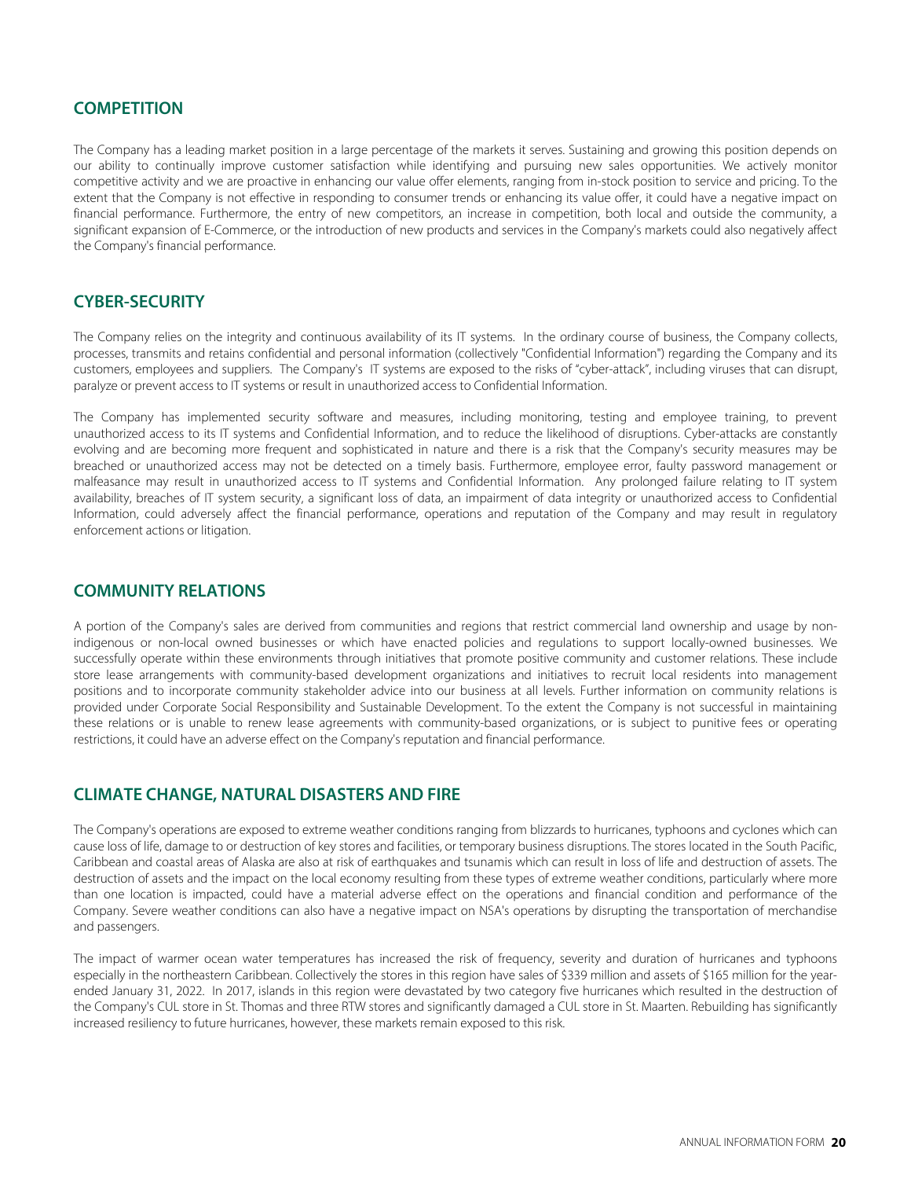## COMPETITION

The Company has a leading market position in a large percentage of the markets it serves. Sustaining and growing this position depends on our ability to continually improve customer satisfaction while identifying and pursuing new sales opportunities. We actively monitor competitive activity and we are proactive in enhancing our value offer elements, ranging from in-stock position to service and pricing. To the extent that the Company is not effective in responding to consumer trends or enhancing its value offer, it could have a negative impact on financial performance. Furthermore, the entry of new competitors, an increase in competition, both local and outside the community, a significant expansion of E-Commerce, or the introduction of new products and services in the Company's markets could also negatively affect the Company's financial performance.

## CYBER-SECURITY

The Company relies on the integrity and continuous availability of its IT systems. In the ordinary course of business, the Company collects, processes, transmits and retains confidential and personal information (collectively "Confidential Information") regarding the Company and its customers, employees and suppliers. The Company's IT systems are exposed to the risks of "cyber-attack", including viruses that can disrupt, paralyze or prevent access to IT systems or result in unauthorized access to Confidential Information.

The Company has implemented security software and measures, including monitoring, testing and employee training, to prevent unauthorized access to its IT systems and Confidential Information, and to reduce the likelihood of disruptions. Cyber-attacks are constantly evolving and are becoming more frequent and sophisticated in nature and there is a risk that the Company's security measures may be breached or unauthorized access may not be detected on a timely basis. Furthermore, employee error, faulty password management or malfeasance may result in unauthorized access to IT systems and Confidential Information. Any prolonged failure relating to IT system availability, breaches of IT system security, a significant loss of data, an impairment of data integrity or unauthorized access to Confidential Information, could adversely affect the financial performance, operations and reputation of the Company and may result in regulatory enforcement actions or litigation.

## COMMUNITY RELATIONS

A portion of the Company's sales are derived from communities and regions that restrict commercial land ownership and usage by non-indigenous or non-local owned businesses or which have enacted policies and regulations to support locally-owned businesses. We successfully operate within these environments through initiatives that promote positive community and customer relations. These include store lease arrangements with community-based development organizations and initiatives to recruit local residents into management positions and to incorporate community stakeholder advice into our business at all levels. Further information on community relations is provided under Corporate Social Responsibility and Sustainable Development. To the extent the Company is not successful in maintaining these relations or is unable to renew lease agreements with community-based organizations, or is subject to punitive fees or operating restrictions, it could have an adverse effect on the Company's reputation and financial performance.

## CLIMATE CHANGE, NATURAL DISASTERS AND FIRE

The Company's operations are exposed to extreme weather conditions ranging from blizzards to hurricanes, typhoons and cyclones which can cause loss of life, damage to or destruction of key stores and facilities, or temporary business disruptions. The stores located in the South Pacific, Caribbean and coastal areas of Alaska are also at risk of earthquakes and tsunamis which can result in loss of life and destruction of assets. The destruction of assets and the impact on the local economy resulting from these types of extreme weather conditions, particularly where more than one location is impacted, could have a material adverse effect on the operations and financial condition and performance of the Company. Severe weather conditions can also have a negative impact on NSA's operations by disrupting the transportation of merchandise and passengers.

The impact of warmer ocean water temperatures has increased the risk of frequency, severity and duration of hurricanes and typhoons especially in the northeastern Caribbean. Collectively the stores in this region have sales of $339 million and assets of $165 million for the year-ended January 31, 2022. In 2017, islands in this region were devastated by two category five hurricanes which resulted in the destruction of the Company's CUL store in St. Thomas and three RTW stores and significantly damaged a CUL store in St. Maarten. Rebuilding has significantly increased resiliency to future hurricanes, however, these markets remain exposed to this risk.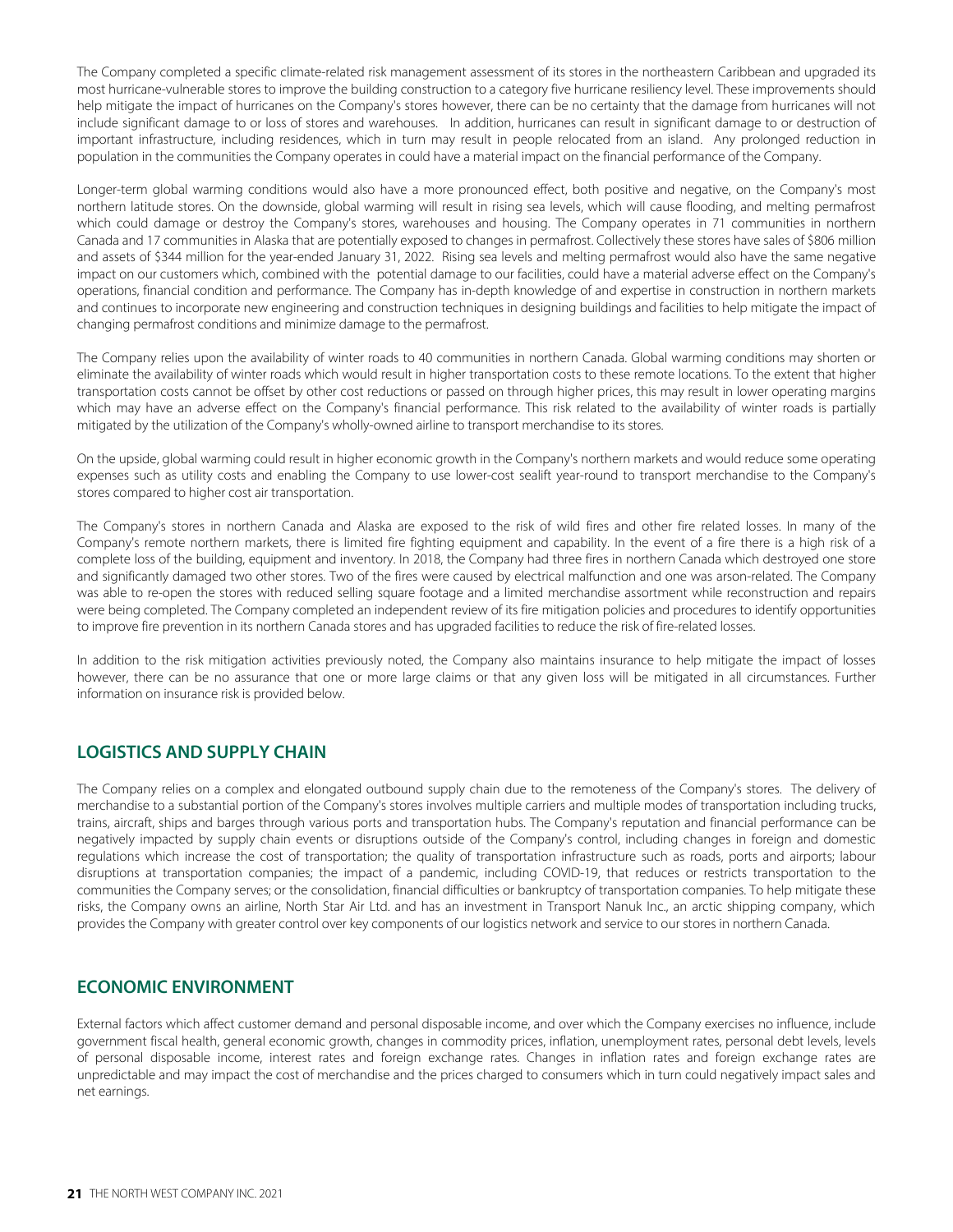The Company completed a specific climate-related risk management assessment of its stores in the northeastern Caribbean and upgraded its most hurricane-vulnerable stores to improve the building construction to a category five hurricane resiliency level. These improvements should help mitigate the impact of hurricanes on the Company's stores however, there can be no certainty that the damage from hurricanes will not include significant damage to or loss of stores and warehouses. In addition, hurricanes can result in significant damage to or destruction of important infrastructure, including residences, which in turn may result in people relocated from an island. Any prolonged reduction in population in the communities the Company operates in could have a material impact on the financial performance of the Company.

Longer-term global warming conditions would also have a more pronounced effect, both positive and negative, on the Company's most northern latitude stores. On the downside, global warming will result in rising sea levels, which will cause flooding, and melting permafrost which could damage or destroy the Company's stores, warehouses and housing. The Company operates in 71 communities in northern Canada and 17 communities in Alaska that are potentially exposed to changes in permafrost. Collectively these stores have sales of $806 million and assets of $344 million for the year-ended January 31, 2022. Rising sea levels and melting permafrost would also have the same negative impact on our customers which, combined with the potential damage to our facilities, could have a material adverse effect on the Company's operations, financial condition and performance. The Company has in-depth knowledge of and expertise in construction in northern markets and continues to incorporate new engineering and construction techniques in designing buildings and facilities to help mitigate the impact of changing permafrost conditions and minimize damage to the permafrost.

The Company relies upon the availability of winter roads to 40 communities in northern Canada. Global warming conditions may shorten or eliminate the availability of winter roads which would result in higher transportation costs to these remote locations. To the extent that higher transportation costs cannot be offset by other cost reductions or passed on through higher prices, this may result in lower operating margins which may have an adverse effect on the Company's financial performance. This risk related to the availability of winter roads is partially mitigated by the utilization of the Company's wholly-owned airline to transport merchandise to its stores.

On the upside, global warming could result in higher economic growth in the Company's northern markets and would reduce some operating expenses such as utility costs and enabling the Company to use lower-cost sealift year-round to transport merchandise to the Company's stores compared to higher cost air transportation.

The Company's stores in northern Canada and Alaska are exposed to the risk of wild fires and other fire related losses. In many of the Company's remote northern markets, there is limited fire fighting equipment and capability. In the event of a fire there is a high risk of a complete loss of the building, equipment and inventory. In 2018, the Company had three fires in northern Canada which destroyed one store and significantly damaged two other stores. Two of the fires were caused by electrical malfunction and one was arson-related. The Company was able to re-open the stores with reduced selling square footage and a limited merchandise assortment while reconstruction and repairs were being completed. The Company completed an independent review of its fire mitigation policies and procedures to identify opportunities to improve fire prevention in its northern Canada stores and has upgraded facilities to reduce the risk of fire-related losses.

In addition to the risk mitigation activities previously noted, the Company also maintains insurance to help mitigate the impact of losses however, there can be no assurance that one or more large claims or that any given loss will be mitigated in all circumstances. Further information on insurance risk is provided below.

## LOGISTICS AND SUPPLY CHAIN

The Company relies on a complex and elongated outbound supply chain due to the remoteness of the Company's stores. The delivery of merchandise to a substantial portion of the Company's stores involves multiple carriers and multiple modes of transportation including trucks, trains, aircraft, ships and barges through various ports and transportation hubs. The Company's reputation and financial performance can be negatively impacted by supply chain events or disruptions outside of the Company's control, including changes in foreign and domestic regulations which increase the cost of transportation; the quality of transportation infrastructure such as roads, ports and airports; labour disruptions at transportation companies; the impact of a pandemic, including COVID-19, that reduces or restricts transportation to the communities the Company serves; or the consolidation, financial difficulties or bankruptcy of transportation companies. To help mitigate these risks, the Company owns an airline, North Star Air Ltd. and has an investment in Transport Nanuk Inc., an arctic shipping company, which provides the Company with greater control over key components of our logistics network and service to our stores in northern Canada.

## ECONOMIC ENVIRONMENT

External factors which affect customer demand and personal disposable income, and over which the Company exercises no influence, include government fiscal health, general economic growth, changes in commodity prices, inflation, unemployment rates, personal debt levels, levels of personal disposable income, interest rates and foreign exchange rates. Changes in inflation rates and foreign exchange rates are unpredictable and may impact the cost of merchandise and the prices charged to consumers which in turn could negatively impact sales and net earnings.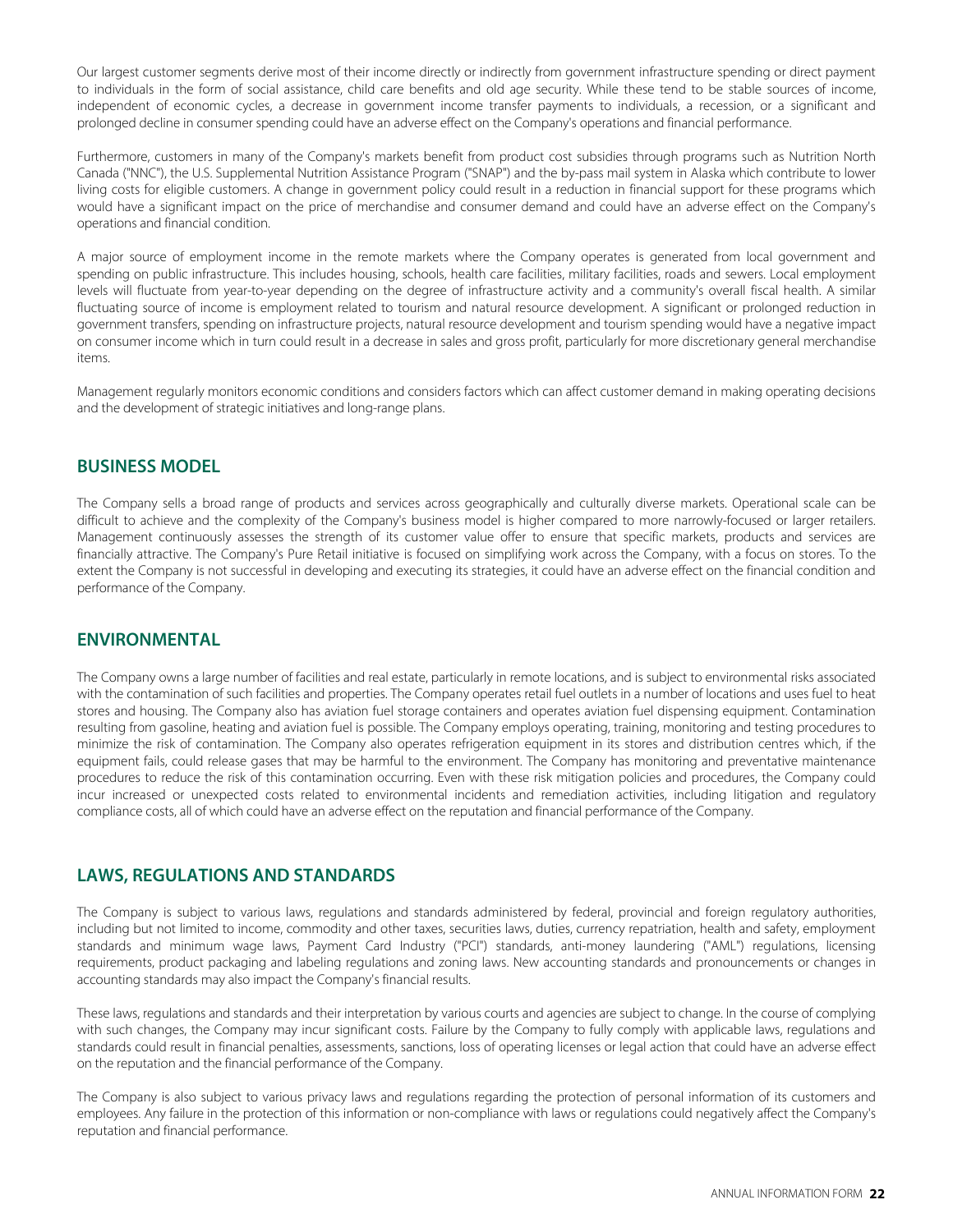Our largest customer segments derive most of their income directly or indirectly from government infrastructure spending or direct payment to individuals in the form of social assistance, child care benefits and old age security. While these tend to be stable sources of income, independent of economic cycles, a decrease in government income transfer payments to individuals, a recession, or a significant and prolonged decline in consumer spending could have an adverse effect on the Company's operations and financial performance.

Furthermore, customers in many of the Company's markets benefit from product cost subsidies through programs such as Nutrition North Canada ("NNC"), the U.S. Supplemental Nutrition Assistance Program ("SNAP") and the by-pass mail system in Alaska which contribute to lower living costs for eligible customers. A change in government policy could result in a reduction in financial support for these programs which would have a significant impact on the price of merchandise and consumer demand and could have an adverse effect on the Company's operations and financial condition.

A major source of employment income in the remote markets where the Company operates is generated from local government and spending on public infrastructure. This includes housing, schools, health care facilities, military facilities, roads and sewers. Local employment levels will fluctuate from year-to-year depending on the degree of infrastructure activity and a community's overall fiscal health. A similar fluctuating source of income is employment related to tourism and natural resource development. A significant or prolonged reduction in government transfers, spending on infrastructure projects, natural resource development and tourism spending would have a negative impact on consumer income which in turn could result in a decrease in sales and gross profit, particularly for more discretionary general merchandise items.

Management regularly monitors economic conditions and considers factors which can affect customer demand in making operating decisions and the development of strategic initiatives and long-range plans.

## BUSINESS MODEL

The Company sells a broad range of products and services across geographically and culturally diverse markets. Operational scale can be difficult to achieve and the complexity of the Company's business model is higher compared to more narrowly-focused or larger retailers. Management continuously assesses the strength of its customer value offer to ensure that specific markets, products and services are financially attractive. The Company's Pure Retail initiative is focused on simplifying work across the Company, with a focus on stores. To the extent the Company is not successful in developing and executing its strategies, it could have an adverse effect on the financial condition and performance of the Company.

## ENVIRONMENTAL

The Company owns a large number of facilities and real estate, particularly in remote locations, and is subject to environmental risks associated with the contamination of such facilities and properties. The Company operates retail fuel outlets in a number of locations and uses fuel to heat stores and housing. The Company also has aviation fuel storage containers and operates aviation fuel dispensing equipment. Contamination resulting from gasoline, heating and aviation fuel is possible. The Company employs operating, training, monitoring and testing procedures to minimize the risk of contamination. The Company also operates refrigeration equipment in its stores and distribution centres which, if the equipment fails, could release gases that may be harmful to the environment. The Company has monitoring and preventative maintenance procedures to reduce the risk of this contamination occurring. Even with these risk mitigation policies and procedures, the Company could incur increased or unexpected costs related to environmental incidents and remediation activities, including litigation and regulatory compliance costs, all of which could have an adverse effect on the reputation and financial performance of the Company.

## LAWS, REGULATIONS AND STANDARDS

The Company is subject to various laws, regulations and standards administered by federal, provincial and foreign regulatory authorities, including but not limited to income, commodity and other taxes, securities laws, duties, currency repatriation, health and safety, employment standards and minimum wage laws, Payment Card Industry ("PCI") standards, anti-money laundering ("AML") regulations, licensing requirements, product packaging and labeling regulations and zoning laws. New accounting standards and pronouncements or changes in accounting standards may also impact the Company's financial results.

These laws, regulations and standards and their interpretation by various courts and agencies are subject to change. In the course of complying with such changes, the Company may incur significant costs. Failure by the Company to fully comply with applicable laws, regulations and standards could result in financial penalties, assessments, sanctions, loss of operating licenses or legal action that could have an adverse effect on the reputation and the financial performance of the Company.

The Company is also subject to various privacy laws and regulations regarding the protection of personal information of its customers and employees. Any failure in the protection of this information or non-compliance with laws or regulations could negatively affect the Company's reputation and financial performance.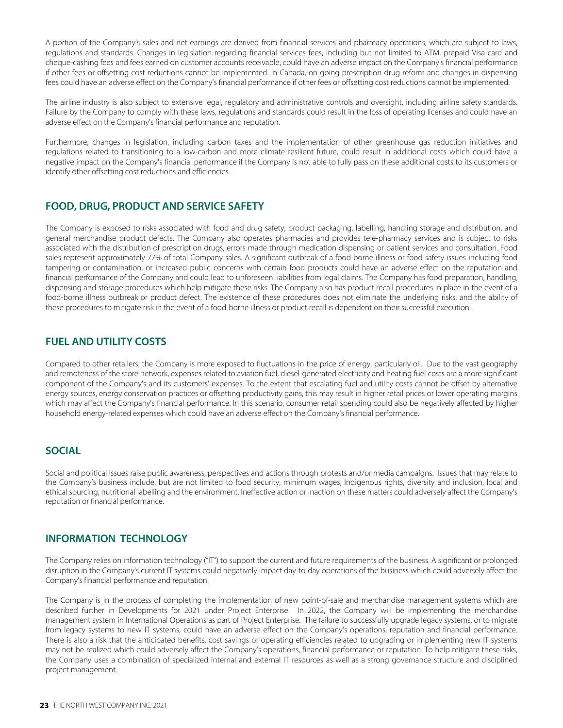A portion of the Company's sales and net earnings are derived from financial services and pharmacy operations, which are subject to laws, regulations and standards. Changes in legislation regarding financial services fees, including but not limited to ATM, prepaid Visa card and cheque-cashing fees and fees earned on customer accounts receivable, could have an adverse impact on the Company's financial performance if other fees or offsetting cost reductions cannot be implemented. In Canada, on-going prescription drug reform and changes in dispensing fees could have an adverse effect on the Company's financial performance if other fees or offsetting cost reductions cannot be implemented.

The airline industry is also subject to extensive legal, regulatory and administrative controls and oversight, including airline safety standards. Failure by the Company to comply with these laws, regulations and standards could result in the loss of operating licenses and could have an adverse effect on the Company's financial performance and reputation.

Furthermore, changes in legislation, including carbon taxes and the implementation of other greenhouse gas reduction initiatives and regulations related to transitioning to a low-carbon and more climate resilient future, could result in additional costs which could have a negative impact on the Company's financial performance if the Company is not able to fully pass on these additional costs to its customers or identify other offsetting cost reductions and efficiencies.

## FOOD, DRUG, PRODUCT AND SERVICE SAFETY

The Company is exposed to risks associated with food and drug safety, product packaging, labelling, handling storage and distribution, and general merchandise product defects. The Company also operates pharmacies and provides tele-pharmacy services and is subject to risks associated with the distribution of prescription drugs, errors made through medication dispensing or patient services and consultation. Food sales represent approximately 77% of total Company sales. A significant outbreak of a food-borne illness or food safety issues including food tampering or contamination, or increased public concerns with certain food products could have an adverse effect on the reputation and financial performance of the Company and could lead to unforeseen liabilities from legal claims. The Company has food preparation, handling, dispensing and storage procedures which help mitigate these risks. The Company also has product recall procedures in place in the event of a food-borne illness outbreak or product defect. The existence of these procedures does not eliminate the underlying risks, and the ability of these procedures to mitigate risk in the event of a food-borne illness or product recall is dependent on their successful execution.

## FUEL AND UTILITY COSTS

Compared to other retailers, the Company is more exposed to fluctuations in the price of energy, particularly oil. Due to the vast geography and remoteness of the store network, expenses related to aviation fuel, diesel-generated electricity and heating fuel costs are a more significant component of the Company's and its customers' expenses. To the extent that escalating fuel and utility costs cannot be offset by alternative energy sources, energy conservation practices or offsetting productivity gains, this may result in higher retail prices or lower operating margins which may affect the Company's financial performance. In this scenario, consumer retail spending could also be negatively affected by higher household energy-related expenses which could have an adverse effect on the Company's financial performance.

## SOCIAL

Social and political issues raise public awareness, perspectives and actions through protests and/or media campaigns. Issues that may relate to the Company's business include, but are not limited to food security, minimum wages, Indigenous rights, diversity and inclusion, local and ethical sourcing, nutritional labelling and the environment. Ineffective action or inaction on these matters could adversely affect the Company's reputation or financial performance.

## INFORMATION TECHNOLOGY

The Company relies on information technology ("IT") to support the current and future requirements of the business. A significant or prolonged disruption in the Company's current IT systems could negatively impact day-to-day operations of the business which could adversely affect the Company's financial performance and reputation.

The Company is in the process of completing the implementation of new point-of-sale and merchandise management systems which are described further in Developments for 2021 under Project Enterprise. In 2022, the Company will be implementing the merchandise management system in International Operations as part of Project Enterprise. The failure to successfully upgrade legacy systems, or to migrate from legacy systems to new IT systems, could have an adverse effect on the Company's operations, reputation and financial performance. There is also a risk that the anticipated benefits, cost savings or operating efficiencies related to upgrading or implementing new IT systems may not be realized which could adversely affect the Company's operations, financial performance or reputation. To help mitigate these risks, the Company uses a combination of specialized internal and external IT resources as well as a strong governance structure and disciplined project management.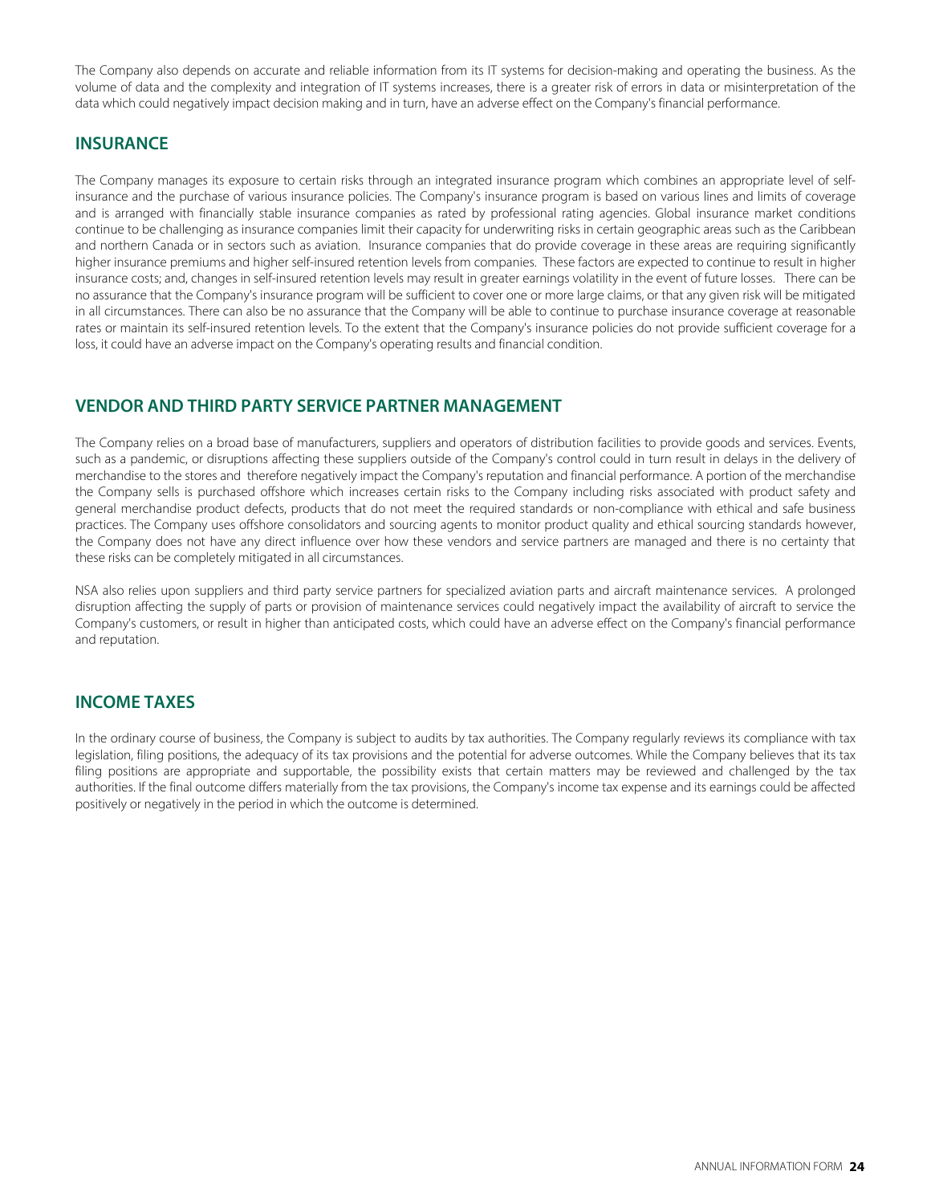The Company also depends on accurate and reliable information from its IT systems for decision-making and operating the business. As the volume of data and the complexity and integration of IT systems increases, there is a greater risk of errors in data or misinterpretation of the data which could negatively impact decision making and in turn, have an adverse effect on the Company's financial performance.

## INSURANCE

The Company manages its exposure to certain risks through an integrated insurance program which combines an appropriate level of self-insurance and the purchase of various insurance policies. The Company's insurance program is based on various lines and limits of coverage and is arranged with financially stable insurance companies as rated by professional rating agencies. Global insurance market conditions continue to be challenging as insurance companies limit their capacity for underwriting risks in certain geographic areas such as the Caribbean and northern Canada or in sectors such as aviation. Insurance companies that do provide coverage in these areas are requiring significantly higher insurance premiums and higher self-insured retention levels from companies. These factors are expected to continue to result in higher insurance costs; and, changes in self-insured retention levels may result in greater earnings volatility in the event of future losses. There can be no assurance that the Company's insurance program will be sufficient to cover one or more large claims, or that any given risk will be mitigated in all circumstances. There can also be no assurance that the Company will be able to continue to purchase insurance coverage at reasonable rates or maintain its self-insured retention levels. To the extent that the Company's insurance policies do not provide sufficient coverage for a loss, it could have an adverse impact on the Company's operating results and financial condition.

## VENDOR AND THIRD PARTY SERVICE PARTNER MANAGEMENT

The Company relies on a broad base of manufacturers, suppliers and operators of distribution facilities to provide goods and services. Events, such as a pandemic, or disruptions affecting these suppliers outside of the Company's control could in turn result in delays in the delivery of merchandise to the stores and therefore negatively impact the Company's reputation and financial performance. A portion of the merchandise the Company sells is purchased offshore which increases certain risks to the Company including risks associated with product safety and general merchandise product defects, products that do not meet the required standards or non-compliance with ethical and safe business practices. The Company uses offshore consolidators and sourcing agents to monitor product quality and ethical sourcing standards however, the Company does not have any direct influence over how these vendors and service partners are managed and there is no certainty that these risks can be completely mitigated in all circumstances.

NSA also relies upon suppliers and third party service partners for specialized aviation parts and aircraft maintenance services. A prolonged disruption affecting the supply of parts or provision of maintenance services could negatively impact the availability of aircraft to service the Company's customers, or result in higher than anticipated costs, which could have an adverse effect on the Company's financial performance and reputation.

## INCOME TAXES

In the ordinary course of business, the Company is subject to audits by tax authorities. The Company regularly reviews its compliance with tax legislation, filing positions, the adequacy of its tax provisions and the potential for adverse outcomes. While the Company believes that its tax filing positions are appropriate and supportable, the possibility exists that certain matters may be reviewed and challenged by the tax authorities. If the final outcome differs materially from the tax provisions, the Company's income tax expense and its earnings could be affected positively or negatively in the period in which the outcome is determined.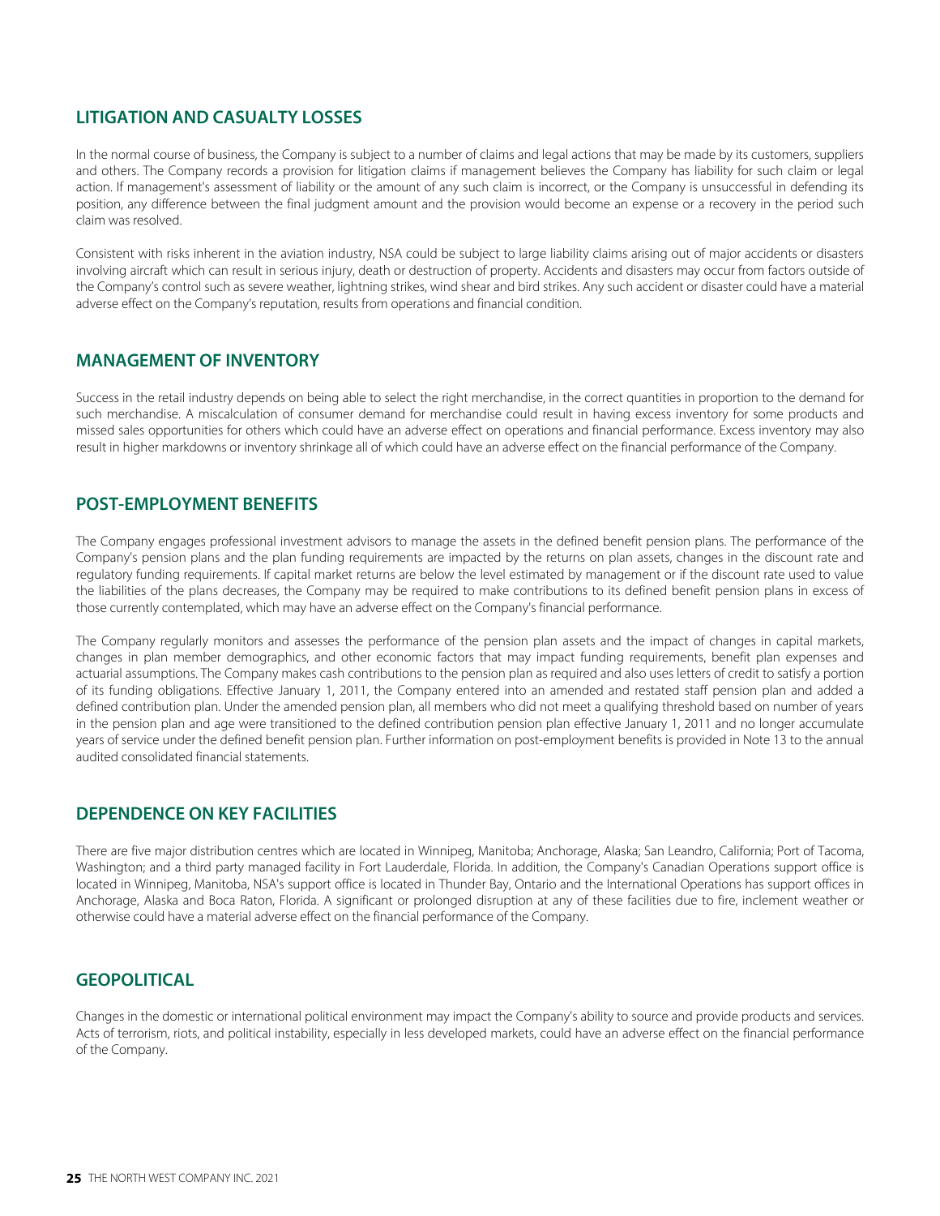## LITIGATION AND CASUALTY LOSSES

In the normal course of business, the Company is subject to a number of claims and legal actions that may be made by its customers, suppliers and others. The Company records a provision for litigation claims if management believes the Company has liability for such claim or legal action. If management's assessment of liability or the amount of any such claim is incorrect, or the Company is unsuccessful in defending its position, any difference between the final judgment amount and the provision would become an expense or a recovery in the period such claim was resolved.

Consistent with risks inherent in the aviation industry, NSA could be subject to large liability claims arising out of major accidents or disasters involving aircraft which can result in serious injury, death or destruction of property. Accidents and disasters may occur from factors outside of the Company's control such as severe weather, lightning strikes, wind shear and bird strikes. Any such accident or disaster could have a material adverse effect on the Company's reputation, results from operations and financial condition.

## MANAGEMENT OF INVENTORY

Success in the retail industry depends on being able to select the right merchandise, in the correct quantities in proportion to the demand for such merchandise. A miscalculation of consumer demand for merchandise could result in having excess inventory for some products and missed sales opportunities for others which could have an adverse effect on operations and financial performance. Excess inventory may also result in higher markdowns or inventory shrinkage all of which could have an adverse effect on the financial performance of the Company.

## POST-EMPLOYMENT BENEFITS

The Company engages professional investment advisors to manage the assets in the defined benefit pension plans. The performance of the Company's pension plans and the plan funding requirements are impacted by the returns on plan assets, changes in the discount rate and regulatory funding requirements. If capital market returns are below the level estimated by management or if the discount rate used to value the liabilities of the plans decreases, the Company may be required to make contributions to its defined benefit pension plans in excess of those currently contemplated, which may have an adverse effect on the Company's financial performance.

The Company regularly monitors and assesses the performance of the pension plan assets and the impact of changes in capital markets, changes in plan member demographics, and other economic factors that may impact funding requirements, benefit plan expenses and actuarial assumptions. The Company makes cash contributions to the pension plan as required and also uses letters of credit to satisfy a portion of its funding obligations. Effective January 1, 2011, the Company entered into an amended and restated staff pension plan and added a defined contribution plan. Under the amended pension plan, all members who did not meet a qualifying threshold based on number of years in the pension plan and age were transitioned to the defined contribution pension plan effective January 1, 2011 and no longer accumulate years of service under the defined benefit pension plan. Further information on post-employment benefits is provided in Note 13 to the annual audited consolidated financial statements.

## DEPENDENCE ON KEY FACILITIES

There are five major distribution centres which are located in Winnipeg, Manitoba; Anchorage, Alaska; San Leandro, California; Port of Tacoma, Washington; and a third party managed facility in Fort Lauderdale, Florida. In addition, the Company's Canadian Operations support office is located in Winnipeg, Manitoba, NSA's support office is located in Thunder Bay, Ontario and the International Operations has support offices in Anchorage, Alaska and Boca Raton, Florida. A significant or prolonged disruption at any of these facilities due to fire, inclement weather or otherwise could have a material adverse effect on the financial performance of the Company.

## GEOPOLITICAL

Changes in the domestic or international political environment may impact the Company's ability to source and provide products and services. Acts of terrorism, riots, and political instability, especially in less developed markets, could have an adverse effect on the financial performance of the Company.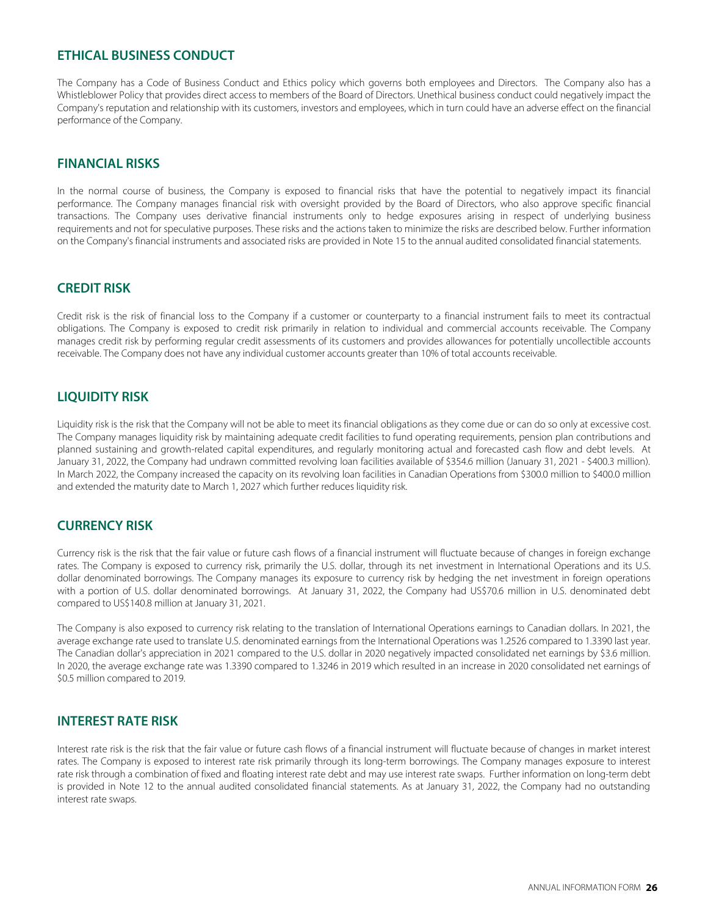## ETHICAL BUSINESS CONDUCT

The Company has a Code of Business Conduct and Ethics policy which governs both employees and Directors. The Company also has a Whistleblower Policy that provides direct access to members of the Board of Directors. Unethical business conduct could negatively impact the Company's reputation and relationship with its customers, investors and employees, which in turn could have an adverse effect on the financial performance of the Company.

## FINANCIAL RISKS

In the normal course of business, the Company is exposed to financial risks that have the potential to negatively impact its financial performance. The Company manages financial risk with oversight provided by the Board of Directors, who also approve specific financial transactions. The Company uses derivative financial instruments only to hedge exposures arising in respect of underlying business requirements and not for speculative purposes. These risks and the actions taken to minimize the risks are described below. Further information on the Company's financial instruments and associated risks are provided in Note 15 to the annual audited consolidated financial statements.

## CREDIT RISK

Credit risk is the risk of financial loss to the Company if a customer or counterparty to a financial instrument fails to meet its contractual obligations. The Company is exposed to credit risk primarily in relation to individual and commercial accounts receivable. The Company manages credit risk by performing regular credit assessments of its customers and provides allowances for potentially uncollectible accounts receivable. The Company does not have any individual customer accounts greater than 10% of total accounts receivable.

## LIQUIDITY RISK

Liquidity risk is the risk that the Company will not be able to meet its financial obligations as they come due or can do so only at excessive cost. The Company manages liquidity risk by maintaining adequate credit facilities to fund operating requirements, pension plan contributions and planned sustaining and growth-related capital expenditures, and regularly monitoring actual and forecasted cash flow and debt levels. At January 31, 2022, the Company had undrawn committed revolving loan facilities available of $354.6 million (January 31, 2021 - $400.3 million). In March 2022, the Company increased the capacity on its revolving loan facilities in Canadian Operations from $300.0 million to $400.0 million and extended the maturity date to March 1, 2027 which further reduces liquidity risk.

## CURRENCY RISK

Currency risk is the risk that the fair value or future cash flows of a financial instrument will fluctuate because of changes in foreign exchange rates. The Company is exposed to currency risk, primarily the U.S. dollar, through its net investment in International Operations and its U.S. dollar denominated borrowings. The Company manages its exposure to currency risk by hedging the net investment in foreign operations with a portion of U.S. dollar denominated borrowings. At January 31, 2022, the Company had US$70.6 million in U.S. denominated debt compared to US$140.8 million at January 31, 2021.

The Company is also exposed to currency risk relating to the translation of International Operations earnings to Canadian dollars. In 2021, the average exchange rate used to translate U.S. denominated earnings from the International Operations was 1.2526 compared to 1.3390 last year. The Canadian dollar's appreciation in 2021 compared to the U.S. dollar in 2020 negatively impacted consolidated net earnings by $3.6 million. In 2020, the average exchange rate was 1.3390 compared to 1.3246 in 2019 which resulted in an increase in 2020 consolidated net earnings of $0.5 million compared to 2019.

## INTEREST RATE RISK

Interest rate risk is the risk that the fair value or future cash flows of a financial instrument will fluctuate because of changes in market interest rates. The Company is exposed to interest rate risk primarily through its long-term borrowings. The Company manages exposure to interest rate risk through a combination of fixed and floating interest rate debt and may use interest rate swaps. Further information on long-term debt is provided in Note 12 to the annual audited consolidated financial statements. As at January 31, 2022, the Company had no outstanding interest rate swaps.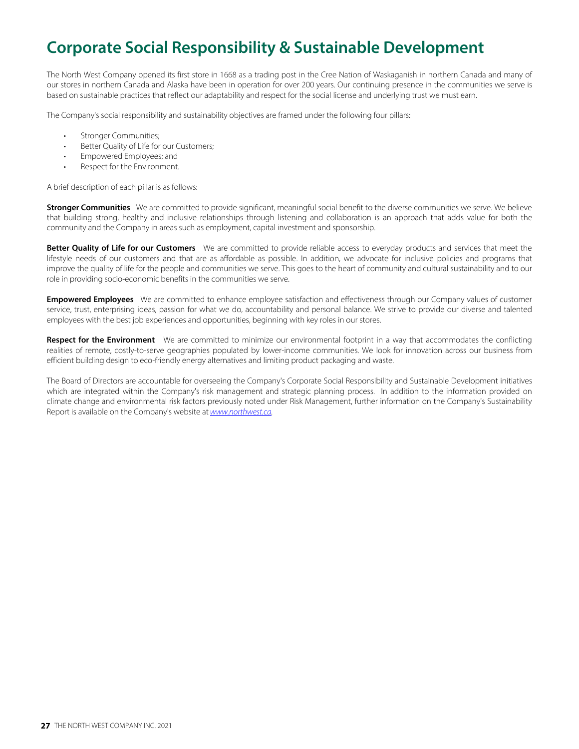# Corporate Social Responsibility & Sustainable Development

The North West Company opened its first store in 1668 as a trading post in the Cree Nation of Waskaganish in northern Canada and many of our stores in northern Canada and Alaska have been in operation for over 200 years. Our continuing presence in the communities we serve is based on sustainable practices that reflect our adaptability and respect for the social license and underlying trust we must earn.

The Company's social responsibility and sustainability objectives are framed under the following four pillars:

- Stronger Communities;
- Better Quality of Life for our Customers;
- Empowered Employees; and
- Respect for the Environment.

A brief description of each pillar is as follows:

**Stronger Communities** We are committed to provide significant, meaningful social benefit to the diverse communities we serve. We believe that building strong, healthy and inclusive relationships through listening and collaboration is an approach that adds value for both the community and the Company in areas such as employment, capital investment and sponsorship.

**Better Quality of Life for our Customers** We are committed to provide reliable access to everyday products and services that meet the lifestyle needs of our customers and that are as affordable as possible. In addition, we advocate for inclusive policies and programs that improve the quality of life for the people and communities we serve. This goes to the heart of community and cultural sustainability and to our role in providing socio-economic benefits in the communities we serve.

**Empowered Employees** We are committed to enhance employee satisfaction and effectiveness through our Company values of customer service, trust, enterprising ideas, passion for what we do, accountability and personal balance. We strive to provide our diverse and talented employees with the best job experiences and opportunities, beginning with key roles in our stores.

**Respect for the Environment** We are committed to minimize our environmental footprint in a way that accommodates the conflicting realities of remote, costly-to-serve geographies populated by lower-income communities. We look for innovation across our business from efficient building design to eco-friendly energy alternatives and limiting product packaging and waste.

The Board of Directors are accountable for overseeing the Company's Corporate Social Responsibility and Sustainable Development initiatives which are integrated within the Company's risk management and strategic planning process. In addition to the information provided on climate change and environmental risk factors previously noted under Risk Management, further information on the Company's Sustainability Report is available on the Company's website at *www.northwest.ca*.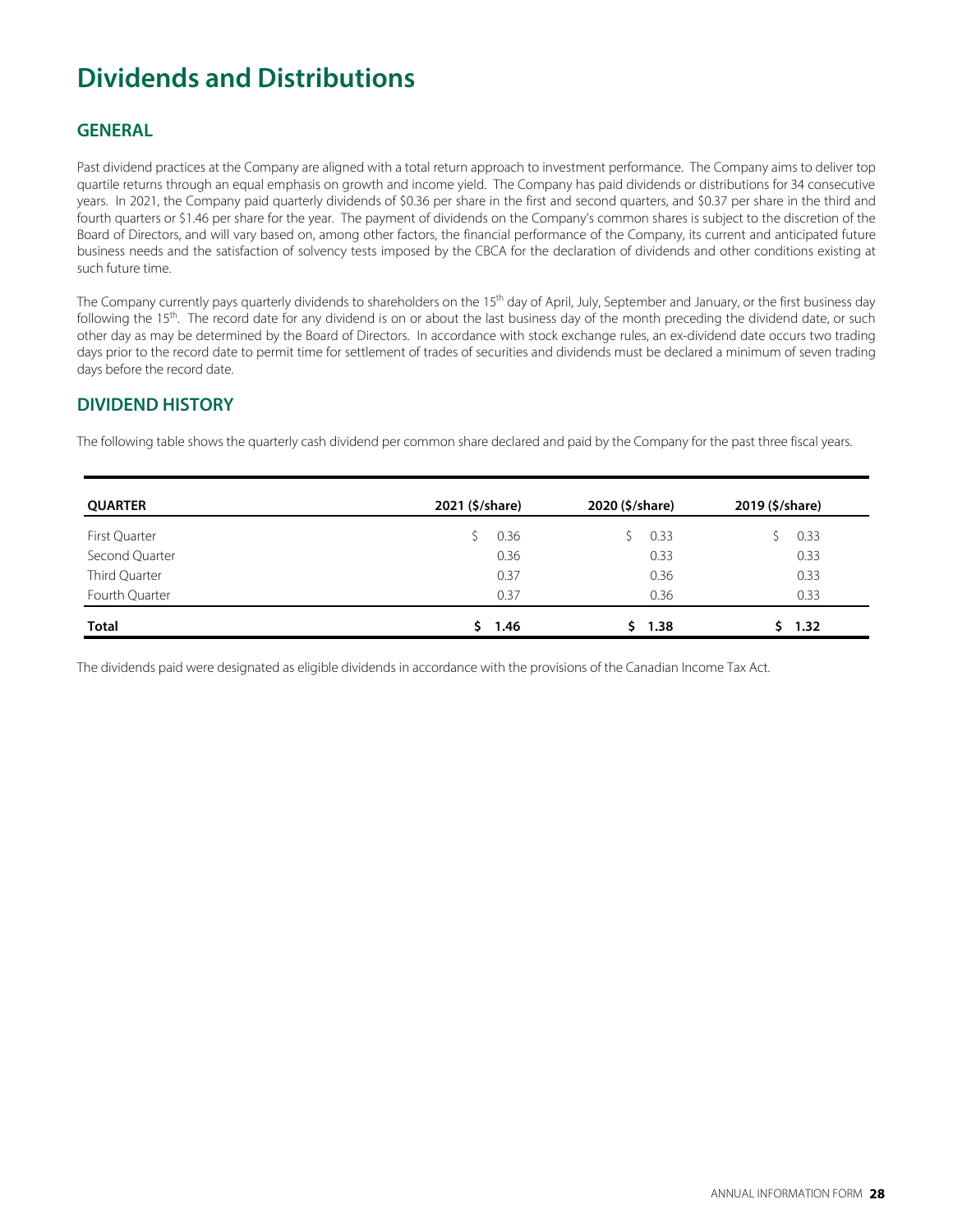# Dividends and Distributions

## GENERAL

Past dividend practices at the Company are aligned with a total return approach to investment performance. The Company aims to deliver top quartile returns through an equal emphasis on growth and income yield. The Company has paid dividends or distributions for 34 consecutive years. In 2021, the Company paid quarterly dividends of $0.36 per share in the first and second quarters, and $0.37 per share in the third and fourth quarters or $1.46 per share for the year. The payment of dividends on the Company's common shares is subject to the discretion of the Board of Directors, and will vary based on, among other factors, the financial performance of the Company, its current and anticipated future business needs and the satisfaction of solvency tests imposed by the CBCA for the declaration of dividends and other conditions existing at such future time.

The Company currently pays quarterly dividends to shareholders on the 15th day of April, July, September and January, or the first business day following the 15th. The record date for any dividend is on or about the last business day of the month preceding the dividend date, or such other day as may be determined by the Board of Directors. In accordance with stock exchange rules, an ex-dividend date occurs two trading days prior to the record date to permit time for settlement of trades of securities and dividends must be declared a minimum of seven trading days before the record date.

## DIVIDEND HISTORY

The following table shows the quarterly cash dividend per common share declared and paid by the Company for the past three fiscal years.

| QUARTER | 2021 ($/share) | 2020 ($/share) | 2019 ($/share) |
|---|---|---|---|
| First Quarter | $ 0.36 | $ 0.33 | $ 0.33 |
| Second Quarter | 0.36 | 0.33 | 0.33 |
| Third Quarter | 0.37 | 0.36 | 0.33 |
| Fourth Quarter | 0.37 | 0.36 | 0.33 |
| **Total** | **$ 1.46** | **$ 1.38** | **$ 1.32** |

The dividends paid were designated as eligible dividends in accordance with the provisions of the Canadian Income Tax Act.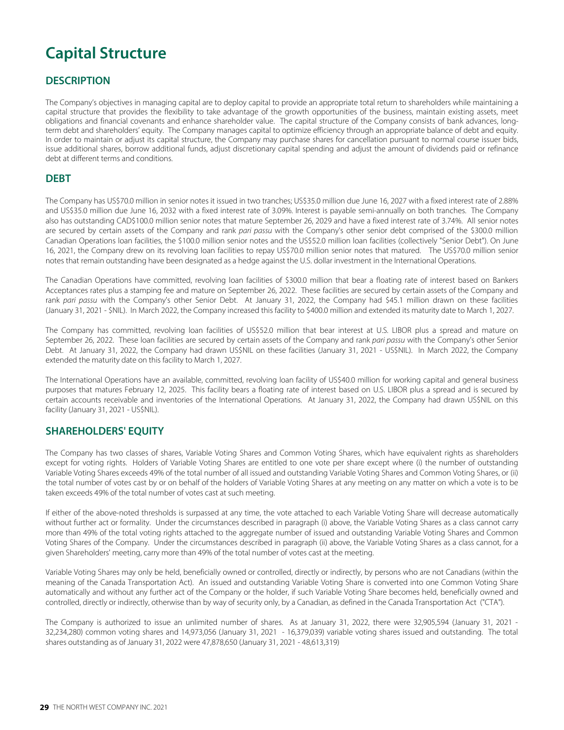# Capital Structure

## DESCRIPTION

The Company's objectives in managing capital are to deploy capital to provide an appropriate total return to shareholders while maintaining a capital structure that provides the flexibility to take advantage of the growth opportunities of the business, maintain existing assets, meet obligations and financial covenants and enhance shareholder value. The capital structure of the Company consists of bank advances, long-term debt and shareholders' equity. The Company manages capital to optimize efficiency through an appropriate balance of debt and equity. In order to maintain or adjust its capital structure, the Company may purchase shares for cancellation pursuant to normal course issuer bids, issue additional shares, borrow additional funds, adjust discretionary capital spending and adjust the amount of dividends paid or refinance debt at different terms and conditions.

## DEBT

The Company has US$70.0 million in senior notes it issued in two tranches; US$35.0 million due June 16, 2027 with a fixed interest rate of 2.88% and US$35.0 million due June 16, 2032 with a fixed interest rate of 3.09%. Interest is payable semi-annually on both tranches. The Company also has outstanding CAD$100.0 million senior notes that mature September 26, 2029 and have a fixed interest rate of 3.74%. All senior notes are secured by certain assets of the Company and rank *pari passu* with the Company's other senior debt comprised of the $300.0 million Canadian Operations loan facilities, the $100.0 million senior notes and the US$52.0 million loan facilities (collectively "Senior Debt"). On June 16, 2021, the Company drew on its revolving loan facilities to repay US$70.0 million senior notes that matured. The US$70.0 million senior notes that remain outstanding have been designated as a hedge against the U.S. dollar investment in the International Operations.

The Canadian Operations have committed, revolving loan facilities of $300.0 million that bear a floating rate of interest based on Bankers Acceptances rates plus a stamping fee and mature on September 26, 2022. These facilities are secured by certain assets of the Company and rank *pari passu* with the Company's other Senior Debt. At January 31, 2022, the Company had $45.1 million drawn on these facilities (January 31, 2021 - $NIL). In March 2022, the Company increased this facility to $400.0 million and extended its maturity date to March 1, 2027.

The Company has committed, revolving loan facilities of US$52.0 million that bear interest at U.S. LIBOR plus a spread and mature on September 26, 2022. These loan facilities are secured by certain assets of the Company and rank *pari passu* with the Company's other Senior Debt. At January 31, 2022, the Company had drawn US$NIL on these facilities (January 31, 2021 - US$NIL). In March 2022, the Company extended the maturity date on this facility to March 1, 2027.

The International Operations have an available, committed, revolving loan facility of US$40.0 million for working capital and general business purposes that matures February 12, 2025. This facility bears a floating rate of interest based on U.S. LIBOR plus a spread and is secured by certain accounts receivable and inventories of the International Operations. At January 31, 2022, the Company had drawn US$NIL on this facility (January 31, 2021 - US$NIL).

## SHAREHOLDERS' EQUITY

The Company has two classes of shares, Variable Voting Shares and Common Voting Shares, which have equivalent rights as shareholders except for voting rights. Holders of Variable Voting Shares are entitled to one vote per share except where (i) the number of outstanding Variable Voting Shares exceeds 49% of the total number of all issued and outstanding Variable Voting Shares and Common Voting Shares, or (ii) the total number of votes cast by or on behalf of the holders of Variable Voting Shares at any meeting on any matter on which a vote is to be taken exceeds 49% of the total number of votes cast at such meeting.

If either of the above-noted thresholds is surpassed at any time, the vote attached to each Variable Voting Share will decrease automatically without further act or formality. Under the circumstances described in paragraph (i) above, the Variable Voting Shares as a class cannot carry more than 49% of the total voting rights attached to the aggregate number of issued and outstanding Variable Voting Shares and Common Voting Shares of the Company. Under the circumstances described in paragraph (ii) above, the Variable Voting Shares as a class cannot, for a given Shareholders' meeting, carry more than 49% of the total number of votes cast at the meeting.

Variable Voting Shares may only be held, beneficially owned or controlled, directly or indirectly, by persons who are not Canadians (within the meaning of the Canada Transportation Act). An issued and outstanding Variable Voting Share is converted into one Common Voting Share automatically and without any further act of the Company or the holder, if such Variable Voting Share becomes held, beneficially owned and controlled, directly or indirectly, otherwise than by way of security only, by a Canadian, as defined in the Canada Transportation Act ("CTA").

The Company is authorized to issue an unlimited number of shares. As at January 31, 2022, there were 32,905,594 (January 31, 2021 - 32,234,280) common voting shares and 14,973,056 (January 31, 2021 - 16,379,039) variable voting shares issued and outstanding. The total shares outstanding as of January 31, 2022 were 47,878,650 (January 31, 2021 - 48,613,319)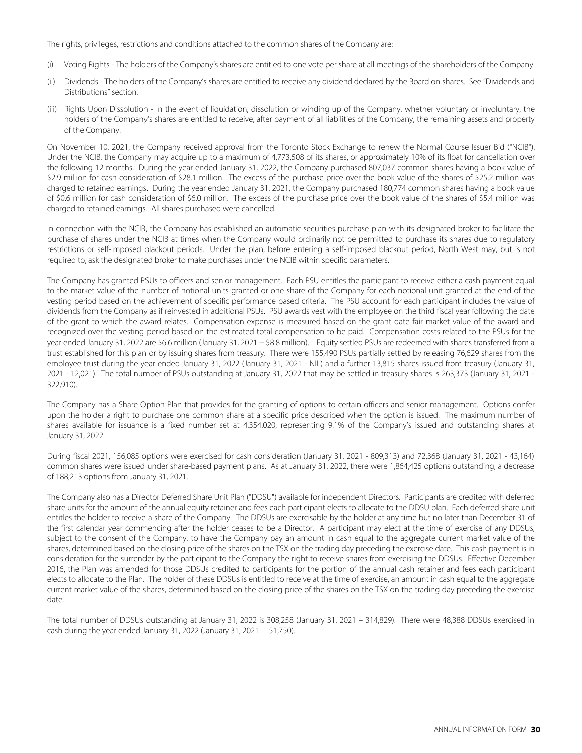The rights, privileges, restrictions and conditions attached to the common shares of the Company are:

(i) Voting Rights - The holders of the Company's shares are entitled to one vote per share at all meetings of the shareholders of the Company.

(ii) Dividends - The holders of the Company's shares are entitled to receive any dividend declared by the Board on shares. See "Dividends and Distributions" section.

(iii) Rights Upon Dissolution - In the event of liquidation, dissolution or winding up of the Company, whether voluntary or involuntary, the holders of the Company's shares are entitled to receive, after payment of all liabilities of the Company, the remaining assets and property of the Company.

On November 10, 2021, the Company received approval from the Toronto Stock Exchange to renew the Normal Course Issuer Bid ("NCIB"). Under the NCIB, the Company may acquire up to a maximum of 4,773,508 of its shares, or approximately 10% of its float for cancellation over the following 12 months. During the year ended January 31, 2022, the Company purchased 807,037 common shares having a book value of $2.9 million for cash consideration of $28.1 million. The excess of the purchase price over the book value of the shares of $25.2 million was charged to retained earnings. During the year ended January 31, 2021, the Company purchased 180,774 common shares having a book value of $0.6 million for cash consideration of $6.0 million. The excess of the purchase price over the book value of the shares of $5.4 million was charged to retained earnings. All shares purchased were cancelled.

In connection with the NCIB, the Company has established an automatic securities purchase plan with its designated broker to facilitate the purchase of shares under the NCIB at times when the Company would ordinarily not be permitted to purchase its shares due to regulatory restrictions or self-imposed blackout periods. Under the plan, before entering a self-imposed blackout period, North West may, but is not required to, ask the designated broker to make purchases under the NCIB within specific parameters.

The Company has granted PSUs to officers and senior management. Each PSU entitles the participant to receive either a cash payment equal to the market value of the number of notional units granted or one share of the Company for each notional unit granted at the end of the vesting period based on the achievement of specific performance based criteria. The PSU account for each participant includes the value of dividends from the Company as if reinvested in additional PSUs. PSU awards vest with the employee on the third fiscal year following the date of the grant to which the award relates. Compensation expense is measured based on the grant date fair market value of the award and recognized over the vesting period based on the estimated total compensation to be paid. Compensation costs related to the PSUs for the year ended January 31, 2022 are $6.6 million (January 31, 2021 – $8.8 million). Equity settled PSUs are redeemed with shares transferred from a trust established for this plan or by issuing shares from treasury. There were 155,490 PSUs partially settled by releasing 76,629 shares from the employee trust during the year ended January 31, 2022 (January 31, 2021 - NIL) and a further 13,815 shares issued from treasury (January 31, 2021 - 12,021). The total number of PSUs outstanding at January 31, 2022 that may be settled in treasury shares is 263,373 (January 31, 2021 - 322,910).

The Company has a Share Option Plan that provides for the granting of options to certain officers and senior management. Options confer upon the holder a right to purchase one common share at a specific price described when the option is issued. The maximum number of shares available for issuance is a fixed number set at 4,354,020, representing 9.1% of the Company's issued and outstanding shares at January 31, 2022.

During fiscal 2021, 156,085 options were exercised for cash consideration (January 31, 2021 - 809,313) and 72,368 (January 31, 2021 - 43,164) common shares were issued under share-based payment plans. As at January 31, 2022, there were 1,864,425 options outstanding, a decrease of 188,213 options from January 31, 2021.

The Company also has a Director Deferred Share Unit Plan ("DDSU") available for independent Directors. Participants are credited with deferred share units for the amount of the annual equity retainer and fees each participant elects to allocate to the DDSU plan. Each deferred share unit entitles the holder to receive a share of the Company. The DDSUs are exercisable by the holder at any time but no later than December 31 of the first calendar year commencing after the holder ceases to be a Director. A participant may elect at the time of exercise of any DDSUs, subject to the consent of the Company, to have the Company pay an amount in cash equal to the aggregate current market value of the shares, determined based on the closing price of the shares on the TSX on the trading day preceding the exercise date. This cash payment is in consideration for the surrender by the participant to the Company the right to receive shares from exercising the DDSUs. Effective December 2016, the Plan was amended for those DDSUs credited to participants for the portion of the annual cash retainer and fees each participant elects to allocate to the Plan. The holder of these DDSUs is entitled to receive at the time of exercise, an amount in cash equal to the aggregate current market value of the shares, determined based on the closing price of the shares on the TSX on the trading day preceding the exercise date.

The total number of DDSUs outstanding at January 31, 2022 is 308,258 (January 31, 2021 – 314,829). There were 48,388 DDSUs exercised in cash during the year ended January 31, 2022 (January 31, 2021 – 51,750).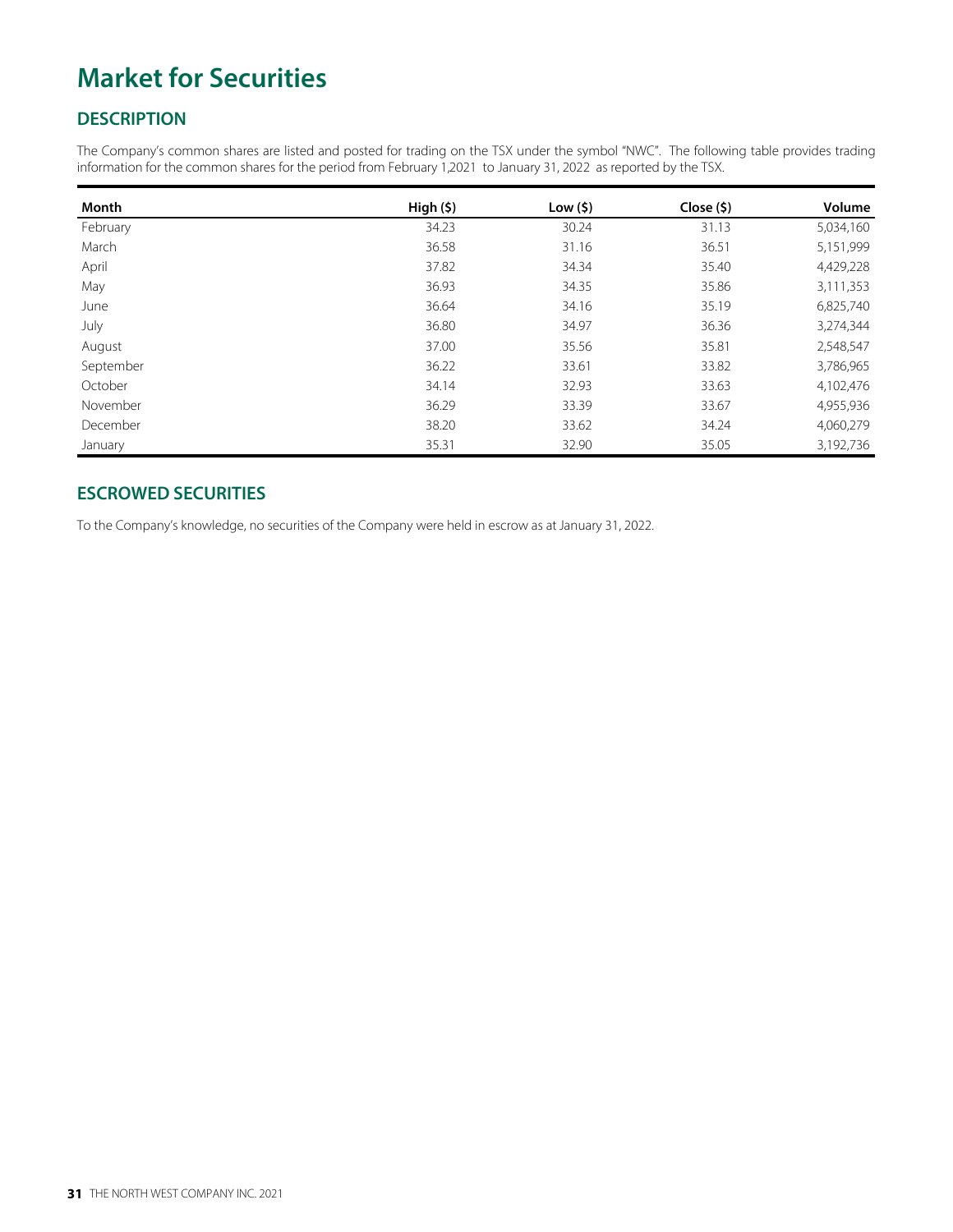# Market for Securities

## DESCRIPTION

The Company's common shares are listed and posted for trading on the TSX under the symbol "NWC". The following table provides trading information for the common shares for the period from February 1,2021 to January 31, 2022 as reported by the TSX.

| Month | High ($) | Low ($) | Close ($) | Volume |
|---|---|---|---|---|
| February | 34.23 | 30.24 | 31.13 | 5,034,160 |
| March | 36.58 | 31.16 | 36.51 | 5,151,999 |
| April | 37.82 | 34.34 | 35.40 | 4,429,228 |
| May | 36.93 | 34.35 | 35.86 | 3,111,353 |
| June | 36.64 | 34.16 | 35.19 | 6,825,740 |
| July | 36.80 | 34.97 | 36.36 | 3,274,344 |
| August | 37.00 | 35.56 | 35.81 | 2,548,547 |
| September | 36.22 | 33.61 | 33.82 | 3,786,965 |
| October | 34.14 | 32.93 | 33.63 | 4,102,476 |
| November | 36.29 | 33.39 | 33.67 | 4,955,936 |
| December | 38.20 | 33.62 | 34.24 | 4,060,279 |
| January | 35.31 | 32.90 | 35.05 | 3,192,736 |

## ESCROWED SECURITIES

To the Company's knowledge, no securities of the Company were held in escrow as at January 31, 2022.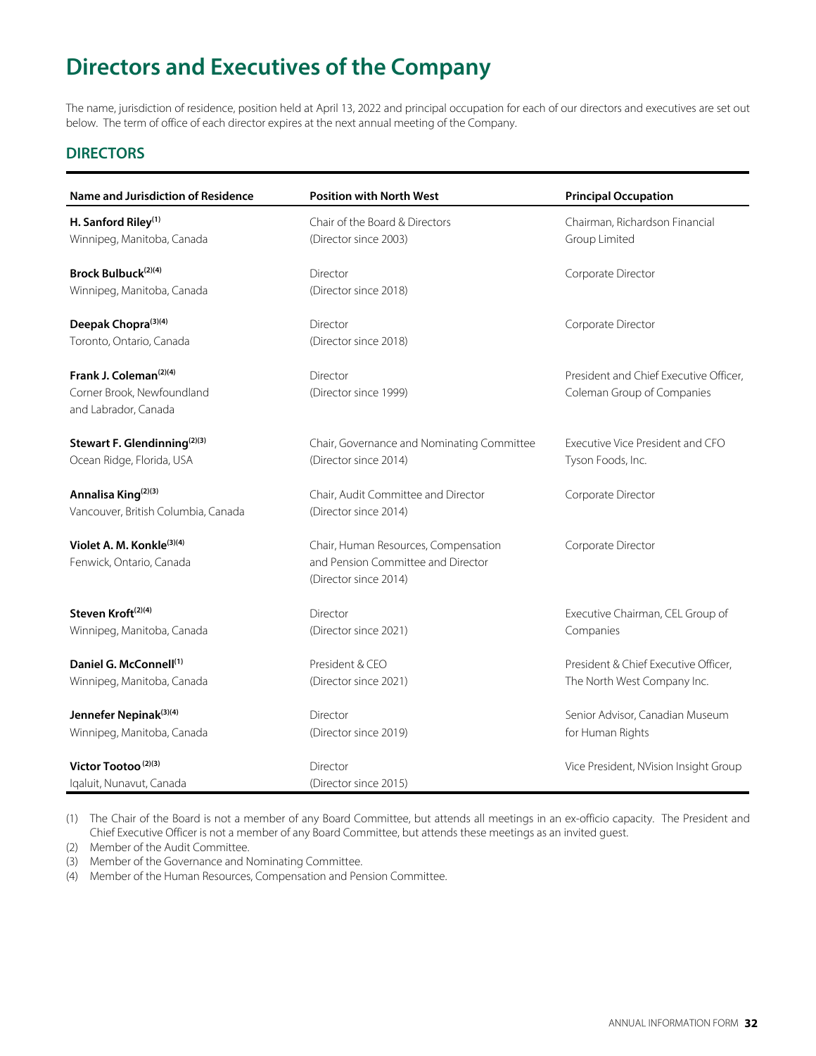# Directors and Executives of the Company

The name, jurisdiction of residence, position held at April 13, 2022 and principal occupation for each of our directors and executives are set out below. The term of office of each director expires at the next annual meeting of the Company.

## DIRECTORS

| Name and Jurisdiction of Residence | Position with North West | Principal Occupation |
|---|---|---|
| **H. Sanford Riley**(1)<br>Winnipeg, Manitoba, Canada | Chair of the Board & Directors<br>(Director since 2003) | Chairman, Richardson Financial Group Limited |
| **Brock Bulbuck**(2)(4)<br>Winnipeg, Manitoba, Canada | Director<br>(Director since 2018) | Corporate Director |
| **Deepak Chopra**(3)(4)<br>Toronto, Ontario, Canada | Director<br>(Director since 2018) | Corporate Director |
| **Frank J. Coleman**(2)(4)<br>Corner Brook, Newfoundland and Labrador, Canada | Director<br>(Director since 1999) | President and Chief Executive Officer, Coleman Group of Companies |
| **Stewart F. Glendinning**(2)(3)<br>Ocean Ridge, Florida, USA | Chair, Governance and Nominating Committee<br>(Director since 2014) | Executive Vice President and CFO Tyson Foods, Inc. |
| **Annalisa King**(2)(3)<br>Vancouver, British Columbia, Canada | Chair, Audit Committee and Director<br>(Director since 2014) | Corporate Director |
| **Violet A. M. Konkle**(3)(4)<br>Fenwick, Ontario, Canada | Chair, Human Resources, Compensation and Pension Committee and Director<br>(Director since 2014) | Corporate Director |
| **Steven Kroft**(2)(4)<br>Winnipeg, Manitoba, Canada | Director<br>(Director since 2021) | Executive Chairman, CEL Group of Companies |
| **Daniel G. McConnell**(1)<br>Winnipeg, Manitoba, Canada | President & CEO<br>(Director since 2021) | President & Chief Executive Officer, The North West Company Inc. |
| **Jennefer Nepinak**(3)(4)<br>Winnipeg, Manitoba, Canada | Director<br>(Director since 2019) | Senior Advisor, Canadian Museum for Human Rights |
| **Victor Tootoo**(2)(3)<br>Iqaluit, Nunavut, Canada | Director<br>(Director since 2015) | Vice President, NVision Insight Group |

(1) The Chair of the Board is not a member of any Board Committee, but attends all meetings in an ex-officio capacity. The President and Chief Executive Officer is not a member of any Board Committee, but attends these meetings as an invited guest.

(2) Member of the Audit Committee.

(3) Member of the Governance and Nominating Committee.

(4) Member of the Human Resources, Compensation and Pension Committee.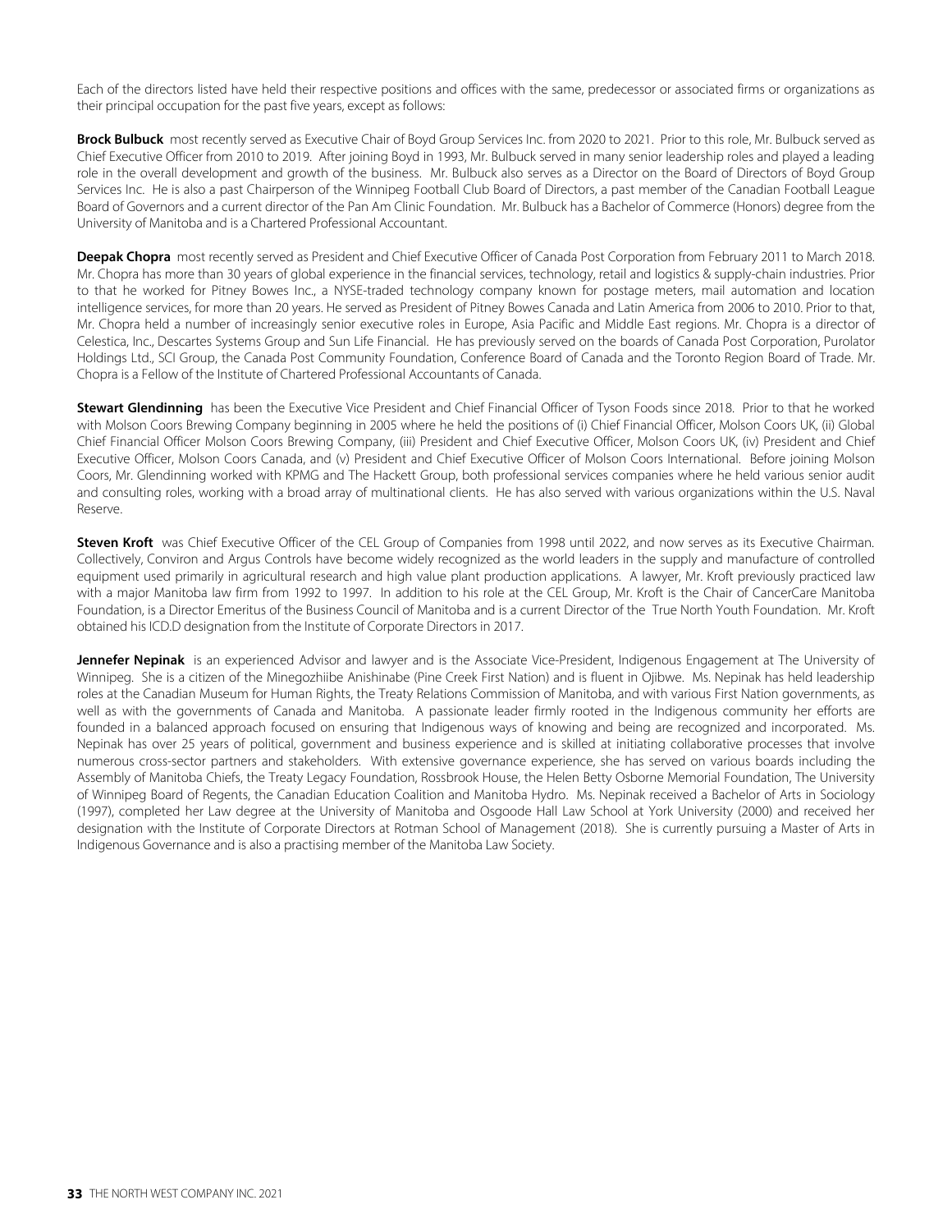Each of the directors listed have held their respective positions and offices with the same, predecessor or associated firms or organizations as their principal occupation for the past five years, except as follows:

**Brock Bulbuck** most recently served as Executive Chair of Boyd Group Services Inc. from 2020 to 2021. Prior to this role, Mr. Bulbuck served as Chief Executive Officer from 2010 to 2019. After joining Boyd in 1993, Mr. Bulbuck served in many senior leadership roles and played a leading role in the overall development and growth of the business. Mr. Bulbuck also serves as a Director on the Board of Directors of Boyd Group Services Inc. He is also a past Chairperson of the Winnipeg Football Club Board of Directors, a past member of the Canadian Football League Board of Governors and a current director of the Pan Am Clinic Foundation. Mr. Bulbuck has a Bachelor of Commerce (Honors) degree from the University of Manitoba and is a Chartered Professional Accountant.

**Deepak Chopra** most recently served as President and Chief Executive Officer of Canada Post Corporation from February 2011 to March 2018. Mr. Chopra has more than 30 years of global experience in the financial services, technology, retail and logistics & supply-chain industries. Prior to that he worked for Pitney Bowes Inc., a NYSE-traded technology company known for postage meters, mail automation and location intelligence services, for more than 20 years. He served as President of Pitney Bowes Canada and Latin America from 2006 to 2010. Prior to that, Mr. Chopra held a number of increasingly senior executive roles in Europe, Asia Pacific and Middle East regions. Mr. Chopra is a director of Celestica, Inc., Descartes Systems Group and Sun Life Financial. He has previously served on the boards of Canada Post Corporation, Purolator Holdings Ltd., SCI Group, the Canada Post Community Foundation, Conference Board of Canada and the Toronto Region Board of Trade. Mr. Chopra is a Fellow of the Institute of Chartered Professional Accountants of Canada.

**Stewart Glendinning** has been the Executive Vice President and Chief Financial Officer of Tyson Foods since 2018. Prior to that he worked with Molson Coors Brewing Company beginning in 2005 where he held the positions of (i) Chief Financial Officer, Molson Coors UK, (ii) Global Chief Financial Officer Molson Coors Brewing Company, (iii) President and Chief Executive Officer, Molson Coors UK, (iv) President and Chief Executive Officer, Molson Coors Canada, and (v) President and Chief Executive Officer of Molson Coors International. Before joining Molson Coors, Mr. Glendinning worked with KPMG and The Hackett Group, both professional services companies where he held various senior audit and consulting roles, working with a broad array of multinational clients. He has also served with various organizations within the U.S. Naval Reserve.

**Steven Kroft** was Chief Executive Officer of the CEL Group of Companies from 1998 until 2022, and now serves as its Executive Chairman. Collectively, Conviron and Argus Controls have become widely recognized as the world leaders in the supply and manufacture of controlled equipment used primarily in agricultural research and high value plant production applications. A lawyer, Mr. Kroft previously practiced law with a major Manitoba law firm from 1992 to 1997. In addition to his role at the CEL Group, Mr. Kroft is the Chair of CancerCare Manitoba Foundation, is a Director Emeritus of the Business Council of Manitoba and is a current Director of the True North Youth Foundation. Mr. Kroft obtained his ICD.D designation from the Institute of Corporate Directors in 2017.

**Jennefer Nepinak** is an experienced Advisor and lawyer and is the Associate Vice-President, Indigenous Engagement at The University of Winnipeg. She is a citizen of the Minegozhiibe Anishinabe (Pine Creek First Nation) and is fluent in Ojibwe. Ms. Nepinak has held leadership roles at the Canadian Museum for Human Rights, the Treaty Relations Commission of Manitoba, and with various First Nation governments, as well as with the governments of Canada and Manitoba. A passionate leader firmly rooted in the Indigenous community her efforts are founded in a balanced approach focused on ensuring that Indigenous ways of knowing and being are recognized and incorporated. Ms. Nepinak has over 25 years of political, government and business experience and is skilled at initiating collaborative processes that involve numerous cross-sector partners and stakeholders. With extensive governance experience, she has served on various boards including the Assembly of Manitoba Chiefs, the Treaty Legacy Foundation, Rossbrook House, the Helen Betty Osborne Memorial Foundation, The University of Winnipeg Board of Regents, the Canadian Education Coalition and Manitoba Hydro. Ms. Nepinak received a Bachelor of Arts in Sociology (1997), completed her Law degree at the University of Manitoba and Osgoode Hall Law School at York University (2000) and received her designation with the Institute of Corporate Directors at Rotman School of Management (2018). She is currently pursuing a Master of Arts in Indigenous Governance and is also a practising member of the Manitoba Law Society.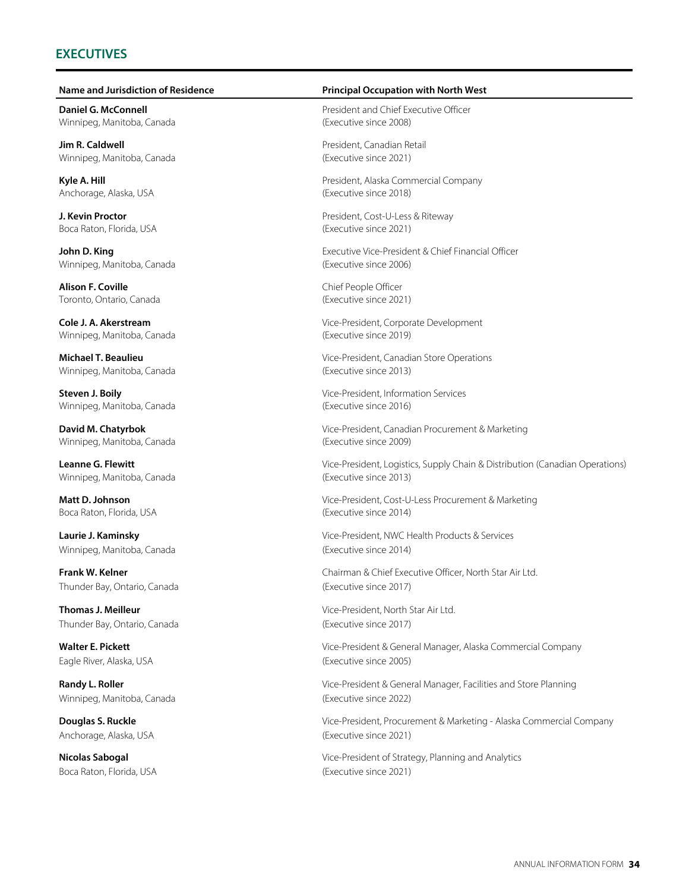## EXECUTIVES

| Name and Jurisdiction of Residence | Principal Occupation with North West |
|---|---|
| **Daniel G. McConnell**<br>Winnipeg, Manitoba, Canada | President and Chief Executive Officer<br>(Executive since 2008) |
| **Jim R. Caldwell**<br>Winnipeg, Manitoba, Canada | President, Canadian Retail<br>(Executive since 2021) |
| **Kyle A. Hill**<br>Anchorage, Alaska, USA | President, Alaska Commercial Company<br>(Executive since 2018) |
| **J. Kevin Proctor**<br>Boca Raton, Florida, USA | President, Cost-U-Less & Riteway<br>(Executive since 2021) |
| **John D. King**<br>Winnipeg, Manitoba, Canada | Executive Vice-President & Chief Financial Officer<br>(Executive since 2006) |
| **Alison F. Coville**<br>Toronto, Ontario, Canada | Chief People Officer<br>(Executive since 2021) |
| **Cole J. A. Akerstream**<br>Winnipeg, Manitoba, Canada | Vice-President, Corporate Development<br>(Executive since 2019) |
| **Michael T. Beaulieu**<br>Winnipeg, Manitoba, Canada | Vice-President, Canadian Store Operations<br>(Executive since 2013) |
| **Steven J. Boily**<br>Winnipeg, Manitoba, Canada | Vice-President, Information Services<br>(Executive since 2016) |
| **David M. Chatyrbok**<br>Winnipeg, Manitoba, Canada | Vice-President, Canadian Procurement & Marketing<br>(Executive since 2009) |
| **Leanne G. Flewitt**<br>Winnipeg, Manitoba, Canada | Vice-President, Logistics, Supply Chain & Distribution (Canadian Operations)<br>(Executive since 2013) |
| **Matt D. Johnson**<br>Boca Raton, Florida, USA | Vice-President, Cost-U-Less Procurement & Marketing<br>(Executive since 2014) |
| **Laurie J. Kaminsky**<br>Winnipeg, Manitoba, Canada | Vice-President, NWC Health Products & Services<br>(Executive since 2014) |
| **Frank W. Kelner**<br>Thunder Bay, Ontario, Canada | Chairman & Chief Executive Officer, North Star Air Ltd.<br>(Executive since 2017) |
| **Thomas J. Meilleur**<br>Thunder Bay, Ontario, Canada | Vice-President, North Star Air Ltd.<br>(Executive since 2017) |
| **Walter E. Pickett**<br>Eagle River, Alaska, USA | Vice-President & General Manager, Alaska Commercial Company<br>(Executive since 2005) |
| **Randy L. Roller**<br>Winnipeg, Manitoba, Canada | Vice-President & General Manager, Facilities and Store Planning<br>(Executive since 2022) |
| **Douglas S. Ruckle**<br>Anchorage, Alaska, USA | Vice-President, Procurement & Marketing - Alaska Commercial Company<br>(Executive since 2021) |
| **Nicolas Sabogal**<br>Boca Raton, Florida, USA | Vice-President of Strategy, Planning and Analytics<br>(Executive since 2021) |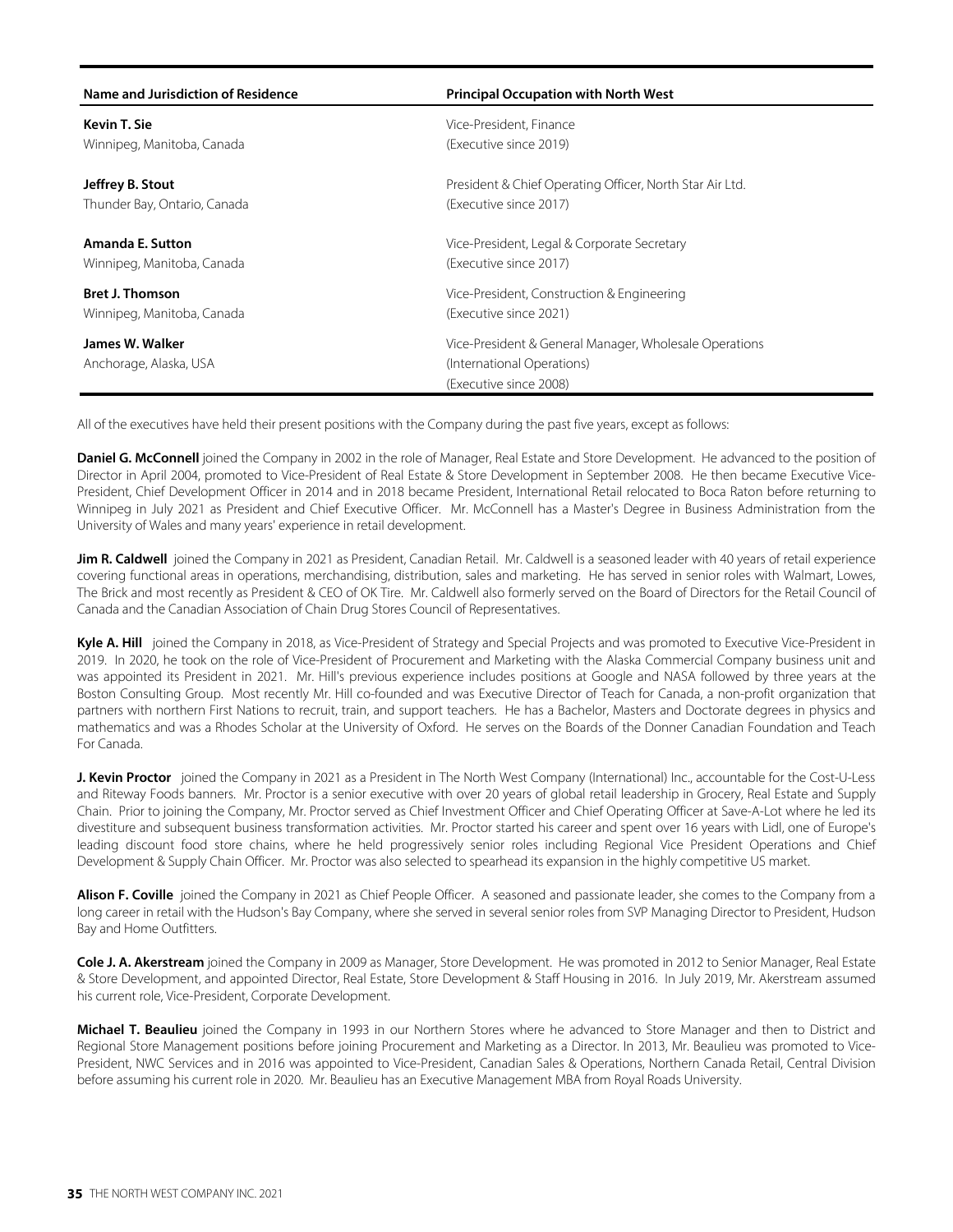| Name and Jurisdiction of Residence | Principal Occupation with North West |
|---|---|
| **Kevin T. Sie**<br>Winnipeg, Manitoba, Canada | Vice-President, Finance<br>(Executive since 2019) |
| **Jeffrey B. Stout**<br>Thunder Bay, Ontario, Canada | President & Chief Operating Officer, North Star Air Ltd.<br>(Executive since 2017) |
| **Amanda E. Sutton**<br>Winnipeg, Manitoba, Canada | Vice-President, Legal & Corporate Secretary<br>(Executive since 2017) |
| **Bret J. Thomson**<br>Winnipeg, Manitoba, Canada | Vice-President, Construction & Engineering<br>(Executive since 2021) |
| **James W. Walker**<br>Anchorage, Alaska, USA | Vice-President & General Manager, Wholesale Operations<br>(International Operations)<br>(Executive since 2008) |

All of the executives have held their present positions with the Company during the past five years, except as follows:

**Daniel G. McConnell** joined the Company in 2002 in the role of Manager, Real Estate and Store Development. He advanced to the position of Director in April 2004, promoted to Vice-President of Real Estate & Store Development in September 2008. He then became Executive Vice-President, Chief Development Officer in 2014 and in 2018 became President, International Retail relocated to Boca Raton before returning to Winnipeg in July 2021 as President and Chief Executive Officer. Mr. McConnell has a Master's Degree in Business Administration from the University of Wales and many years' experience in retail development.

**Jim R. Caldwell** joined the Company in 2021 as President, Canadian Retail. Mr. Caldwell is a seasoned leader with 40 years of retail experience covering functional areas in operations, merchandising, distribution, sales and marketing. He has served in senior roles with Walmart, Lowes, The Brick and most recently as President & CEO of OK Tire. Mr. Caldwell also formerly served on the Board of Directors for the Retail Council of Canada and the Canadian Association of Chain Drug Stores Council of Representatives.

**Kyle A. Hill** joined the Company in 2018, as Vice-President of Strategy and Special Projects and was promoted to Executive Vice-President in 2019. In 2020, he took on the role of Vice-President of Procurement and Marketing with the Alaska Commercial Company business unit and was appointed its President in 2021. Mr. Hill's previous experience includes positions at Google and NASA followed by three years at the Boston Consulting Group. Most recently Mr. Hill co-founded and was Executive Director of Teach for Canada, a non-profit organization that partners with northern First Nations to recruit, train, and support teachers. He has a Bachelor, Masters and Doctorate degrees in physics and mathematics and was a Rhodes Scholar at the University of Oxford. He serves on the Boards of the Donner Canadian Foundation and Teach For Canada.

**J. Kevin Proctor** joined the Company in 2021 as a President in The North West Company (International) Inc., accountable for the Cost-U-Less and Riteway Foods banners. Mr. Proctor is a senior executive with over 20 years of global retail leadership in Grocery, Real Estate and Supply Chain. Prior to joining the Company, Mr. Proctor served as Chief Investment Officer and Chief Operating Officer at Save-A-Lot where he led its divestiture and subsequent business transformation activities. Mr. Proctor started his career and spent over 16 years with Lidl, one of Europe's leading discount food store chains, where he held progressively senior roles including Regional Vice President Operations and Chief Development & Supply Chain Officer. Mr. Proctor was also selected to spearhead its expansion in the highly competitive US market.

**Alison F. Coville** joined the Company in 2021 as Chief People Officer. A seasoned and passionate leader, she comes to the Company from a long career in retail with the Hudson's Bay Company, where she served in several senior roles from SVP Managing Director to President, Hudson Bay and Home Outfitters.

**Cole J. A. Akerstream** joined the Company in 2009 as Manager, Store Development. He was promoted in 2012 to Senior Manager, Real Estate & Store Development, and appointed Director, Real Estate, Store Development & Staff Housing in 2016. In July 2019, Mr. Akerstream assumed his current role, Vice-President, Corporate Development.

**Michael T. Beaulieu** joined the Company in 1993 in our Northern Stores where he advanced to Store Manager and then to District and Regional Store Management positions before joining Procurement and Marketing as a Director. In 2013, Mr. Beaulieu was promoted to Vice-President, NWC Services and in 2016 was appointed to Vice-President, Canadian Sales & Operations, Northern Canada Retail, Central Division before assuming his current role in 2020. Mr. Beaulieu has an Executive Management MBA from Royal Roads University.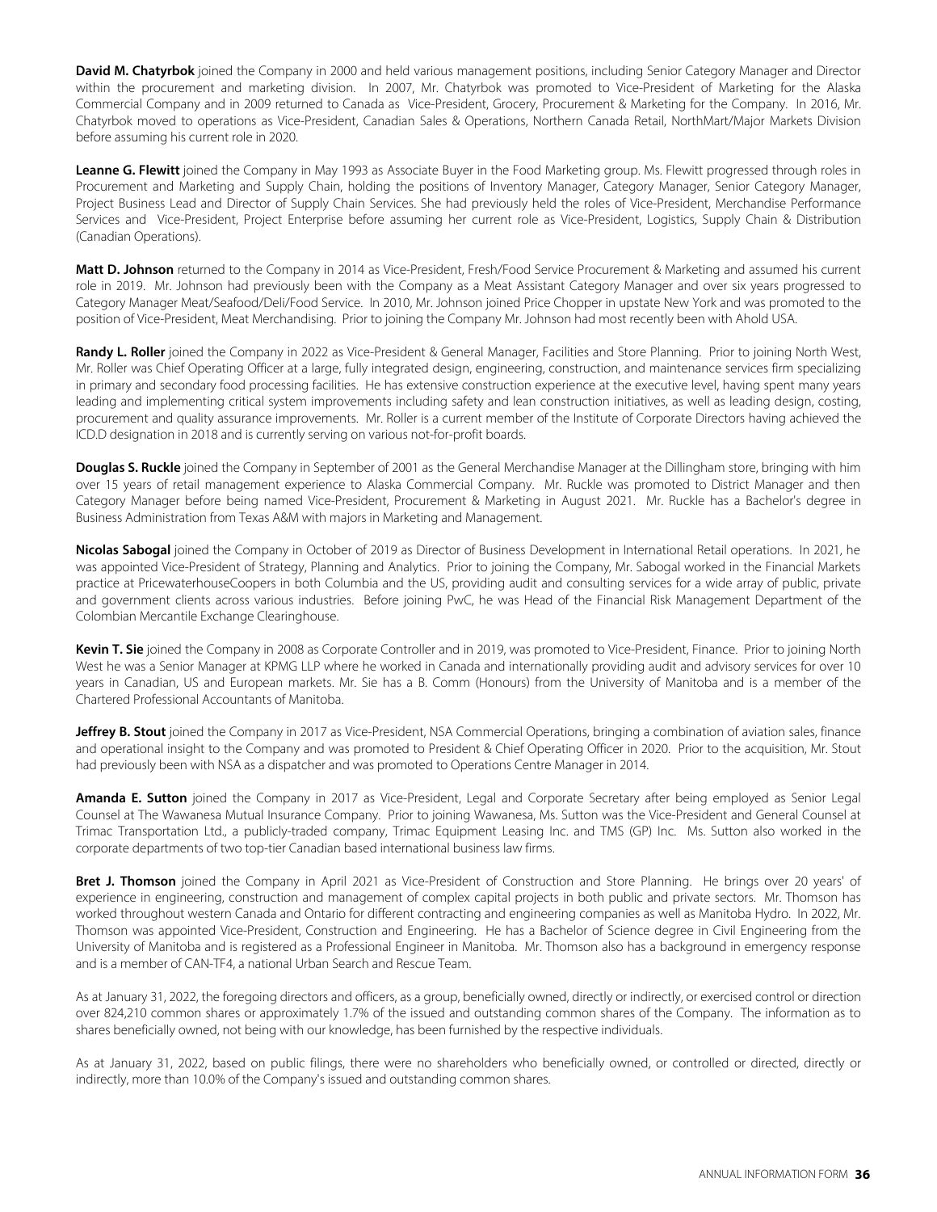**David M. Chatyrbok** joined the Company in 2000 and held various management positions, including Senior Category Manager and Director within the procurement and marketing division. In 2007, Mr. Chatyrbok was promoted to Vice-President of Marketing for the Alaska Commercial Company and in 2009 returned to Canada as Vice-President, Grocery, Procurement & Marketing for the Company. In 2016, Mr. Chatyrbok moved to operations as Vice-President, Canadian Sales & Operations, Northern Canada Retail, NorthMart/Major Markets Division before assuming his current role in 2020.

**Leanne G. Flewitt** joined the Company in May 1993 as Associate Buyer in the Food Marketing group. Ms. Flewitt progressed through roles in Procurement and Marketing and Supply Chain, holding the positions of Inventory Manager, Category Manager, Senior Category Manager, Project Business Lead and Director of Supply Chain Services. She had previously held the roles of Vice-President, Merchandise Performance Services and Vice-President, Project Enterprise before assuming her current role as Vice-President, Logistics, Supply Chain & Distribution (Canadian Operations).

**Matt D. Johnson** returned to the Company in 2014 as Vice-President, Fresh/Food Service Procurement & Marketing and assumed his current role in 2019. Mr. Johnson had previously been with the Company as a Meat Assistant Category Manager and over six years progressed to Category Manager Meat/Seafood/Deli/Food Service. In 2010, Mr. Johnson joined Price Chopper in upstate New York and was promoted to the position of Vice-President, Meat Merchandising. Prior to joining the Company Mr. Johnson had most recently been with Ahold USA.

**Randy L. Roller** joined the Company in 2022 as Vice-President & General Manager, Facilities and Store Planning. Prior to joining North West, Mr. Roller was Chief Operating Officer at a large, fully integrated design, engineering, construction, and maintenance services firm specializing in primary and secondary food processing facilities. He has extensive construction experience at the executive level, having spent many years leading and implementing critical system improvements including safety and lean construction initiatives, as well as leading design, costing, procurement and quality assurance improvements. Mr. Roller is a current member of the Institute of Corporate Directors having achieved the ICD.D designation in 2018 and is currently serving on various not-for-profit boards.

**Douglas S. Ruckle** joined the Company in September of 2001 as the General Merchandise Manager at the Dillingham store, bringing with him over 15 years of retail management experience to Alaska Commercial Company. Mr. Ruckle was promoted to District Manager and then Category Manager before being named Vice-President, Procurement & Marketing in August 2021. Mr. Ruckle has a Bachelor's degree in Business Administration from Texas A&M with majors in Marketing and Management.

**Nicolas Sabogal** joined the Company in October of 2019 as Director of Business Development in International Retail operations. In 2021, he was appointed Vice-President of Strategy, Planning and Analytics. Prior to joining the Company, Mr. Sabogal worked in the Financial Markets practice at PricewaterhouseCoopers in both Columbia and the US, providing audit and consulting services for a wide array of public, private and government clients across various industries. Before joining PwC, he was Head of the Financial Risk Management Department of the Colombian Mercantile Exchange Clearinghouse.

**Kevin T. Sie** joined the Company in 2008 as Corporate Controller and in 2019, was promoted to Vice-President, Finance. Prior to joining North West he was a Senior Manager at KPMG LLP where he worked in Canada and internationally providing audit and advisory services for over 10 years in Canadian, US and European markets. Mr. Sie has a B. Comm (Honours) from the University of Manitoba and is a member of the Chartered Professional Accountants of Manitoba.

**Jeffrey B. Stout** joined the Company in 2017 as Vice-President, NSA Commercial Operations, bringing a combination of aviation sales, finance and operational insight to the Company and was promoted to President & Chief Operating Officer in 2020. Prior to the acquisition, Mr. Stout had previously been with NSA as a dispatcher and was promoted to Operations Centre Manager in 2014.

**Amanda E. Sutton** joined the Company in 2017 as Vice-President, Legal and Corporate Secretary after being employed as Senior Legal Counsel at The Wawanesa Mutual Insurance Company. Prior to joining Wawanesa, Ms. Sutton was the Vice-President and General Counsel at Trimac Transportation Ltd., a publicly-traded company, Trimac Equipment Leasing Inc. and TMS (GP) Inc. Ms. Sutton also worked in the corporate departments of two top-tier Canadian based international business law firms.

**Bret J. Thomson** joined the Company in April 2021 as Vice-President of Construction and Store Planning. He brings over 20 years' of experience in engineering, construction and management of complex capital projects in both public and private sectors. Mr. Thomson has worked throughout western Canada and Ontario for different contracting and engineering companies as well as Manitoba Hydro. In 2022, Mr. Thomson was appointed Vice-President, Construction and Engineering. He has a Bachelor of Science degree in Civil Engineering from the University of Manitoba and is registered as a Professional Engineer in Manitoba. Mr. Thomson also has a background in emergency response and is a member of CAN-TF4, a national Urban Search and Rescue Team.

As at January 31, 2022, the foregoing directors and officers, as a group, beneficially owned, directly or indirectly, or exercised control or direction over 824,210 common shares or approximately 1.7% of the issued and outstanding common shares of the Company. The information as to shares beneficially owned, not being with our knowledge, has been furnished by the respective individuals.

As at January 31, 2022, based on public filings, there were no shareholders who beneficially owned, or controlled or directed, directly or indirectly, more than 10.0% of the Company's issued and outstanding common shares.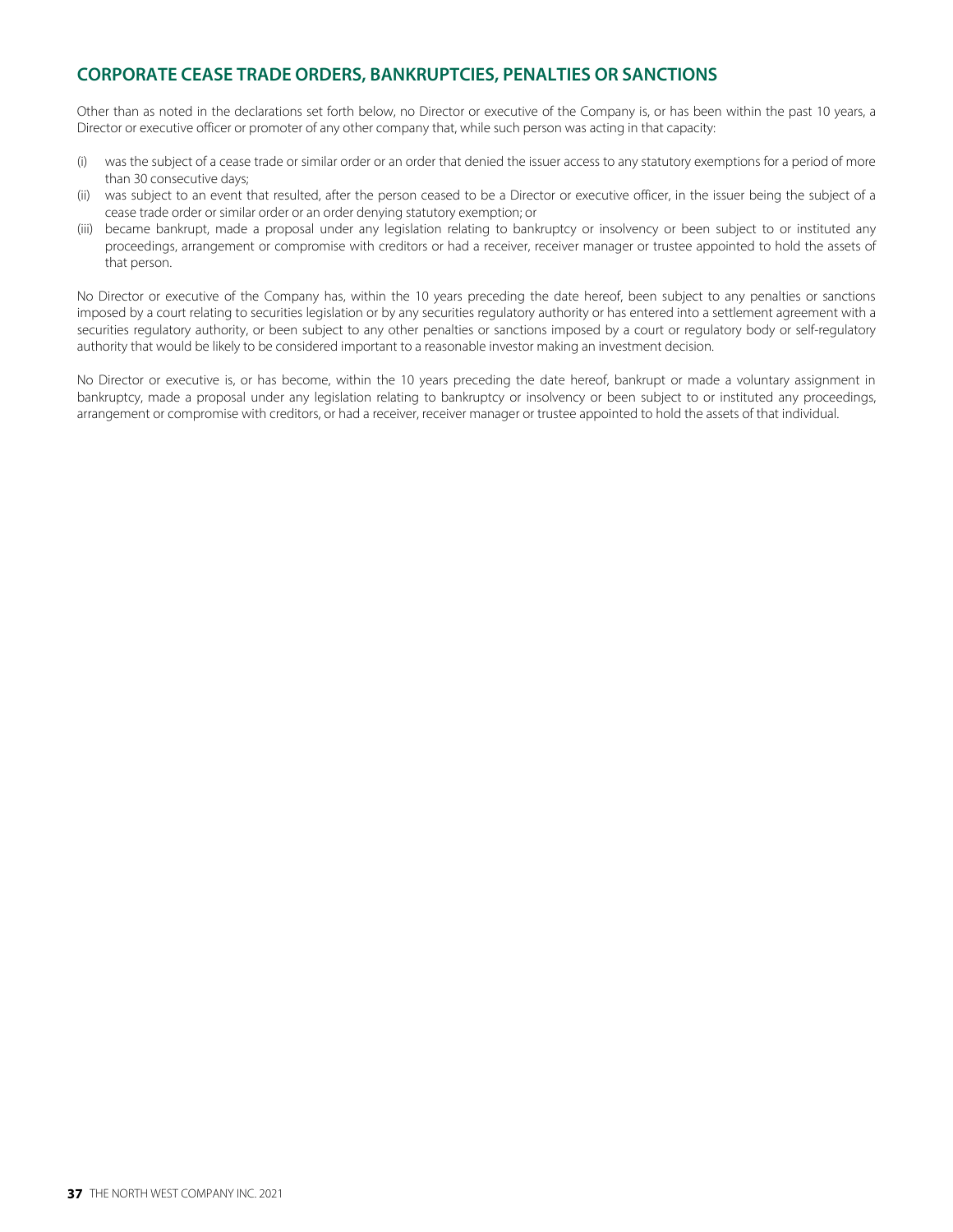## CORPORATE CEASE TRADE ORDERS, BANKRUPTCIES, PENALTIES OR SANCTIONS

Other than as noted in the declarations set forth below, no Director or executive of the Company is, or has been within the past 10 years, a Director or executive officer or promoter of any other company that, while such person was acting in that capacity:

(i) was the subject of a cease trade or similar order or an order that denied the issuer access to any statutory exemptions for a period of more than 30 consecutive days;

(ii) was subject to an event that resulted, after the person ceased to be a Director or executive officer, in the issuer being the subject of a cease trade order or similar order or an order denying statutory exemption; or

(iii) became bankrupt, made a proposal under any legislation relating to bankruptcy or insolvency or been subject to or instituted any proceedings, arrangement or compromise with creditors or had a receiver, receiver manager or trustee appointed to hold the assets of that person.

No Director or executive of the Company has, within the 10 years preceding the date hereof, been subject to any penalties or sanctions imposed by a court relating to securities legislation or by any securities regulatory authority or has entered into a settlement agreement with a securities regulatory authority, or been subject to any other penalties or sanctions imposed by a court or regulatory body or self-regulatory authority that would be likely to be considered important to a reasonable investor making an investment decision.

No Director or executive is, or has become, within the 10 years preceding the date hereof, bankrupt or made a voluntary assignment in bankruptcy, made a proposal under any legislation relating to bankruptcy or insolvency or been subject to or instituted any proceedings, arrangement or compromise with creditors, or had a receiver, receiver manager or trustee appointed to hold the assets of that individual.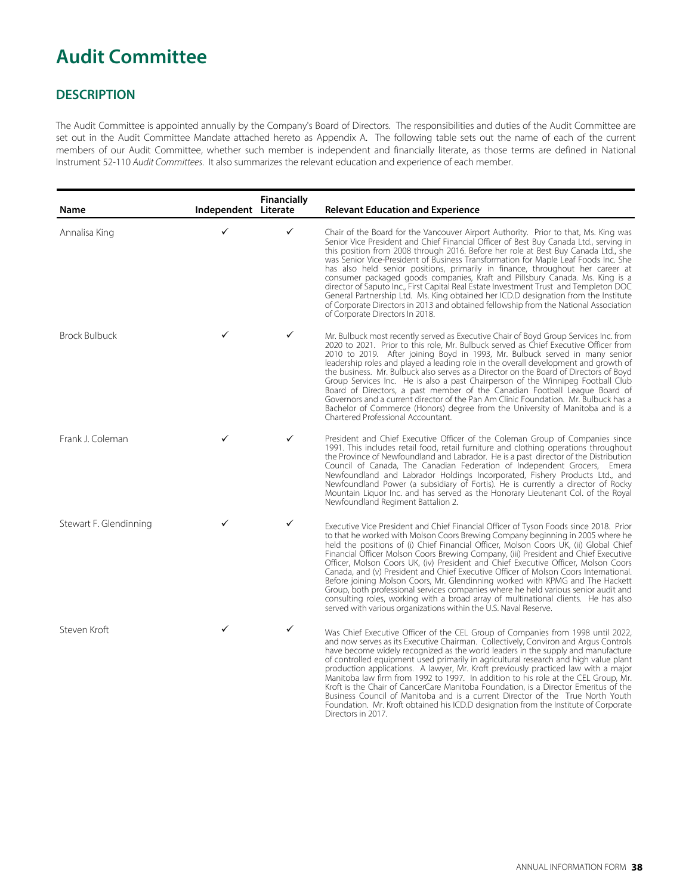# Audit Committee

## DESCRIPTION

The Audit Committee is appointed annually by the Company's Board of Directors. The responsibilities and duties of the Audit Committee are set out in the Audit Committee Mandate attached hereto as Appendix A. The following table sets out the name of each of the current members of our Audit Committee, whether such member is independent and financially literate, as those terms are defined in National Instrument 52-110 *Audit Committees*. It also summarizes the relevant education and experience of each member.

| Name | Independent | Financially Literate | Relevant Education and Experience |
|---|---|---|---|
| Annalisa King | ✓ | ✓ | Chair of the Board for the Vancouver Airport Authority. Prior to that, Ms. King was Senior Vice President and Chief Financial Officer of Best Buy Canada Ltd., serving in this position from 2008 through 2016. Before her role at Best Buy Canada Ltd., she was Senior Vice-President of Business Transformation for Maple Leaf Foods Inc. She has also held senior positions, primarily in finance, throughout her career at consumer packaged goods companies, Kraft and Pillsbury Canada. Ms. King is a director of Saputo Inc., First Capital Real Estate Investment Trust and Templeton DOC General Partnership Ltd. Ms. King obtained her ICD.D designation from the Institute of Corporate Directors in 2013 and obtained fellowship from the National Association of Corporate Directors In 2018. |
| Brock Bulbuck | ✓ | ✓ | Mr. Bulbuck most recently served as Executive Chair of Boyd Group Services Inc. from 2020 to 2021. Prior to this role, Mr. Bulbuck served as Chief Executive Officer from 2010 to 2019. After joining Boyd in 1993, Mr. Bulbuck served in many senior leadership roles and played a leading role in the overall development and growth of the business. Mr. Bulbuck also serves as a Director on the Board of Directors of Boyd Group Services Inc. He is also a past Chairperson of the Winnipeg Football Club Board of Directors, a past member of the Canadian Football League Board of Governors and a current director of the Pan Am Clinic Foundation. Mr. Bulbuck has a Bachelor of Commerce (Honors) degree from the University of Manitoba and is a Chartered Professional Accountant. |
| Frank J. Coleman | ✓ | ✓ | President and Chief Executive Officer of the Coleman Group of Companies since 1991. This includes retail food, retail furniture and clothing operations throughout the Province of Newfoundland and Labrador. He is a past director of the Distribution Council of Canada, The Canadian Federation of Independent Grocers, Emera Newfoundland and Labrador Holdings Incorporated, Fishery Products Ltd., and Newfoundland Power (a subsidiary of Fortis). He is currently a director of Rocky Mountain Liquor Inc. and has served as the Honorary Lieutenant Col. of the Royal Newfoundland Regiment Battalion 2. |
| Stewart F. Glendinning | ✓ | ✓ | Executive Vice President and Chief Financial Officer of Tyson Foods since 2018. Prior to that he worked with Molson Coors Brewing Company beginning in 2005 where he held the positions of (i) Chief Financial Officer, Molson Coors UK, (ii) Global Chief Financial Officer Molson Coors Brewing Company, (iii) President and Chief Executive Officer, Molson Coors UK, (iv) President and Chief Executive Officer, Molson Coors Canada, and (v) President and Chief Executive Officer of Molson Coors International. Before joining Molson Coors, Mr. Glendinning worked with KPMG and The Hackett Group, both professional services companies where he held various senior audit and consulting roles, working with a broad array of multinational clients. He has also served with various organizations within the U.S. Naval Reserve. |
| Steven Kroft | ✓ | ✓ | Was Chief Executive Officer of the CEL Group of Companies from 1998 until 2022, and now serves as its Executive Chairman. Collectively, Conviron and Argus Controls have become widely recognized as the world leaders in the supply and manufacture of controlled equipment used primarily in agricultural research and high value plant production applications. A lawyer, Mr. Kroft previously practiced law with a major Manitoba law firm from 1992 to 1997. In addition to his role at the CEL Group, Mr. Kroft is the Chair of CancerCare Manitoba Foundation, is a Director Emeritus of the Business Council of Manitoba and is a current Director of the True North Youth Foundation. Mr. Kroft obtained his ICD.D designation from the Institute of Corporate Directors in 2017. |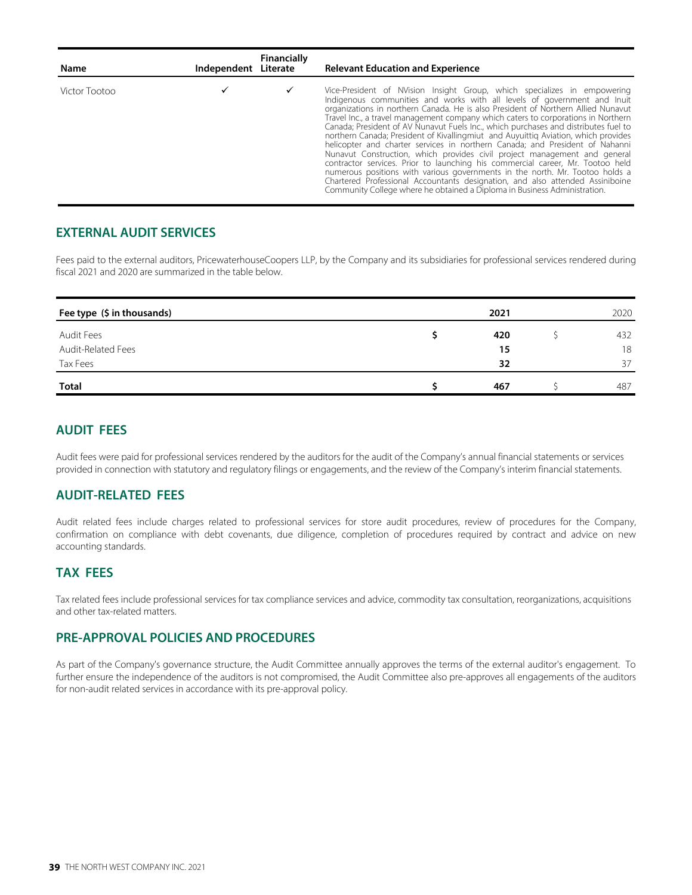| Name | Independent | Financially Literate | Relevant Education and Experience |
| --- | --- | --- | --- |
| Victor Tootoo | ✓ | ✓ | Vice-President of NVision Insight Group, which specializes in empowering Indigenous communities and works with all levels of government and Inuit organizations in northern Canada. He is also President of Northern Allied Nunavut Travel Inc., a travel management company which caters to corporations in Northern Canada; President of AV Nunavut Fuels Inc., which purchases and distributes fuel to northern Canada; President of Kivallingmiut and Auyuittiq Aviation, which provides helicopter and charter services in northern Canada; and President of Nahanni Nunavut Construction, which provides civil project management and general contractor services. Prior to launching his commercial career, Mr. Tootoo held numerous positions with various governments in the north. Mr. Tootoo holds a Chartered Professional Accountants designation, and also attended Assiniboine Community College where he obtained a Diploma in Business Administration. |

## EXTERNAL AUDIT SERVICES

Fees paid to the external auditors, PricewaterhouseCoopers LLP, by the Company and its subsidiaries for professional services rendered during fiscal 2021 and 2020 are summarized in the table below.

| Fee type ($ in thousands) | 2021 | 2020 |
| --- | --- | --- |
| Audit Fees | **$ 420** | $ 432 |
| Audit-Related Fees | **15** | 18 |
| Tax Fees | **32** | 37 |
| **Total** | **$ 467** | $ 487 |

## AUDIT FEES

Audit fees were paid for professional services rendered by the auditors for the audit of the Company's annual financial statements or services provided in connection with statutory and regulatory filings or engagements, and the review of the Company's interim financial statements.

## AUDIT-RELATED FEES

Audit related fees include charges related to professional services for store audit procedures, review of procedures for the Company, confirmation on compliance with debt covenants, due diligence, completion of procedures required by contract and advice on new accounting standards.

## TAX FEES

Tax related fees include professional services for tax compliance services and advice, commodity tax consultation, reorganizations, acquisitions and other tax-related matters.

## PRE-APPROVAL POLICIES AND PROCEDURES

As part of the Company's governance structure, the Audit Committee annually approves the terms of the external auditor's engagement. To further ensure the independence of the auditors is not compromised, the Audit Committee also pre-approves all engagements of the auditors for non-audit related services in accordance with its pre-approval policy.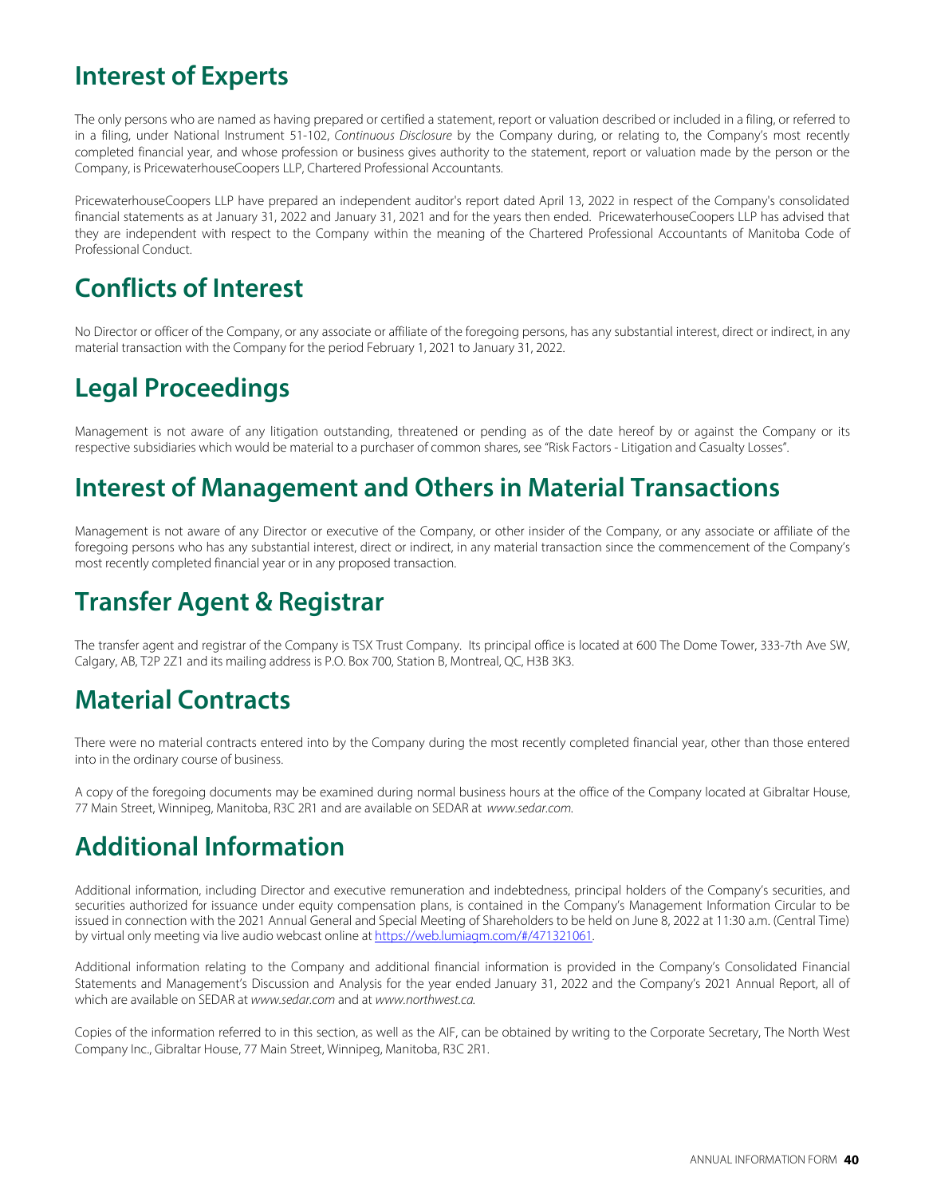# Interest of Experts

The only persons who are named as having prepared or certified a statement, report or valuation described or included in a filing, or referred to in a filing, under National Instrument 51-102, *Continuous Disclosure* by the Company during, or relating to, the Company's most recently completed financial year, and whose profession or business gives authority to the statement, report or valuation made by the person or the Company, is PricewaterhouseCoopers LLP, Chartered Professional Accountants.

PricewaterhouseCoopers LLP have prepared an independent auditor's report dated April 13, 2022 in respect of the Company's consolidated financial statements as at January 31, 2022 and January 31, 2021 and for the years then ended. PricewaterhouseCoopers LLP has advised that they are independent with respect to the Company within the meaning of the Chartered Professional Accountants of Manitoba Code of Professional Conduct.

# Conflicts of Interest

No Director or officer of the Company, or any associate or affiliate of the foregoing persons, has any substantial interest, direct or indirect, in any material transaction with the Company for the period February 1, 2021 to January 31, 2022.

# Legal Proceedings

Management is not aware of any litigation outstanding, threatened or pending as of the date hereof by or against the Company or its respective subsidiaries which would be material to a purchaser of common shares, see "Risk Factors - Litigation and Casualty Losses".

# Interest of Management and Others in Material Transactions

Management is not aware of any Director or executive of the Company, or other insider of the Company, or any associate or affiliate of the foregoing persons who has any substantial interest, direct or indirect, in any material transaction since the commencement of the Company's most recently completed financial year or in any proposed transaction.

# Transfer Agent & Registrar

The transfer agent and registrar of the Company is TSX Trust Company. Its principal office is located at 600 The Dome Tower, 333-7th Ave SW, Calgary, AB, T2P 2Z1 and its mailing address is P.O. Box 700, Station B, Montreal, QC, H3B 3K3.

# Material Contracts

There were no material contracts entered into by the Company during the most recently completed financial year, other than those entered into in the ordinary course of business.

A copy of the foregoing documents may be examined during normal business hours at the office of the Company located at Gibraltar House, 77 Main Street, Winnipeg, Manitoba, R3C 2R1 and are available on SEDAR at *www.sedar.com*.

# Additional Information

Additional information, including Director and executive remuneration and indebtedness, principal holders of the Company's securities, and securities authorized for issuance under equity compensation plans, is contained in the Company's Management Information Circular to be issued in connection with the 2021 Annual General and Special Meeting of Shareholders to be held on June 8, 2022 at 11:30 a.m. (Central Time) by virtual only meeting via live audio webcast online at https://web.lumiagm.com/#/471321061.

Additional information relating to the Company and additional financial information is provided in the Company's Consolidated Financial Statements and Management's Discussion and Analysis for the year ended January 31, 2022 and the Company's 2021 Annual Report, all of which are available on SEDAR at *www.sedar.com* and at *www.northwest.ca*.

Copies of the information referred to in this section, as well as the AIF, can be obtained by writing to the Corporate Secretary, The North West Company Inc., Gibraltar House, 77 Main Street, Winnipeg, Manitoba, R3C 2R1.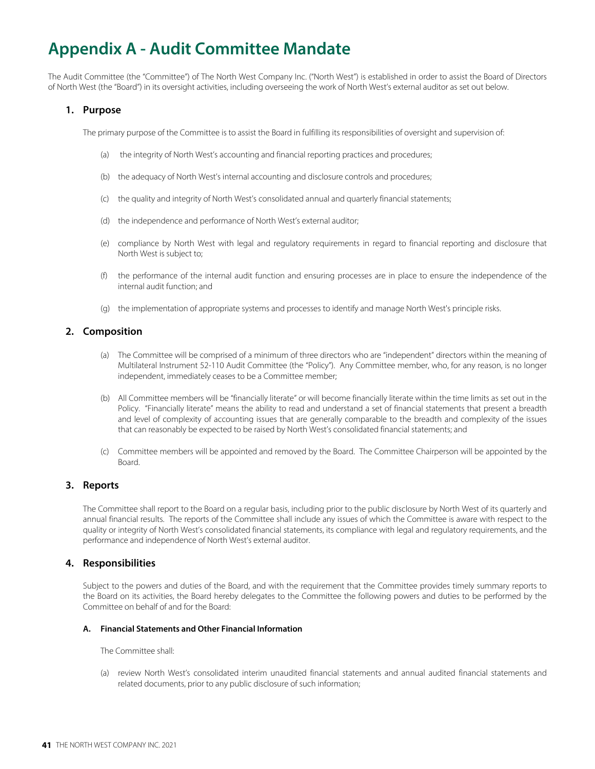# Appendix A - Audit Committee Mandate

The Audit Committee (the "Committee") of The North West Company Inc. ("North West") is established in order to assist the Board of Directors of North West (the "Board") in its oversight activities, including overseeing the work of North West's external auditor as set out below.

## 1. Purpose

The primary purpose of the Committee is to assist the Board in fulfilling its responsibilities of oversight and supervision of:

(a) the integrity of North West's accounting and financial reporting practices and procedures;

(b) the adequacy of North West's internal accounting and disclosure controls and procedures;

(c) the quality and integrity of North West's consolidated annual and quarterly financial statements;

(d) the independence and performance of North West's external auditor;

(e) compliance by North West with legal and regulatory requirements in regard to financial reporting and disclosure that North West is subject to;

(f) the performance of the internal audit function and ensuring processes are in place to ensure the independence of the internal audit function; and

(g) the implementation of appropriate systems and processes to identify and manage North West's principle risks.

## 2. Composition

(a) The Committee will be comprised of a minimum of three directors who are "independent" directors within the meaning of Multilateral Instrument 52-110 Audit Committee (the "Policy"). Any Committee member, who, for any reason, is no longer independent, immediately ceases to be a Committee member;

(b) All Committee members will be "financially literate" or will become financially literate within the time limits as set out in the Policy. "Financially literate" means the ability to read and understand a set of financial statements that present a breadth and level of complexity of accounting issues that are generally comparable to the breadth and complexity of the issues that can reasonably be expected to be raised by North West's consolidated financial statements; and

(c) Committee members will be appointed and removed by the Board. The Committee Chairperson will be appointed by the Board.

## 3. Reports

The Committee shall report to the Board on a regular basis, including prior to the public disclosure by North West of its quarterly and annual financial results. The reports of the Committee shall include any issues of which the Committee is aware with respect to the quality or integrity of North West's consolidated financial statements, its compliance with legal and regulatory requirements, and the performance and independence of North West's external auditor.

## 4. Responsibilities

Subject to the powers and duties of the Board, and with the requirement that the Committee provides timely summary reports to the Board on its activities, the Board hereby delegates to the Committee the following powers and duties to be performed by the Committee on behalf of and for the Board:

### A. Financial Statements and Other Financial Information

The Committee shall:

(a) review North West's consolidated interim unaudited financial statements and annual audited financial statements and related documents, prior to any public disclosure of such information;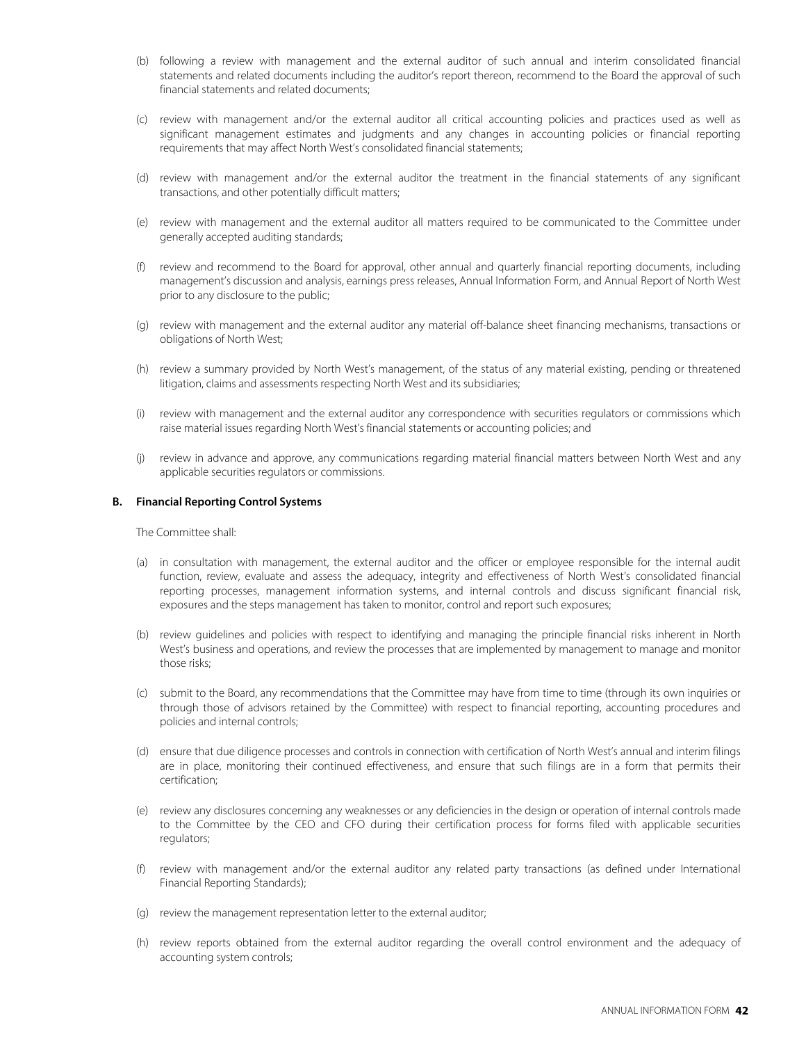(b) following a review with management and the external auditor of such annual and interim consolidated financial statements and related documents including the auditor's report thereon, recommend to the Board the approval of such financial statements and related documents;

(c) review with management and/or the external auditor all critical accounting policies and practices used as well as significant management estimates and judgments and any changes in accounting policies or financial reporting requirements that may affect North West's consolidated financial statements;

(d) review with management and/or the external auditor the treatment in the financial statements of any significant transactions, and other potentially difficult matters;

(e) review with management and the external auditor all matters required to be communicated to the Committee under generally accepted auditing standards;

(f) review and recommend to the Board for approval, other annual and quarterly financial reporting documents, including management's discussion and analysis, earnings press releases, Annual Information Form, and Annual Report of North West prior to any disclosure to the public;

(g) review with management and the external auditor any material off-balance sheet financing mechanisms, transactions or obligations of North West;

(h) review a summary provided by North West's management, of the status of any material existing, pending or threatened litigation, claims and assessments respecting North West and its subsidiaries;

(i) review with management and the external auditor any correspondence with securities regulators or commissions which raise material issues regarding North West's financial statements or accounting policies; and

(j) review in advance and approve, any communications regarding material financial matters between North West and any applicable securities regulators or commissions.

**B. Financial Reporting Control Systems**

The Committee shall:

(a) in consultation with management, the external auditor and the officer or employee responsible for the internal audit function, review, evaluate and assess the adequacy, integrity and effectiveness of North West's consolidated financial reporting processes, management information systems, and internal controls and discuss significant financial risk, exposures and the steps management has taken to monitor, control and report such exposures;

(b) review guidelines and policies with respect to identifying and managing the principle financial risks inherent in North West's business and operations, and review the processes that are implemented by management to manage and monitor those risks;

(c) submit to the Board, any recommendations that the Committee may have from time to time (through its own inquiries or through those of advisors retained by the Committee) with respect to financial reporting, accounting procedures and policies and internal controls;

(d) ensure that due diligence processes and controls in connection with certification of North West's annual and interim filings are in place, monitoring their continued effectiveness, and ensure that such filings are in a form that permits their certification;

(e) review any disclosures concerning any weaknesses or any deficiencies in the design or operation of internal controls made to the Committee by the CEO and CFO during their certification process for forms filed with applicable securities regulators;

(f) review with management and/or the external auditor any related party transactions (as defined under International Financial Reporting Standards);

(g) review the management representation letter to the external auditor;

(h) review reports obtained from the external auditor regarding the overall control environment and the adequacy of accounting system controls;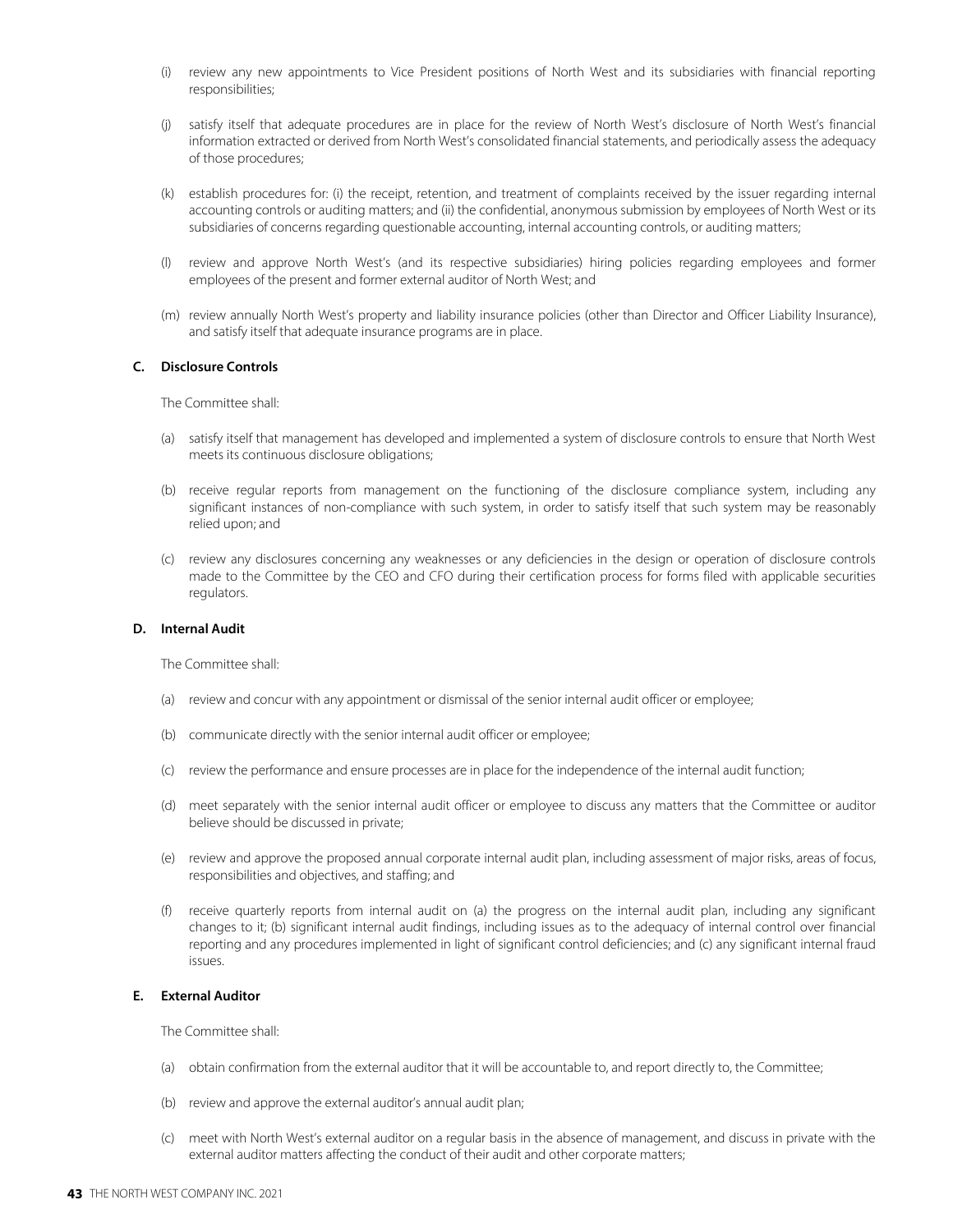(i) review any new appointments to Vice President positions of North West and its subsidiaries with financial reporting responsibilities;

(j) satisfy itself that adequate procedures are in place for the review of North West's disclosure of North West's financial information extracted or derived from North West's consolidated financial statements, and periodically assess the adequacy of those procedures;

(k) establish procedures for: (i) the receipt, retention, and treatment of complaints received by the issuer regarding internal accounting controls or auditing matters; and (ii) the confidential, anonymous submission by employees of North West or its subsidiaries of concerns regarding questionable accounting, internal accounting controls, or auditing matters;

(l) review and approve North West's (and its respective subsidiaries) hiring policies regarding employees and former employees of the present and former external auditor of North West; and

(m) review annually North West's property and liability insurance policies (other than Director and Officer Liability Insurance), and satisfy itself that adequate insurance programs are in place.

**C. Disclosure Controls**

The Committee shall:

(a) satisfy itself that management has developed and implemented a system of disclosure controls to ensure that North West meets its continuous disclosure obligations;

(b) receive regular reports from management on the functioning of the disclosure compliance system, including any significant instances of non-compliance with such system, in order to satisfy itself that such system may be reasonably relied upon; and

(c) review any disclosures concerning any weaknesses or any deficiencies in the design or operation of disclosure controls made to the Committee by the CEO and CFO during their certification process for forms filed with applicable securities regulators.

**D. Internal Audit**

The Committee shall:

(a) review and concur with any appointment or dismissal of the senior internal audit officer or employee;

(b) communicate directly with the senior internal audit officer or employee;

(c) review the performance and ensure processes are in place for the independence of the internal audit function;

(d) meet separately with the senior internal audit officer or employee to discuss any matters that the Committee or auditor believe should be discussed in private;

(e) review and approve the proposed annual corporate internal audit plan, including assessment of major risks, areas of focus, responsibilities and objectives, and staffing; and

(f) receive quarterly reports from internal audit on (a) the progress on the internal audit plan, including any significant changes to it; (b) significant internal audit findings, including issues as to the adequacy of internal control over financial reporting and any procedures implemented in light of significant control deficiencies; and (c) any significant internal fraud issues.

**E. External Auditor**

The Committee shall:

(a) obtain confirmation from the external auditor that it will be accountable to, and report directly to, the Committee;

(b) review and approve the external auditor's annual audit plan;

(c) meet with North West's external auditor on a regular basis in the absence of management, and discuss in private with the external auditor matters affecting the conduct of their audit and other corporate matters;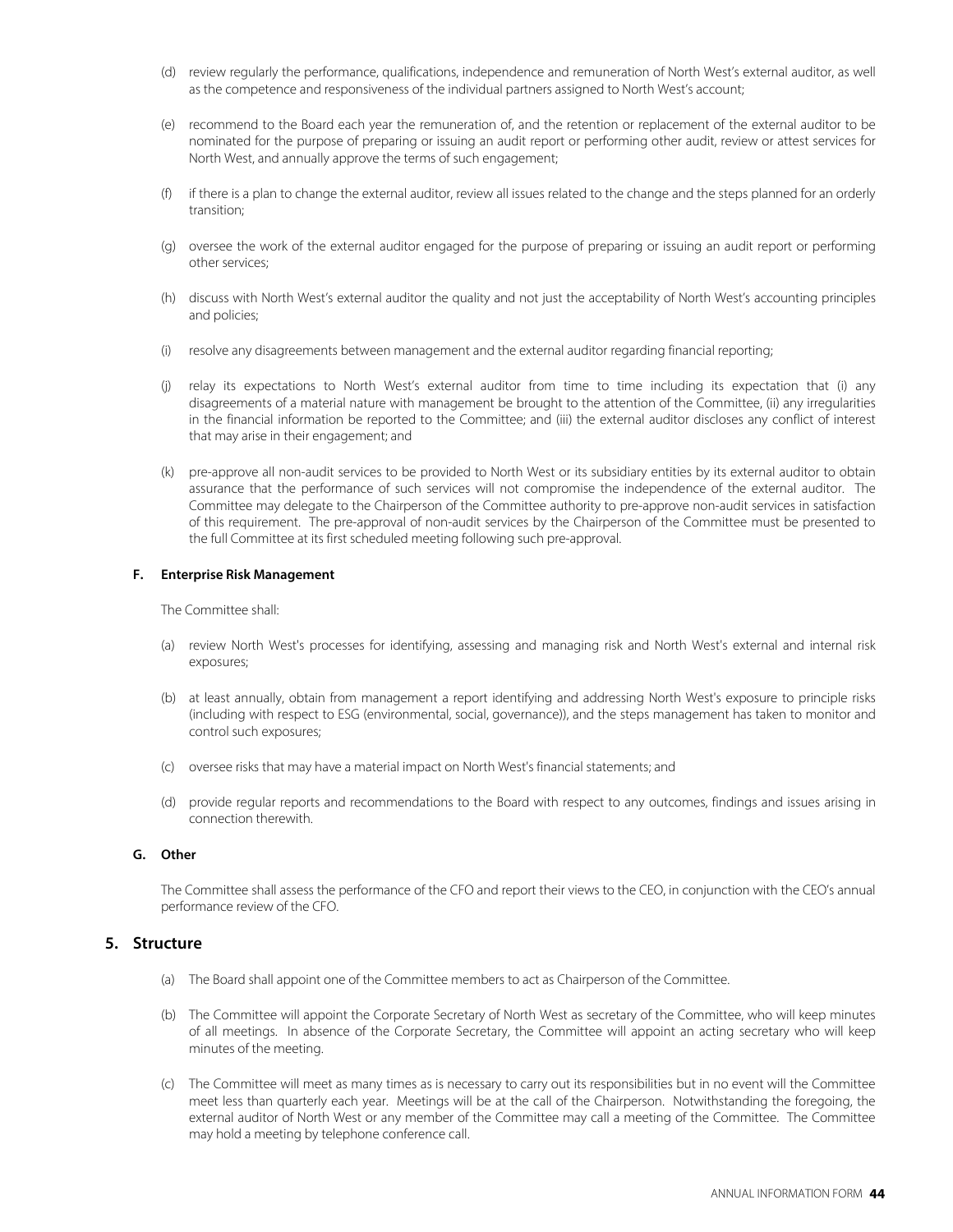(d) review regularly the performance, qualifications, independence and remuneration of North West's external auditor, as well as the competence and responsiveness of the individual partners assigned to North West's account;

(e) recommend to the Board each year the remuneration of, and the retention or replacement of the external auditor to be nominated for the purpose of preparing or issuing an audit report or performing other audit, review or attest services for North West, and annually approve the terms of such engagement;

(f) if there is a plan to change the external auditor, review all issues related to the change and the steps planned for an orderly transition;

(g) oversee the work of the external auditor engaged for the purpose of preparing or issuing an audit report or performing other services;

(h) discuss with North West's external auditor the quality and not just the acceptability of North West's accounting principles and policies;

(i) resolve any disagreements between management and the external auditor regarding financial reporting;

(j) relay its expectations to North West's external auditor from time to time including its expectation that (i) any disagreements of a material nature with management be brought to the attention of the Committee, (ii) any irregularities in the financial information be reported to the Committee; and (iii) the external auditor discloses any conflict of interest that may arise in their engagement; and

(k) pre-approve all non-audit services to be provided to North West or its subsidiary entities by its external auditor to obtain assurance that the performance of such services will not compromise the independence of the external auditor. The Committee may delegate to the Chairperson of the Committee authority to pre-approve non-audit services in satisfaction of this requirement. The pre-approval of non-audit services by the Chairperson of the Committee must be presented to the full Committee at its first scheduled meeting following such pre-approval.

#### F. Enterprise Risk Management

The Committee shall:

(a) review North West's processes for identifying, assessing and managing risk and North West's external and internal risk exposures;

(b) at least annually, obtain from management a report identifying and addressing North West's exposure to principle risks (including with respect to ESG (environmental, social, governance)), and the steps management has taken to monitor and control such exposures;

(c) oversee risks that may have a material impact on North West's financial statements; and

(d) provide regular reports and recommendations to the Board with respect to any outcomes, findings and issues arising in connection therewith.

#### G. Other

The Committee shall assess the performance of the CFO and report their views to the CEO, in conjunction with the CEO's annual performance review of the CFO.

## 5. Structure

(a) The Board shall appoint one of the Committee members to act as Chairperson of the Committee.

(b) The Committee will appoint the Corporate Secretary of North West as secretary of the Committee, who will keep minutes of all meetings. In absence of the Corporate Secretary, the Committee will appoint an acting secretary who will keep minutes of the meeting.

(c) The Committee will meet as many times as is necessary to carry out its responsibilities but in no event will the Committee meet less than quarterly each year. Meetings will be at the call of the Chairperson. Notwithstanding the foregoing, the external auditor of North West or any member of the Committee may call a meeting of the Committee. The Committee may hold a meeting by telephone conference call.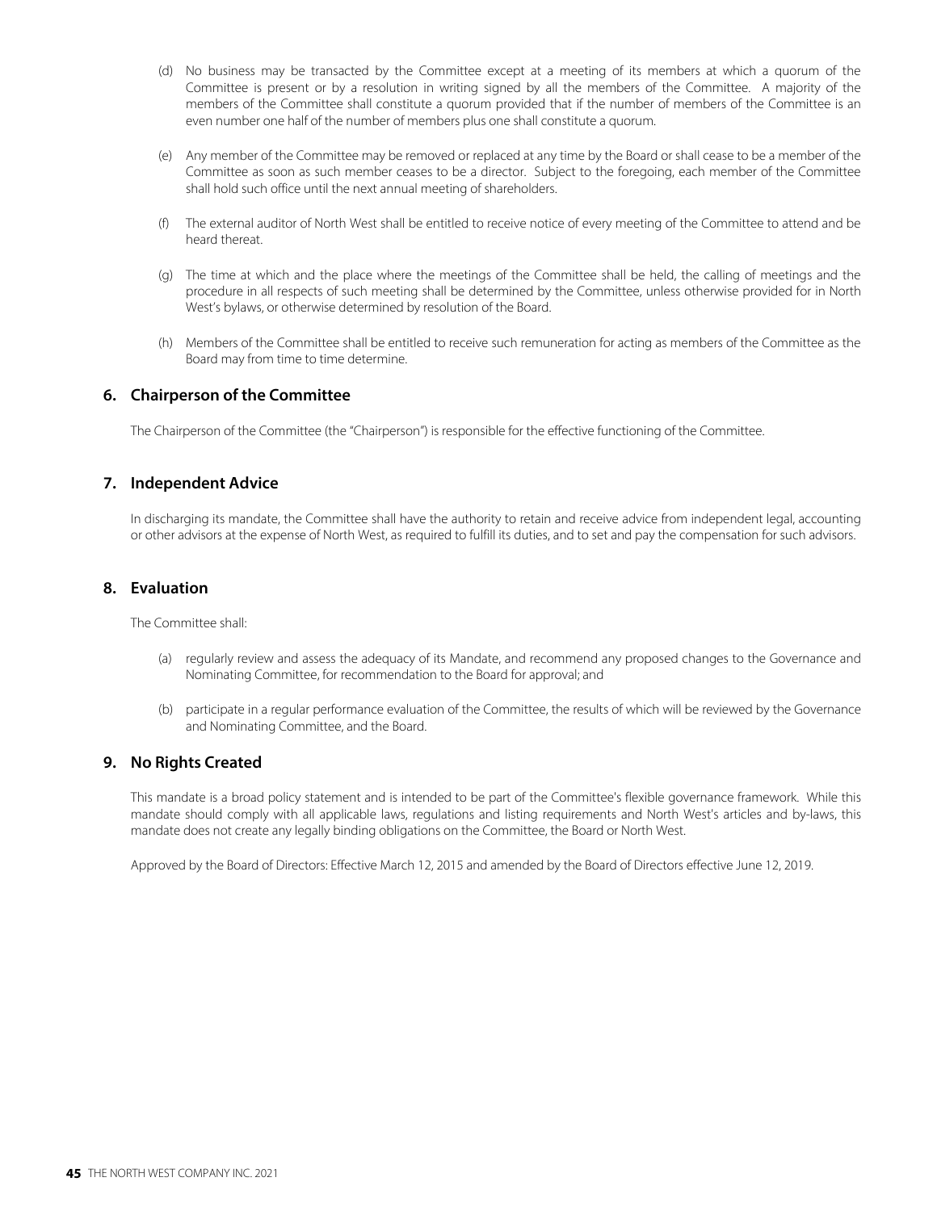(d) No business may be transacted by the Committee except at a meeting of its members at which a quorum of the Committee is present or by a resolution in writing signed by all the members of the Committee. A majority of the members of the Committee shall constitute a quorum provided that if the number of members of the Committee is an even number one half of the number of members plus one shall constitute a quorum.

(e) Any member of the Committee may be removed or replaced at any time by the Board or shall cease to be a member of the Committee as soon as such member ceases to be a director. Subject to the foregoing, each member of the Committee shall hold such office until the next annual meeting of shareholders.

(f) The external auditor of North West shall be entitled to receive notice of every meeting of the Committee to attend and be heard thereat.

(g) The time at which and the place where the meetings of the Committee shall be held, the calling of meetings and the procedure in all respects of such meeting shall be determined by the Committee, unless otherwise provided for in North West's bylaws, or otherwise determined by resolution of the Board.

(h) Members of the Committee shall be entitled to receive such remuneration for acting as members of the Committee as the Board may from time to time determine.

## 6. Chairperson of the Committee

The Chairperson of the Committee (the "Chairperson") is responsible for the effective functioning of the Committee.

## 7. Independent Advice

In discharging its mandate, the Committee shall have the authority to retain and receive advice from independent legal, accounting or other advisors at the expense of North West, as required to fulfill its duties, and to set and pay the compensation for such advisors.

## 8. Evaluation

The Committee shall:

(a) regularly review and assess the adequacy of its Mandate, and recommend any proposed changes to the Governance and Nominating Committee, for recommendation to the Board for approval; and

(b) participate in a regular performance evaluation of the Committee, the results of which will be reviewed by the Governance and Nominating Committee, and the Board.

## 9. No Rights Created

This mandate is a broad policy statement and is intended to be part of the Committee's flexible governance framework. While this mandate should comply with all applicable laws, regulations and listing requirements and North West's articles and by-laws, this mandate does not create any legally binding obligations on the Committee, the Board or North West.

Approved by the Board of Directors: Effective March 12, 2015 and amended by the Board of Directors effective June 12, 2019.